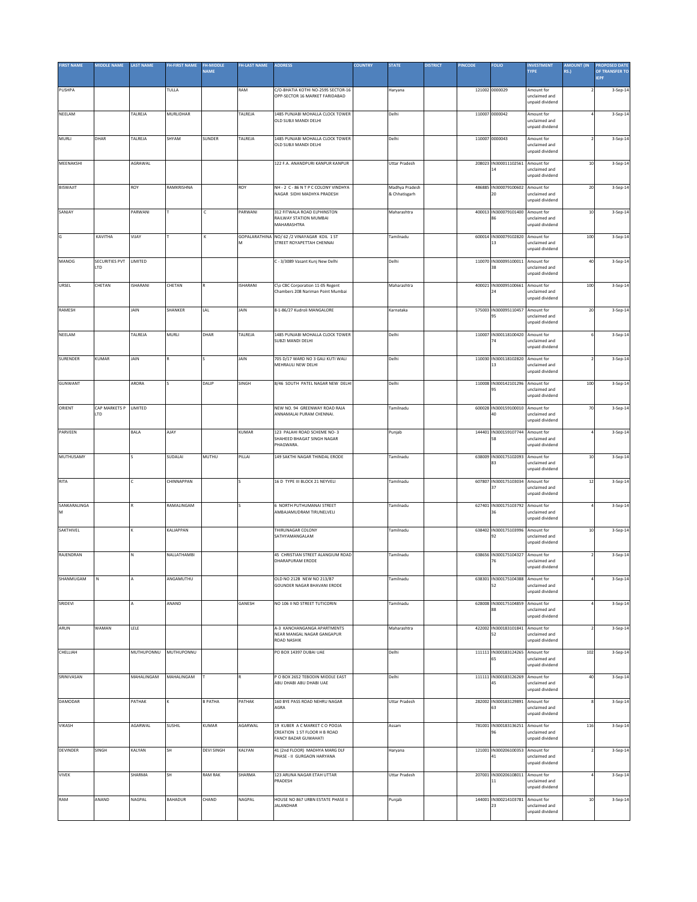| FIRST NAME | MIDDLE NAME | LAST NAME | FH-FIRST NAME | FH-MIDDLE NAME | FH-LAST NAME | ADDRESS | COUNTRY | STATE | DISTRICT | PINCODE | FOLIO | INVESTMENT TYPE | AMOUNT (IN RS.) | PROPOSED DATE OF TRANSFER TO IEPF |
|---|---|---|---|---|---|---|---|---|---|---|---|---|---|---|
| PUSHPA | | | TULLA | | RAM | C/O-BHATIA KOTHI NO-2595 SECTOR-16 OPP-SECTOR 16 MARKET FARIDABAD | | Haryana | | 121002 | 0000029 | Amount for unclaimed and unpaid dividend | 2 | 3-Sep-14 |
| NEELAM | | TALREJA | MURLIDHAR | | TALREJA | 1485 PUNJABI MOHALLA CLOCK TOWER OLD SUBJI MANDI DELHI | | Delhi | | 110007 | 0000042 | Amount for unclaimed and unpaid dividend | 4 | 3-Sep-14 |
| MURLI | DHAR | TALREJA | SHYAM | SUNDER | TALREJA | 1485 PUNJABI MOHALLA CLOCK TOWER OLD SUBJI MANDI DELHI | | Delhi | | 110007 | 0000043 | Amount for unclaimed and unpaid dividend | 2 | 3-Sep-14 |
| MEENAKSHI | | AGRAWAL | | | | 122 F.A. ANANDPURI KANPUR KANPUR | | Uttar Pradesh | | 208023 | IN30001110256114 | Amount for unclaimed and unpaid dividend | 10 | 3-Sep-14 |
| BISWAJIT | | ROY | RAMKRISHNA | | ROY | NH - 2 C - 86 N T P C COLONY VINDHYA NAGAR SIDHI MADHYA PRADESH | | Madhya Pradesh & Chhatisgarh | | 486885 | IN30007910060220 | Amount for unclaimed and unpaid dividend | 20 | 3-Sep-14 |
| SANJAY | | PARWANI | T | C | PARWANI | 312 FITWALA ROAD ELPHINSTON RAILWAY STATION MUMBAI MAHARASHTRA | | Maharashtra | | 400013 | IN30007910140086 | Amount for unclaimed and unpaid dividend | 10 | 3-Sep-14 |
| G | KAVITHA | VIJAY | T | K | GOPALARATHINAM | NO/ 62 /2 VINAYAGAR KOIL 1 ST STREET ROYAPETTAH CHENNAI | | Tamilnadu | | 600014 | IN30007910282013 | Amount for unclaimed and unpaid dividend | 100 | 3-Sep-14 |
| MANOG | SECURITIES PVT LTD | LIMITED | | | | C - 3/3089 Vasant Kunj New Delhi | | Delhi | | 110070 | IN30009510001138 | Amount for unclaimed and unpaid dividend | 40 | 3-Sep-14 |
| URSEL | CHETAN | ISHARANI | CHETAN | R | ISHARANI | C\o CBC Corporation 11-05 Regent Chambers 208 Nariman Point Mumbai | | Maharashtra | | 400021 | IN30009510066124 | Amount for unclaimed and unpaid dividend | 100 | 3-Sep-14 |
| RAMESH | | JAIN | SHANKER | LAL | JAIN | 8-1-86/27 Kudroli MANGALORE | | Karnataka | | 575003 | IN30009511045795 | Amount for unclaimed and unpaid dividend | 20 | 3-Sep-14 |
| NEELAM | | TALREJA | MURLI | DHAR | TALREJA | 1485 PUNJABI MOHALLA CLOCK TOWER SUBZI MANDI DELHI | | Delhi | | 110007 | IN30011810042074 | Amount for unclaimed and unpaid dividend | 6 | 3-Sep-14 |
| SURENDER | KUMAR | JAIN | R | S | JAIN | 705 D/17 WARD NO 3 GALI KUTI WALI MEHRAULI NEW DELHI | | Delhi | | 110030 | IN30011810282013 | Amount for unclaimed and unpaid dividend | 2 | 3-Sep-14 |
| GUNWANT | | ARORA | S | DALIP | SINGH | 8/46 SOUTH PATEL NAGAR NEW DELHI | | Delhi | | 110008 | IN30014210129695 | Amount for unclaimed and unpaid dividend | 100 | 3-Sep-14 |
| ORIENT | CAP MARKETS P LTD | LIMITED | | | | NEW NO. 94 GREENWAY ROAD RAJA ANNAMALAI PURAM CHENNAI. | | Tamilnadu | | 600028 | IN30015910001040 | Amount for unclaimed and unpaid dividend | 70 | 3-Sep-14 |
| PARVEEN | | BALA | AJAY | | KUMAR | 123 PALAHI ROAD SCHEME NO- 3 SHAHEED BHAGAT SINGH NAGAR PHAGWARA. | | Punjab | | 144401 | IN30015910774458 | Amount for unclaimed and unpaid dividend | 4 | 3-Sep-14 |
| MUTHUSAMY | | S | SUDALAI | MUTHU | PILLAI | 149 SAKTHI NAGAR THINDAL ERODE | | Tamilnadu | | 638009 | IN30017510209383 | Amount for unclaimed and unpaid dividend | 10 | 3-Sep-14 |
| RITA | | C | CHINNAPPAN | | S | 16 D TYPE III BLOCK 21 NEYVELI | | Tamilnadu | | 607807 | IN30017510303437 | Amount for unclaimed and unpaid dividend | 12 | 3-Sep-14 |
| SANKARALINGAM | | R | RAMALINGAM | | S | 6 NORTH PUTHUMANAI STREET AMBAJAMUDRAM TIRUNELVELI | | Tamilnadu | | 627401 | IN30017510379236 | Amount for unclaimed and unpaid dividend | 4 | 3-Sep-14 |
| SAKTHIVEL | | K | KALIAPPAN | | | THIRUNAGAR COLONY SATHYAMANGALAM | | Tamilnadu | | 638402 | IN30017510399692 | Amount for unclaimed and unpaid dividend | 10 | 3-Sep-14 |
| RAJENDRAN | | N | NALLATHAMBI | | | 45 CHRISTIAN STREET ALANGIUM ROAD DHARAPURAM ERODE | | Tamilnadu | | 638656 | IN30017510432776 | Amount for unclaimed and unpaid dividend | 2 | 3-Sep-14 |
| SHANMUGAM | N | A | ANGAMUTHU | | | OLD NO 212B NEW NO 213/B7 GOUNDER NAGAR BHAVANI ERODE | | Tamilnadu | | 638301 | IN30017510438852 | Amount for unclaimed and unpaid dividend | 4 | 3-Sep-14 |
| SRIDEVI | | A | ANAND | | GANESH | NO 106 II ND STREET TUTICORIN | | Tamilnadu | | 628008 | IN30017510485988 | Amount for unclaimed and unpaid dividend | 4 | 3-Sep-14 |
| ARUN | WAMAN | LELE | | | | A-3 KANCHANGANGA APARTMENTS NEAR MANGAL NAGAR GANGAPUR ROAD NASHIK | | Maharashtra | | 422002 | IN30018310184152 | Amount for unclaimed and unpaid dividend | 2 | 3-Sep-14 |
| CHELLIAH | | MUTHUPONNU | MUTHUPONNU | | | PO BOX 14397 DUBAI UAE | | Delhi | | 111111 | IN30018312426565 | Amount for unclaimed and unpaid dividend | 102 | 3-Sep-14 |
| SRINIVASAN | | MAHALINGAM | MAHALINGAM | T | R | P O BOX 2652 TEBODIN MIDDLE EAST ABU DHABI ABU DHABI UAE | | Delhi | | 111111 | IN30018312626945 | Amount for unclaimed and unpaid dividend | 40 | 3-Sep-14 |
| DAMODAR | | PATHAK | K | B PATHA | PATHAK | 160 BYE PASS ROAD NEHRU NAGAR AGRA | | Uttar Pradesh | | 282002 | IN30018312989163 | Amount for unclaimed and unpaid dividend | 8 | 3-Sep-14 |
| VIKASH | | AGARWAL | SUSHIL | KUMAR | AGARWAL | 19 KUBER A C MARKET C O POOJA CREATION 1 ST FLOOR H B ROAD FANCY BAZAR GUWAHATI | | Assam | | 781001 | IN30018313625196 | Amount for unclaimed and unpaid dividend | 116 | 3-Sep-14 |
| DEVINDER | SINGH | KALYAN | SH | DEVI SINGH | KALYAN | 41 (2nd FLOOR) MADHYA MARG DLF PHASE - II GURGAON HARYANA | | Haryana | | 121001 | IN30020610035341 | Amount for unclaimed and unpaid dividend | 2 | 3-Sep-14 |
| VIVEK | | SHARMA | SH | RAM RAK | SHARMA | 123 ARUNA NAGAR ETAH UTTAR PRADESH | | Uttar Pradesh | | 207001 | IN30020610801111 | Amount for unclaimed and unpaid dividend | 4 | 3-Sep-14 |
| RAM | ANAND | NAGPAL | BAHADUR | CHAND | NAGPAL | HOUSE NO 867 URBN ESTATE PHASE II JALANDHAR | | Punjab | | 144001 | IN30021410378123 | Amount for unclaimed and unpaid dividend | 10 | 3-Sep-14 |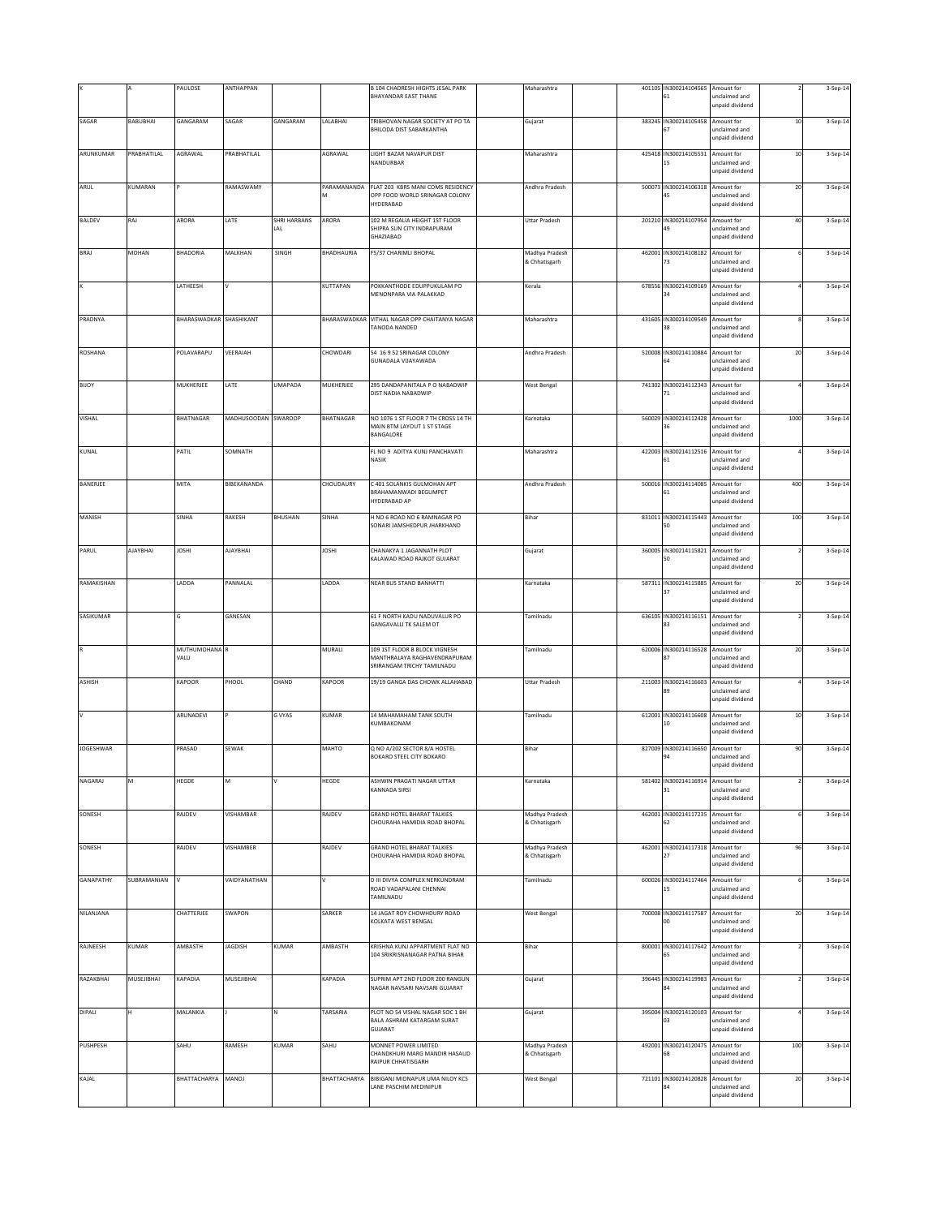| K | A | PAULOSE | ANTHAPPAN | | | B 104 CHADRESH HIGHTS JESAL PARK BHAYANDAR EAST THANE | Maharashtra | | 401105 | IN30021410456561 | Amount for unclaimed and unpaid dividend | 2 | 3-Sep-14 |
|---|---|---|---|---|---|---|---|---|---|---|---|---|---|
| SAGAR | BABUBHAI | GANGARAM | SAGAR | GANGARAM | LALABHAI | TRIBHOVAN NAGAR SOCIETY AT PO TA BHILODA DIST SABARKANTHA | Gujarat | | 383245 | IN30021410545867 | Amount for unclaimed and unpaid dividend | 10 | 3-Sep-14 |
| ARUNKUMAR | PRABHATILAL | AGRAWAL | PRABHATILAL | | AGRAWAL | LIGHT BAZAR NAVAPUR DIST NANDURBAR | Maharashtra | | 425418 | IN30021410553115 | Amount for unclaimed and unpaid dividend | 10 | 3-Sep-14 |
| ARUL | KUMARAN | P | RAMASWAMY | | PARAMANANDAM | FLAT 203 KBRS MANI COMS RESIDENCY OPP FOOD WORLD SRINAGAR COLONY HYDERABAD | Andhra Pradesh | | 500073 | IN30021410631845 | Amount for unclaimed and unpaid dividend | 20 | 3-Sep-14 |
| BALDEV | RAJ | ARORA | LATE | SHRI HARBANS LAL | ARORA | 102 M REGALIA HEIGHT 1ST FLOOR SHIPRA SUN CITY INDRAPURAM GHAZIABAD | Uttar Pradesh | | 201210 | IN30021410795449 | Amount for unclaimed and unpaid dividend | 40 | 3-Sep-14 |
| BRAJ | MOHAN | BHADORIA | MALKHAN | SINGH | BHADHAURIA | F5/37 CHARIMLI BHOPAL | Madhya Pradesh & Chhatisgarh | | 462001 | IN30021410818273 | Amount for unclaimed and unpaid dividend | 6 | 3-Sep-14 |
| K | | LATHEESH | V | | KUTTAPAN | POKKANTHODE EDUPPUKULAM PO MENONPARA VIA PALAKKAD | Kerala | | 678556 | IN30021410916934 | Amount for unclaimed and unpaid dividend | 4 | 3-Sep-14 |
| PRADNYA | | BHARASWADKAR | SHASHIKANT | | BHARASWADKAR | VITHAL NAGAR OPP CHAITANYA NAGAR TANODA NANDED | Maharashtra | | 431605 | IN30021410954938 | Amount for unclaimed and unpaid dividend | 8 | 3-Sep-14 |
| ROSHANA | | POLAVARAPU | VEERAIAH | | CHOWDARI | 54 16 9 52 SRINAGAR COLONY GUNADALA VIJAYAWADA | Andhra Pradesh | | 520008 | IN30021411088464 | Amount for unclaimed and unpaid dividend | 20 | 3-Sep-14 |
| BIJOY | | MUKHERJEE | LATE | UMAPADA | MUKHERJEE | 295 DANDAPANITALA P O NABADWIP DIST NADIA NABADWIP | West Bengal | | 741302 | IN30021411234371 | Amount for unclaimed and unpaid dividend | 4 | 3-Sep-14 |
| VISHAL | | BHATNAGAR | MADHUSOODAN | SWAROOP | BHATNAGAR | NO 1076 1 ST FLOOR 7 TH CROSS 14 TH MAIN BTM LAYOUT 1 ST STAGE BANGALORE | Karnataka | | 560029 | IN30021411242836 | Amount for unclaimed and unpaid dividend | 1000 | 3-Sep-14 |
| KUNAL | | PATIL | SOMNATH | | | FL NO 9 ADITYA KUNJ PANCHAVATI NASIK | Maharashtra | | 422003 | IN30021411251661 | Amount for unclaimed and unpaid dividend | 4 | 3-Sep-14 |
| BANERJEE | | MITA | BIBEKANANDA | | CHOUDAURY | C 401 SOLANKIS GULMOHAN APT BRAHAMANWADI BEGUMPET HYDERABAD AP | Andhra Pradesh | | 500016 | IN30021411408561 | Amount for unclaimed and unpaid dividend | 400 | 3-Sep-14 |
| MANISH | | SINHA | RAKESH | BHUSHAN | SINHA | H NO 6 ROAD NO 6 RAMNAGAR PO SONARI JAMSHEDPUR JHARKHAND | Bihar | | 831011 | IN30021411544350 | Amount for unclaimed and unpaid dividend | 100 | 3-Sep-14 |
| PARUL | AJAYBHAI | JOSHI | AJAYBHAI | | JOSHI | CHANAKYA 1 JAGANNATH PLOT KALAWAD ROAD RAJKOT GUJARAT | Gujarat | | 360005 | IN30021411582150 | Amount for unclaimed and unpaid dividend | 2 | 3-Sep-14 |
| RAMAKISHAN | | LADDA | PANNALAL | | LADDA | NEAR BUS STAND BANHATTI | Karnataka | | 587311 | IN30021411588537 | Amount for unclaimed and unpaid dividend | 20 | 3-Sep-14 |
| SASIKUMAR | | G | GANESAN | | | 61 F NORTH KADU NADUVALUR PO GANGAVALLI TK SALEM DT | Tamilnadu | | 636105 | IN30021411615183 | Amount for unclaimed and unpaid dividend | 2 | 3-Sep-14 |
| R | | MUTHUMOHANA VALLI | R | | MURALI | 109 1ST FLOOR B BLOCK VIGNESH MANTHRALAYA RAGHAVENDRAPURAM SRIRANGAM TRICHY TAMILNADU | Tamilnadu | | 620006 | IN30021411652887 | Amount for unclaimed and unpaid dividend | 20 | 3-Sep-14 |
| ASHISH | | KAPOOR | PHOOL | CHAND | KAPOOR | 19/19 GANGA DAS CHOWK ALLAHABAD | Uttar Pradesh | | 211003 | IN30021411660389 | Amount for unclaimed and unpaid dividend | 4 | 3-Sep-14 |
| V | | ARUNADEVI | P | G VYAS | KUMAR | 14 MAHAMAHAM TANK SOUTH KUMBAKONAM | Tamilnadu | | 612001 | IN30021411660810 | Amount for unclaimed and unpaid dividend | 10 | 3-Sep-14 |
| JOGESHWAR | | PRASAD | SEWAK | | MAHTO | Q NO A/202 SECTOR 8/A HOSTEL BOKARO STEEL CITY BOKARO | Bihar | | 827009 | IN30021411665094 | Amount for unclaimed and unpaid dividend | 90 | 3-Sep-14 |
| NAGARAJ | M | HEGDE | M | V | HEGDE | ASHWIN PRAGATI NAGAR UTTAR KANNADA SIRSI | Karnataka | | 581402 | IN30021411691431 | Amount for unclaimed and unpaid dividend | 2 | 3-Sep-14 |
| SONESH | | RAJDEV | VISHAMBAR | | RAJDEV | GRAND HOTEL BHARAT TALKIES CHOURAHA HAMIDIA ROAD BHOPAL | Madhya Pradesh & Chhatisgarh | | 462001 | IN30021411723562 | Amount for unclaimed and unpaid dividend | 6 | 3-Sep-14 |
| SONESH | | RAJDEV | VISHAMBER | | RAJDEV | GRAND HOTEL BHARAT TALKIES CHOURAHA HAMIDIA ROAD BHOPAL | Madhya Pradesh & Chhatisgarh | | 462001 | IN30021411731827 | Amount for unclaimed and unpaid dividend | 96 | 3-Sep-14 |
| GANAPATHY | SUBRAMANIAN | V | VAIDYANATHAN | | V | D III DIVYA COMPLEX NERKUNDRAM ROAD VADAPALANI CHENNAI TAMILNADU | Tamilnadu | | 600026 | IN30021411746415 | Amount for unclaimed and unpaid dividend | 6 | 3-Sep-14 |
| NILANJANA | | CHATTERJEE | SWAPON | | SARKER | 14 JAGAT ROY CHOWHDURY ROAD KOLKATA WEST BENGAL | West Bengal | | 700008 | IN30021411758700 | Amount for unclaimed and unpaid dividend | 20 | 3-Sep-14 |
| RAJNEESH | KUMAR | AMBASTH | JAGDISH | KUMAR | AMBASTH | KRISHNA KUNJ APPARTMENT FLAT NO 104 SRIKRISNANAGAR PATNA BIHAR | Bihar | | 800001 | IN30021411764265 | Amount for unclaimed and unpaid dividend | 2 | 3-Sep-14 |
| RAZAKBHAI | MUSEJIBHAI | KAPADIA | MUSEJIBHAI | | KAPADIA | SUPRIM APT 2ND FLOOR 200 RANGUN NAGAR NAVSARI NAVSARI GUJARAT | Gujarat | | 396445 | IN30021411998384 | Amount for unclaimed and unpaid dividend | 2 | 3-Sep-14 |
| DIPALI | H | MALANKIA | J | N | TARSARIA | PLOT NO 54 VISHAL NAGAR SOC 1 BH BALA ASHRAM KATARGAM SURAT GUJARAT | Gujarat | | 395004 | IN30021412010303 | Amount for unclaimed and unpaid dividend | 4 | 3-Sep-14 |
| PUSHPESH | | SAHU | RAMESH | KUMAR | SAHU | MONNET POWER LIMITED CHANDKHURI MARG MANDIR HASAUD RAIPUR CHHATISGARH | Madhya Pradesh & Chhatisgarh | | 492001 | IN30021412047568 | Amount for unclaimed and unpaid dividend | 100 | 3-Sep-14 |
| KAJAL | | BHATTACHARYA | MANOJ | | BHATTACHARYA | BIBIGANJ MIDNAPUR UMA NILOY KCS LANE PASCHIM MEDINIPUR | West Bengal | | 721101 | IN30021412082884 | Amount for unclaimed and unpaid dividend | 20 | 3-Sep-14 |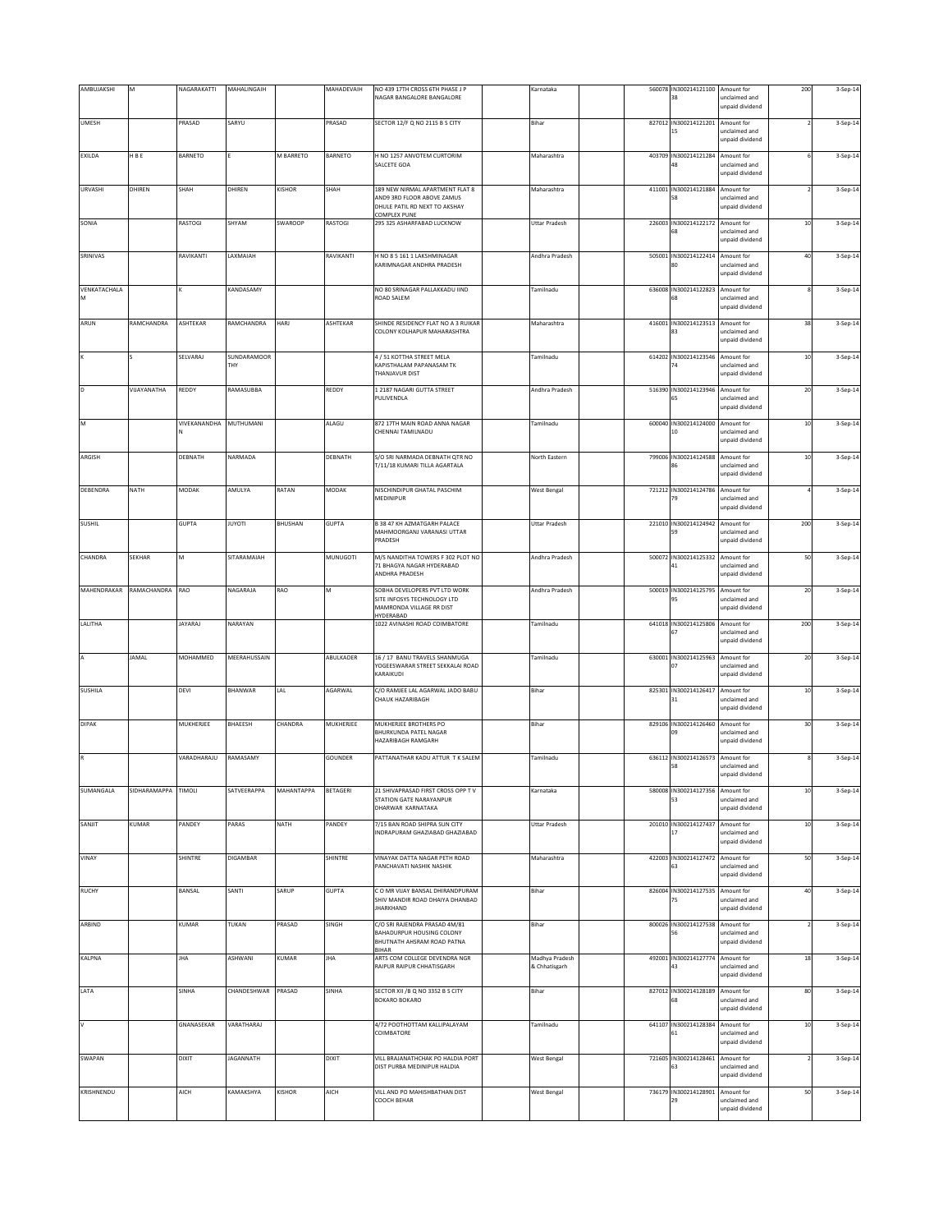| AMBUJAKSHI | M | NAGARAKATTI | MAHALINGAIH | | MAHADEVAIH | NO 439 17TH CROSS 6TH PHASE J P NAGAR BANGALORE BANGALORE | | Karnataka | | 560078 | IN30021412110038 | Amount for unclaimed and unpaid dividend | 200 | 3-Sep-14 |
|---|---|---|---|---|---|---|---|---|---|---|---|---|---|---|
| UMESH | | PRASAD | SARYU | | PRASAD | SECTOR 12/F Q NO 2115 B S CITY | | Bihar | | 827012 | IN30021412120115 | Amount for unclaimed and unpaid dividend | 2 | 3-Sep-14 |
| EXILDA | H B E | BARNETO | E | M BARRETO | BARNETO | H NO 1257 ANVOTEM CURTORIM SALCETE GOA | | Maharashtra | | 403709 | IN30021412128448 | Amount for unclaimed and unpaid dividend | 6 | 3-Sep-14 |
| URVASHI | DHIREN | SHAH | DHIREN | KISHOR | SHAH | 189 NEW NIRMAL APARTMENT FLAT 8 AND9 3RD FLOOR ABOVE ZAMUS DHULE PATIL RD NEXT TO AKSHAY COMPLEX PUNE | | Maharashtra | | 411001 | IN30021412188458 | Amount for unclaimed and unpaid dividend | 2 | 3-Sep-14 |
| SONIA | | RASTOGI | SHYAM | SWAROOP | RASTOGI | 295 325 ASHARFABAD LUCKNOW | | Uttar Pradesh | | 226003 | IN30021412217268 | Amount for unclaimed and unpaid dividend | 10 | 3-Sep-14 |
| SRINIVAS | | RAVIKANTI | LAXMAIAH | | RAVIKANTI | H NO 8 5 161 1 LAKSHMINAGAR KARIMNAGAR ANDHRA PRADESH | | Andhra Pradesh | | 505001 | IN30021412241480 | Amount for unclaimed and unpaid dividend | 40 | 3-Sep-14 |
| VENKATACHALA M | | K | KANDASAMY | | | NO 80 SRINAGAR PALLAKKADU IIND ROAD SALEM | | Tamilnadu | | 636008 | IN30021412282368 | Amount for unclaimed and unpaid dividend | 8 | 3-Sep-14 |
| ARUN | RAMCHANDRA | ASHTEKAR | RAMCHANDRA | HARI | ASHTEKAR | SHINDE RESIDENCY FLAT NO A 3 RUIKAR COLONY KOLHAPUR MAHARASHTRA | | Maharashtra | | 416001 | IN30021412351383 | Amount for unclaimed and unpaid dividend | 38 | 3-Sep-14 |
| K | S | SELVARAJ | SUNDARAMOORTHY | | | 4 / 51 KOTTHA STREET MELA KAPISTHALAM PAPANASAM TK THANJAVUR DIST | | Tamilnadu | | 614202 | IN30021412354674 | Amount for unclaimed and unpaid dividend | 10 | 3-Sep-14 |
| D | VIJAYANATHA | REDDY | RAMASUBBA | | REDDY | 1 2187 NAGARI GUTTA STREET PULIVENDLA | | Andhra Pradesh | | 516390 | IN30021412394665 | Amount for unclaimed and unpaid dividend | 20 | 3-Sep-14 |
| M | | VIVEKANANDHAN | MUTHUMANI | | ALAGU | 872 17TH MAIN ROAD ANNA NAGAR CHENNAI TAMILNADU | | Tamilnadu | | 600040 | IN30021412400010 | Amount for unclaimed and unpaid dividend | 10 | 3-Sep-14 |
| ARGISH | | DEBNATH | NARMADA | | DEBNATH | S/O SRI NARMADA DEBNATH QTR NO T/11/18 KUMARI TILLA AGARTALA | | North Eastern | | 799006 | IN30021412458886 | Amount for unclaimed and unpaid dividend | 10 | 3-Sep-14 |
| DEBENDRA | NATH | MODAK | AMULYA | RATAN | MODAK | NISCHINDIPUR GHATAL PASCHIM MEDINIPUR | | West Bengal | | 721212 | IN30021412478679 | Amount for unclaimed and unpaid dividend | 4 | 3-Sep-14 |
| SUSHIL | | GUPTA | JUYOTI | BHUSHAN | GUPTA | B 38 47 KH AZMATGARH PALACE MAHMOORGANJ VARANASI UTTAR PRADESH | | Uttar Pradesh | | 221010 | IN30021412494259 | Amount for unclaimed and unpaid dividend | 200 | 3-Sep-14 |
| CHANDRA | SEKHAR | M | SITARAMAIAH | | MUNUGOTI | M/S NANDITHA TOWERS F 302 PLOT NO 71 BHAGYA NAGAR HYDERABAD ANDHRA PRADESH | | Andhra Pradesh | | 500072 | IN30021412533241 | Amount for unclaimed and unpaid dividend | 50 | 3-Sep-14 |
| MAHENDRAKAR | RAMACHANDRA | RAO | NAGARAJA | RAO | M | SOBHA DEVELOPERS PVT LTD WORK SITE INFOSYS TECHNOLOGY LTD MAMRONDA VILLAGE RR DIST HYDERABAD | | Andhra Pradesh | | 500019 | IN30021412579595 | Amount for unclaimed and unpaid dividend | 20 | 3-Sep-14 |
| LALITHA | | JAYARAJ | NARAYAN | | | 1022 AVINASHI ROAD COIMBATORE | | Tamilnadu | | 641018 | IN30021412580667 | Amount for unclaimed and unpaid dividend | 200 | 3-Sep-14 |
| A | JAMAL | MOHAMMED | MEERAHUSSAIN | | ABULKADER | 16 / 17 BANU TRAVELS SHANMUGA YOGEESWARAR STREET SEKKALAI ROAD KARAIKUDI | | Tamilnadu | | 630001 | IN30021412596307 | Amount for unclaimed and unpaid dividend | 20 | 3-Sep-14 |
| SUSHILA | | DEVI | BHANWAR | LAL | AGARWAL | C/O RAMJEE LAL AGARWAL JADO BABU CHAUK HAZARIBAGH | | Bihar | | 825301 | IN30021412641731 | Amount for unclaimed and unpaid dividend | 10 | 3-Sep-14 |
| DIPAK | | MUKHERJEE | BHAEESH | CHANDRA | MUKHERJEE | MUKHERJEE BROTHERS PO BHURKUNDA PATEL NAGAR HAZARIBAGH RAMGARH | | Bihar | | 829106 | IN30021412646009 | Amount for unclaimed and unpaid dividend | 30 | 3-Sep-14 |
| R | | VARADHARAJU | RAMASAMY | | GOUNDER | PATTANATHAR KADU ATTUR T K SALEM | | Tamilnadu | | 636112 | IN30021412657358 | Amount for unclaimed and unpaid dividend | 8 | 3-Sep-14 |
| SUMANGALA | SIDHARAMAPPA | TIMOLI | SATVEERAPPA | MAHANTAPPA | BETAGERI | 21 SHIVAPRASAD FIRST CROSS OPP T V STATION GATE NARAYANPUR DHARWAR KARNATAKA | | Karnataka | | 580008 | IN30021412735653 | Amount for unclaimed and unpaid dividend | 10 | 3-Sep-14 |
| SANJIT | KUMAR | PANDEY | PARAS | NATH | PANDEY | 7/15 BAN ROAD SHIPRA SUN CITY INDRAPURAM GHAZIABAD GHAZIABAD | | Uttar Pradesh | | 201010 | IN30021412743717 | Amount for unclaimed and unpaid dividend | 10 | 3-Sep-14 |
| VINAY | | SHINTRE | DIGAMBAR | | SHINTRE | VINAYAK DATTA NAGAR PETH ROAD PANCHAVATI NASHIK NASHIK | | Maharashtra | | 422003 | IN30021412747263 | Amount for unclaimed and unpaid dividend | 50 | 3-Sep-14 |
| RUCHY | | BANSAL | SANTI | SARUP | GUPTA | C O MR VIJAY BANSAL DHIRANDPURAM SHIV MANDIR ROAD DHAIYA DHANBAD JHARKHAND | | Bihar | | 826004 | IN30021412753575 | Amount for unclaimed and unpaid dividend | 40 | 3-Sep-14 |
| ARBIND | | KUMAR | TUKAN | PRASAD | SINGH | C/O SRI RAJENDRA PRASAD 4M/81 BAHADURPUR HOUSING COLONY BHUTNATH AHSRAM ROAD PATNA BIHAR | | Bihar | | 800026 | IN30021412753856 | Amount for unclaimed and unpaid dividend | 2 | 3-Sep-14 |
| KALPNA | | JHA | ASHWANI | KUMAR | JHA | ARTS COM COLLEGE DEVENDRA NGR RAIPUR RAIPUR CHHATISGARH | | Madhya Pradesh & Chhatisgarh | | 492001 | IN30021412777443 | Amount for unclaimed and unpaid dividend | 18 | 3-Sep-14 |
| LATA | | SINHA | CHANDESHWAR | PRASAD | SINHA | SECTOR XII /B Q NO 3352 B S CITY BOKARO BOKARO | | Bihar | | 827012 | IN30021412818968 | Amount for unclaimed and unpaid dividend | 80 | 3-Sep-14 |
| V | | GNANASEKAR | VARATHARAJ | | | 4/72 POOTHOTTAM KALLIPALAYAM COIMBATORE | | Tamilnadu | | 641107 | IN30021412838461 | Amount for unclaimed and unpaid dividend | 10 | 3-Sep-14 |
| SWAPAN | | DIXIT | JAGANNATH | | DIXIT | VILL BRAJANATHCHAK PO HALDIA PORT DIST PURBA MEDINIPUR HALDIA | | West Bengal | | 721605 | IN30021412846163 | Amount for unclaimed and unpaid dividend | 2 | 3-Sep-14 |
| KRISHNENDU | | AICH | KAMAKSHYA | KISHOR | AICH | VILL AND PO MAHISHBATHAN DIST COOCH BEHAR | | West Bengal | | 736179 | IN30021412890129 | Amount for unclaimed and unpaid dividend | 50 | 3-Sep-14 |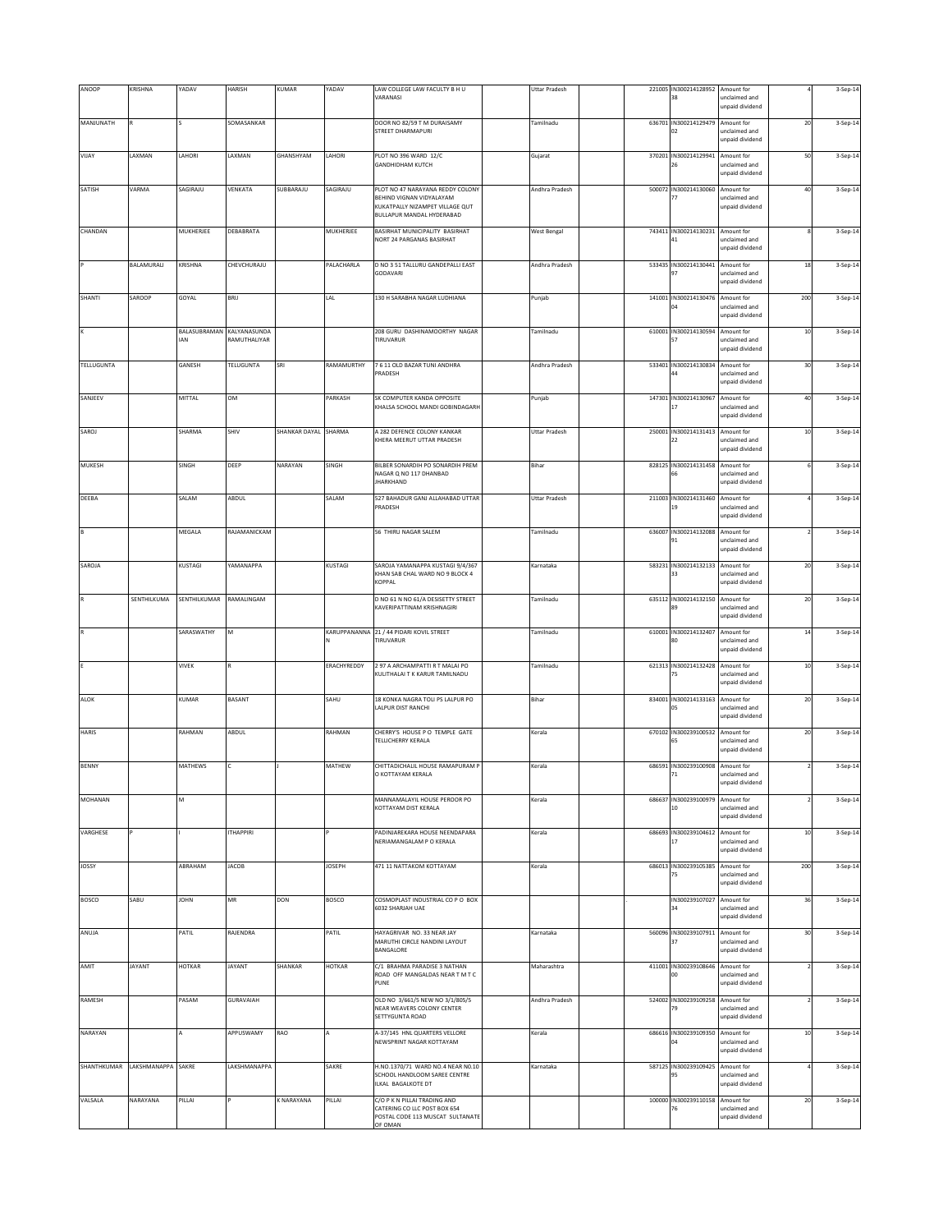| ANOOP | KRISHNA | YADAV | HARISH | KUMAR | YADAV | LAW COLLEGE LAW FACULTY B H U VARANASI | | Uttar Pradesh | | 221005 | IN30021412895238 | Amount for unclaimed and unpaid dividend | 4 | 3-Sep-14 |
|---|---|---|---|---|---|---|---|---|---|---|---|---|---|---|
| MANJUNATH | R | S | SOMASANKAR | | | DOOR NO 82/59 T M DURAISAMY STREET DHARMAPURI | | Tamilnadu | | 636701 | IN30021412947902 | Amount for unclaimed and unpaid dividend | 20 | 3-Sep-14 |
| VIJAY | LAXMAN | LAHORI | LAXMAN | GHANSHYAM | LAHORI | PLOT NO 396 WARD 12/C GANDHIDHAM KUTCH | | Gujarat | | 370201 | IN30021412994126 | Amount for unclaimed and unpaid dividend | 50 | 3-Sep-14 |
| SATISH | VARMA | SAGIRAJU | VENKATA | SUBBARAJU | SAGIRAJU | PLOT NO 47 NARAYANA REDDY COLONY BEHIND VIGNAN VIDYALAYAM KUKATPALLY NIZAMPET VILLAGE QUT BULLAPUR MANDAL HYDERABAD | | Andhra Pradesh | | 500072 | IN30021413006077 | Amount for unclaimed and unpaid dividend | 40 | 3-Sep-14 |
| CHANDAN | | MUKHERJEE | DEBABRATA | | MUKHERJEE | BASIRHAT MUNICIPALITY BASIRHAT NORT 24 PARGANAS BASIRHAT | | West Bengal | | 743411 | IN30021413023141 | Amount for unclaimed and unpaid dividend | 8 | 3-Sep-14 |
| P | BALAMURALI | KRISHNA | CHEVCHURAJU | | PALACHARLA | D NO 3 51 TALLURU GANDEPALLI EAST GODAVARI | | Andhra Pradesh | | 533435 | IN30021413044197 | Amount for unclaimed and unpaid dividend | 18 | 3-Sep-14 |
| SHANTI | SAROOP | GOYAL | BRIJ | | LAL | 130 H SARABHA NAGAR LUDHIANA | | Punjab | | 141001 | IN30021413047604 | Amount for unclaimed and unpaid dividend | 200 | 3-Sep-14 |
| K | | BALASUBRAMANIAN | KALYANASUNDARAMTHALIYAR | | | 208 GURU DASHINAMOORTHY NAGAR TIRUVARUR | | Tamilnadu | | 610001 | IN30021413059457 | Amount for unclaimed and unpaid dividend | 10 | 3-Sep-14 |
| TELLUGUNTA | | GANESH | TELLUGUNTA | SRI | RAMAMURTHY | 7 6 11 OLD BAZAR TUNI ANDHRA PRADESH | | Andhra Pradesh | | 533401 | IN30021413083444 | Amount for unclaimed and unpaid dividend | 30 | 3-Sep-14 |
| SANJEEV | | MITTAL | OM | | PARKASH | SK COMPUTER KANDA OPPOSITE KHALSA SCHOOL MANDI GOBINDAGARH | | Punjab | | 147301 | IN30021413096717 | Amount for unclaimed and unpaid dividend | 40 | 3-Sep-14 |
| SAROJ | | SHARMA | SHIV | SHANKAR DAYAL | SHARMA | A 282 DEFENCE COLONY KANKAR KHERA MEERUT UTTAR PRADESH | | Uttar Pradesh | | 250001 | IN30021413141322 | Amount for unclaimed and unpaid dividend | 10 | 3-Sep-14 |
| MUKESH | | SINGH | DEEP | NARAYAN | SINGH | BILBER SONARDIH PO SONARDIH PREM NAGAR Q NO 117 DHANBAD JHARKHAND | | Bihar | | 828125 | IN30021413145866 | Amount for unclaimed and unpaid dividend | 6 | 3-Sep-14 |
| DEEBA | | SALAM | ABDUL | | SALAM | 527 BAHADUR GANJ ALLAHABAD UTTAR PRADESH | | Uttar Pradesh | | 211003 | IN30021413146019 | Amount for unclaimed and unpaid dividend | 4 | 3-Sep-14 |
| B | | MEGALA | RAJAMANICKAM | | | 56 THIRU NAGAR SALEM | | Tamilnadu | | 636007 | IN30021413208891 | Amount for unclaimed and unpaid dividend | 2 | 3-Sep-14 |
| SAROJA | | KUSTAGI | YAMANAPPA | | KUSTAGI | SAROJA YAMANAPPA KUSTAGI 9/4/367 KHAN SAB CHAL WARD NO 9 BLOCK 4 KOPPAL | | Karnataka | | 583231 | IN30021413213333 | Amount for unclaimed and unpaid dividend | 20 | 3-Sep-14 |
| R | SENTHILKUMA | SENTHILKUMAR | RAMALINGAM | | | D NO 61 N NO 61/A DESISETTY STREET KAVERIPATTINAM KRISHNAGIRI | | Tamilnadu | | 635112 | IN30021413215089 | Amount for unclaimed and unpaid dividend | 20 | 3-Sep-14 |
| R | | SARASWATHY | M | | KARUPPANANNAN | 21 / 44 PIDARI KOVIL STREET TIRUVARUR | | Tamilnadu | | 610001 | IN30021413240780 | Amount for unclaimed and unpaid dividend | 14 | 3-Sep-14 |
| E | | VIVEK | R | | ERACHYREDDY | 2 97 A ARCHAMPATTI R T MALAI PO KULITHALAI T K KARUR TAMILNADU | | Tamilnadu | | 621313 | IN30021413242875 | Amount for unclaimed and unpaid dividend | 10 | 3-Sep-14 |
| ALOK | | KUMAR | BASANT | | SAHU | 18 KONKA NAGRA TOLI PS LALPUR PO LALPUR DIST RANCHI | | Bihar | | 834001 | IN30021413316305 | Amount for unclaimed and unpaid dividend | 20 | 3-Sep-14 |
| HARIS | | RAHMAN | ABDUL | | RAHMAN | CHERRY'S HOUSE P O TEMPLE GATE TELLICHERRY KERALA | | Kerala | | 670102 | IN30023910053265 | Amount for unclaimed and unpaid dividend | 20 | 3-Sep-14 |
| BENNY | | MATHEWS | C | J | MATHEW | CHITTADICHALIL HOUSE RAMAPURAM P O KOTTAYAM KERALA | | Kerala | | 686591 | IN30023910090871 | Amount for unclaimed and unpaid dividend | 2 | 3-Sep-14 |
| MOHANAN | | M | | | | MANNAMALAYIL HOUSE PEROOR PO KOTTAYAM DIST KERALA | | Kerala | | 686637 | IN30023910097910 | Amount for unclaimed and unpaid dividend | 2 | 3-Sep-14 |
| VARGHESE | P | I | ITHAPPIRI | | P | PADINJAREKARA HOUSE NEENDAPARA NERIAMANGALAM P O KERALA | | Kerala | | 686693 | IN30023910461217 | Amount for unclaimed and unpaid dividend | 10 | 3-Sep-14 |
| JOSSY | | ABRAHAM | JACOB | | JOSEPH | 471 11 NATTAKOM KOTTAYAM | | Kerala | | 686013 | IN30023910538575 | Amount for unclaimed and unpaid dividend | 200 | 3-Sep-14 |
| BOSCO | SABU | JOHN | MR | DON | BOSCO | COSMOPLAST INDUSTRIAL CO P O BOX 6032 SHARJAH UAE | | | | . | IN30023910702734 | Amount for unclaimed and unpaid dividend | 36 | 3-Sep-14 |
| ANUJA | | PATIL | RAJENDRA | | PATIL | HAYAGRIVAR NO. 33 NEAR JAY MARUTHI CIRCLE NANDINI LAYOUT BANGALORE | | Karnataka | | 560096 | IN30023910791137 | Amount for unclaimed and unpaid dividend | 30 | 3-Sep-14 |
| AMIT | JAYANT | HOTKAR | JAYANT | SHANKAR | HOTKAR | C/1 BRAHMA PARADISE 3 NATHAN ROAD OFF MANGALDAS NEAR T M T C PUNE | | Maharashtra | | 411001 | IN30023910864600 | Amount for unclaimed and unpaid dividend | 2 | 3-Sep-14 |
| RAMESH | | PASAM | GURAVAIAH | | | OLD NO 3/661/5 NEW NO 3/1/805/5 NEAR WEAVERS COLONY CENTER SETTYGUNTA ROAD | | Andhra Pradesh | | 524002 | IN30023910925879 | Amount for unclaimed and unpaid dividend | 2 | 3-Sep-14 |
| NARAYAN | | A | APPUSWAMY | RAO | A | A-37/145 HNL QUARTERS VELLORE NEWSPRINT NAGAR KOTTAYAM | | Kerala | | 686616 | IN30023910935004 | Amount for unclaimed and unpaid dividend | 10 | 3-Sep-14 |
| SHANTHKUMAR | LAKSHMANAPPA | SAKRE | LAKSHMANAPPA | | SAKRE | H.NO.1370/71 WARD NO.4 NEAR NO.10 SCHOOL HANDLOOM SAREE CENTRE ILKAL BAGALKOTE DT | | Karnataka | | 587125 | IN30023910942595 | Amount for unclaimed and unpaid dividend | 4 | 3-Sep-14 |
| VALSALA | NARAYANA | PILLAI | P | K NARAYANA | PILLAI | C/O P K N PILLAI TRADING AND CATERING CO LLC POST BOX 654 POSTAL CODE 113 MUSCAT SULTANATE OF OMAN | | | | 100000 | IN30023911015876 | Amount for unclaimed and unpaid dividend | 20 | 3-Sep-14 |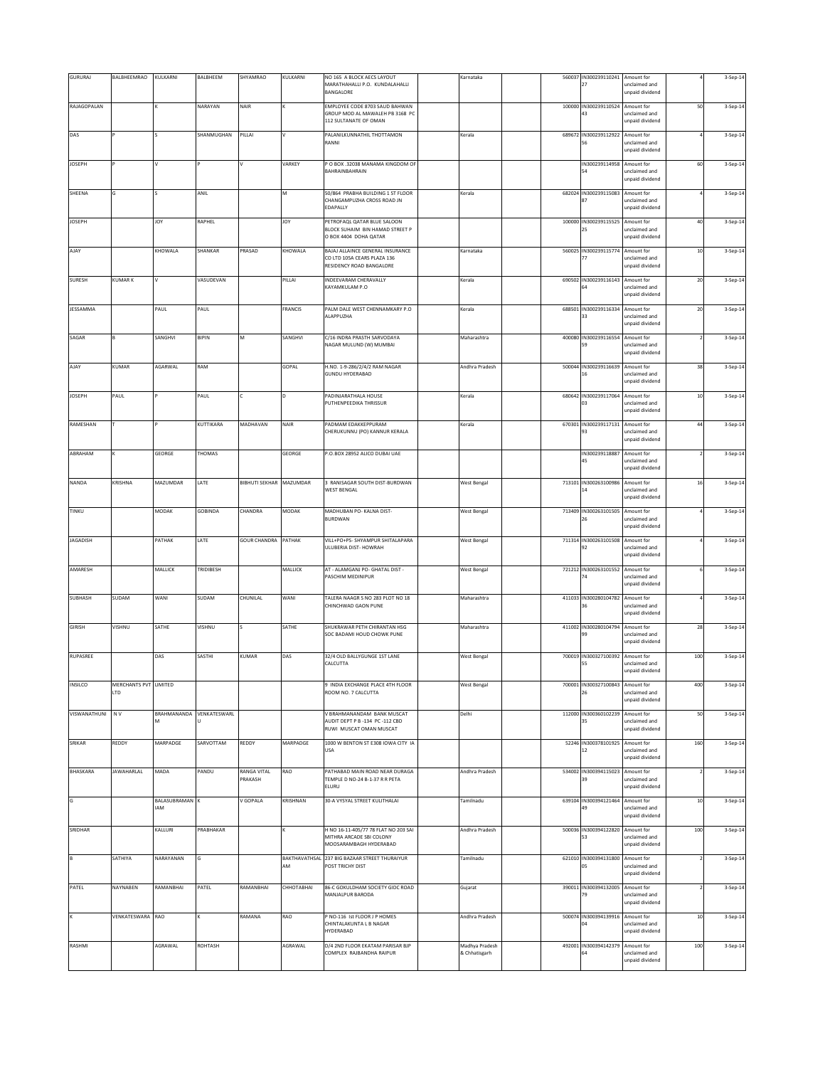| GURURAJ | BALBHEEMRAO | KULKARNI | BALBHEEM | SHYAMRAO | KULKARNI | NO 165 A BLOCK AECS LAYOUT MARATHAHALLI P.O. KUNDALAHALLI BANGALORE | | Karnataka | | 560037 | IN30023911024127 | Amount for unclaimed and unpaid dividend | 4 | 3-Sep-14 |
|---|---|---|---|---|---|---|---|---|---|---|---|---|---|---|
| RAJAGOPALAN | | K | NARAYAN | NAIR | K | EMPLOYEE CODE 8703 SAUD BAHWAN GROUP MOD AL MAWALEH PB 3168 PC 112 SULTANATE OF OMAN | | | | 100000 | IN30023911052443 | Amount for unclaimed and unpaid dividend | 50 | 3-Sep-14 |
| DAS | P | S | SHANMUGHAN | PILLAI | V | PALANILKUNNATHIL THOTTAMON RANNI | | Kerala | | 689672 | IN30023911292256 | Amount for unclaimed and unpaid dividend | 4 | 3-Sep-14 |
| JOSEPH | P | V | P | V | VARKEY | P O BOX .32038 MANAMA KINGDOM OF BAHRAINBAHRAIN | | | | | IN30023911495854 | Amount for unclaimed and unpaid dividend | 60 | 3-Sep-14 |
| SHEENA | G | S | ANIL | | M | 50/864 PRABHA BUILDING 1 ST FLOOR CHANGAMPUZHA CROSS ROAD JN EDAPALLY | | Kerala | | 682024 | IN30023911508387 | Amount for unclaimed and unpaid dividend | 4 | 3-Sep-14 |
| JOSEPH | | JOY | RAPHEL | | JOY | PETROFAQL QATAR BLUE SALOON BLOCK SUHAIM BIN HAMAD STREET P O BOX 4404 DOHA QATAR | | | | 100000 | IN30023911552525 | Amount for unclaimed and unpaid dividend | 40 | 3-Sep-14 |
| AJAY | | KHOWALA | SHANKAR | PRASAD | KHOWALA | BAJAJ ALLAINCE GENERAL INSURANCE CO LTD 105A CEARS PLAZA 136 RESIDENCY ROAD BANGALORE | | Karnataka | | 560025 | IN30023911577477 | Amount for unclaimed and unpaid dividend | 10 | 3-Sep-14 |
| SURESH | KUMAR K | V | VASUDEVAN | | PILLAI | INDEEVARAM CHERAVALLY KAYAMKULAM P.O | | Kerala | | 690502 | IN30023911614364 | Amount for unclaimed and unpaid dividend | 20 | 3-Sep-14 |
| JESSAMMA | | PAUL | PAUL | | FRANCIS | PALM DALE WEST CHENNAMKARY P.O ALAPPUZHA | | Kerala | | 688501 | IN30023911633433 | Amount for unclaimed and unpaid dividend | 20 | 3-Sep-14 |
| SAGAR | B | SANGHVI | BIPIN | M | SANGHVI | C/16 INDRA PRASTH SARVODAYA NAGAR MULUND (W) MUMBAI | | Maharashtra | | 400080 | IN30023911655459 | Amount for unclaimed and unpaid dividend | 2 | 3-Sep-14 |
| AJAY | KUMAR | AGARWAL | RAM | | GOPAL | H.NO. 1-9-286/2/4/2 RAM NAGAR GUNDU HYDERABAD | | Andhra Pradesh | | 500044 | IN30023911663916 | Amount for unclaimed and unpaid dividend | 38 | 3-Sep-14 |
| JOSEPH | PAUL | P | PAUL | C | D | PADINJARATHALA HOUSE PUTHENPEEDIKA THRISSUR | | Kerala | | 680642 | IN30023911706403 | Amount for unclaimed and unpaid dividend | 10 | 3-Sep-14 |
| RAMESHAN | T | P | KUTTIKARA | MADHAVAN | NAIR | PADMAM EDAKKEPPURAM CHERUKUNNU (PO) KANNUR KERALA | | Kerala | | 670301 | IN30023911713193 | Amount for unclaimed and unpaid dividend | 44 | 3-Sep-14 |
| ABRAHAM | K | GEORGE | THOMAS | | GEORGE | P.O.BOX 28952 ALICO DUBAI UAE | | | | | IN30023911888745 | Amount for unclaimed and unpaid dividend | 2 | 3-Sep-14 |
| NANDA | KRISHNA | MAZUMDAR | LATE | BIBHUTI SEKHAR | MAZUMDAR | 3 RANISAGAR SOUTH DIST-BURDWAN WEST BENGAL | | West Bengal | | 713101 | IN30026310098614 | Amount for unclaimed and unpaid dividend | 16 | 3-Sep-14 |
| TINKU | | MODAK | GOBINDA | CHANDRA | MODAK | MADHUBAN PO- KALNA DIST- BURDWAN | | West Bengal | | 713409 | IN30026310150526 | Amount for unclaimed and unpaid dividend | 4 | 3-Sep-14 |
| JAGADISH | | PATHAK | LATE | GOUR CHANDRA | PATHAK | VILL+PO+PS- SHYAMPUR SHITALAPARA ULUBERIA DIST- HOWRAH | | West Bengal | | 711314 | IN30026310150892 | Amount for unclaimed and unpaid dividend | 4 | 3-Sep-14 |
| AMARESH | | MALLICK | TRIDIBESH | | MALLICK | AT - ALAMGANJ PO- GHATAL DIST - PASCHIM MEDINIPUR | | West Bengal | | 721212 | IN30026310155274 | Amount for unclaimed and unpaid dividend | 6 | 3-Sep-14 |
| SUBHASH | SUDAM | WANI | SUDAM | CHUNILAL | WANI | TALERA NAAGR S NO 283 PLOT NO 18 CHINCHWAD GAON PUNE | | Maharashtra | | 411033 | IN30028010478236 | Amount for unclaimed and unpaid dividend | 4 | 3-Sep-14 |
| GIRISH | VISHNU | SATHE | VISHNU | S | SATHE | SHUKRAWAR PETH CHIRANTAN HSG SOC BADAMI HOUD CHOWK PUNE | | Maharashtra | | 411002 | IN30028010479499 | Amount for unclaimed and unpaid dividend | 28 | 3-Sep-14 |
| RUPASREE | | DAS | SASTHI | KUMAR | DAS | 32/4 OLD BALLYGUNGE 1ST LANE CALCUTTA | | West Bengal | | 700019 | IN30032710039255 | Amount for unclaimed and unpaid dividend | 100 | 3-Sep-14 |
| INSILCO | MERCHANTS PVT LTD | LIMITED | | | | 9 INDIA EXCHANGE PLACE 4TH FLOOR ROOM NO. 7 CALCUTTA | | West Bengal | | 700001 | IN30032710084326 | Amount for unclaimed and unpaid dividend | 400 | 3-Sep-14 |
| VISWANATHUNI | N V | BRAHMANANDA M | VENKATESWARLU | | | V BRAHMANANDAM BANK MUSCAT AUDIT DEPT P B -134 PC -112 CBD RUWI MUSCAT OMAN MUSCAT | | Delhi | | 112000 | IN30036010223935 | Amount for unclaimed and unpaid dividend | 50 | 3-Sep-14 |
| SRIKAR | REDDY | MARPADGE | SARVOTTAM | REDDY | MARPADGE | 1000 W BENTON ST E308 IOWA CITY IA USA | | | | 52246 | IN30037810192512 | Amount for unclaimed and unpaid dividend | 160 | 3-Sep-14 |
| BHASKARA | JAWAHARLAL | MADA | PANDU | RANGA VITAL PRAKASH | RAO | PATHABAD MAIN ROAD NEAR DURAGA TEMPLE D NO-24 B-1-37 R R PETA ELURU | | Andhra Pradesh | | 534002 | IN30039411502339 | Amount for unclaimed and unpaid dividend | 2 | 3-Sep-14 |
| G | | BALASUBRAMANIAM | K | V GOPALA | KRISHNAN | 30-A VYSYAL STREET KULITHALAI | | Tamilnadu | | 639104 | IN30039412146449 | Amount for unclaimed and unpaid dividend | 10 | 3-Sep-14 |
| SRIDHAR | | KALLURI | PRABHAKAR | | K | H NO 16-11-405/77 78 FLAT NO 203 SAI MITHRA ARCADE SBI COLONY MOOSARAMBAGH HYDERABAD | | Andhra Pradesh | | 500036 | IN30039412282053 | Amount for unclaimed and unpaid dividend | 100 | 3-Sep-14 |
| B | SATHIYA | NARAYANAN | G | | BAKTHAVATHSALAM | 237 BIG BAZAAR STREET THURAIYUR POST TRICHY DIST | | Tamilnadu | | 621010 | IN30039413180005 | Amount for unclaimed and unpaid dividend | 2 | 3-Sep-14 |
| PATEL | NAYNABEN | RAMANBHAI | PATEL | RAMANBHAI | CHHOTABHAI | 86-C GOKULDHAM SOCIETY GIDC ROAD MANJALPUR BARODA | | Gujarat | | 390011 | IN30039413200579 | Amount for unclaimed and unpaid dividend | 2 | 3-Sep-14 |
| K | VENKATESWARA | RAO | K | RAMANA | RAO | P NO-116 Ist FLOOR J P HOMES CHINTALAKUNTA L B NAGAR HYDERABAD | | Andhra Pradesh | | 500074 | IN30039413991604 | Amount for unclaimed and unpaid dividend | 10 | 3-Sep-14 |
| RASHMI | | AGRAWAL | ROHTASH | | AGRAWAL | D/4 2ND FLOOR EKATAM PARISAR BJP COMPLEX RAJBANDHA RAIPUR | | Madhya Pradesh & Chhatisgarh | | 492001 | IN30039414237964 | Amount for unclaimed and unpaid dividend | 100 | 3-Sep-14 |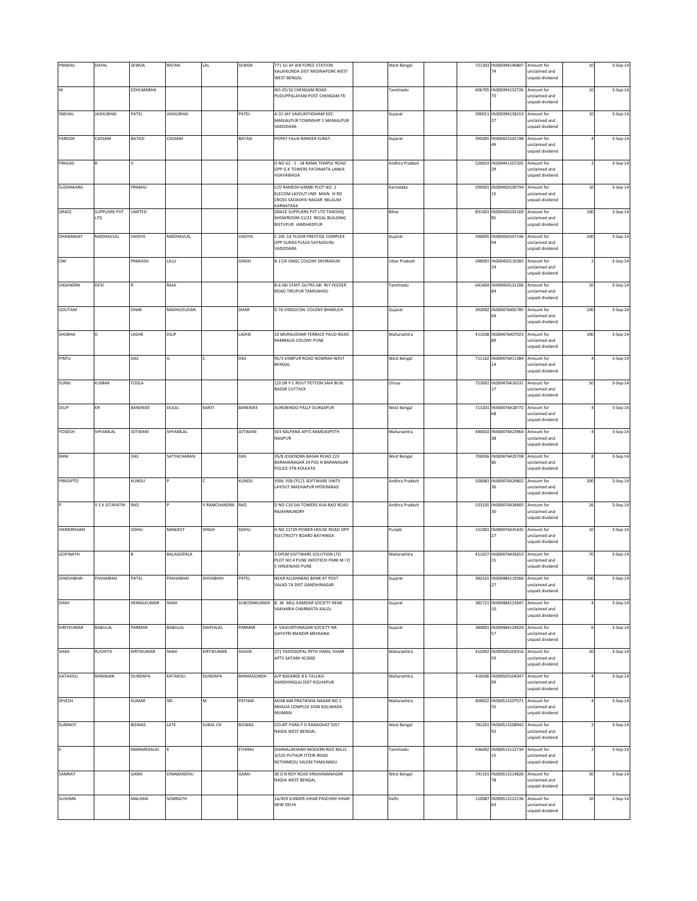| PRABHU | DAYAL | SEWDA | RATAN | LAL | SEWDA | 771 SU AF AIR FORCE STATION KALAIKUNDA DIST MIDINAPORE WEST WEST BENGAL | | West Bengal | | 721303 | IN30039414680774 | Amount for unclaimed and unpaid dividend | 10 | 3-Sep-14 |
|---|---|---|---|---|---|---|---|---|---|---|---|---|---|---|
| M | | EZHILMARAN | | | | NO-25/10 CHENGAM ROAD PUDUPPALAYAM POST CHENGAM TK | | Tamilnadu | | 606705 | IN30039415372673 | Amount for unclaimed and unpaid dividend | 10 | 3-Sep-14 |
| SNEHAL | JASHUBHAI | PATEL | JASHUBHAI | | PATEL | A-31 JAY VAIKUNTHDHAM SOC MANJALPUR TOWNSHIP 1 MANJALPUR VADODARA | | Gujarat | | 390011 | IN30039415815327 | Amount for unclaimed and unpaid dividend | 10 | 3-Sep-14 |
| FAROOK | CASSAM | BATASI | CASSAM | | BATASI | POPAT FALIA RANDER SURAT. | | Gujarat | | 395005 | IN30042510119849 | Amount for unclaimed and unpaid dividend | 4 | 3-Sep-14 |
| PRASAD | B | V | | | | D NO 62 - 1 - 18 RAMA TEMPLE ROAD OPP G K TOWERS PATAMATA LANKA VIJAYAWADA | | Andhra Pradesh | | 520014 | IN30044110720529 | Amount for unclaimed and unpaid dividend | 2 | 3-Sep-14 |
| SUDHAKARA | | PRABHU | | | | C/O RAMESH KAMBI PLOT NO- 2 ELECOM LAYOUT IIND MAIN III RD CROSS SADASHIV NAGAR BELAUM KARNATAKA | | Karnataka | | 590001 | IN30045010079415 | Amount for unclaimed and unpaid dividend | 10 | 3-Sep-14 |
| GRACE | SUPPLIERS PVT LTD | LIMITED | | | | GRACE SUPPLIERS PVT LTD TANISHQ SHOWROOM 21/22 REGAL BUILDING BISTUPUR JAMSHEDPUR | | Bihar | | 831001 | IN30045010216985 | Amount for unclaimed and unpaid dividend | 100 | 3-Sep-14 |
| DHANANJAY | MADHAVLAL | VAIDYA | MADHAVLAL | | VAIDYA | C 105 1st FLOOR PRESTIGE COMPLEX OPP SURAG PLAZA SAYAJIGUNJ VADODARA | | Gujarat | | 390005 | IN30045010714604 | Amount for unclaimed and unpaid dividend | 100 | 3-Sep-14 |
| OM | | PRAKASH | LALU | | SINGH | B-17/6 ONGC COLONY DEHRADUN | | Uttar Pradesh | | 248001 | IN30045011038324 | Amount for unclaimed and unpaid dividend | 2 | 3-Sep-14 |
| VASANDRA | DEVI | R | RAJA | | | B-6 SBI STAFF QUTRS SBI RLY FEEDER ROAD TIRUPUR TAMILNADU | | Tamilnadu | | 641604 | IN30045013120684 | Amount for unclaimed and unpaid dividend | 10 | 3-Sep-14 |
| GOUTAM | | DHAR | MADHUSUDAN | | DHAR | D 76 VIDEOCON COLONY BHARUCH | | Gujarat | | 392002 | IN30047640578564 | Amount for unclaimed and unpaid dividend | 100 | 3-Sep-14 |
| SHOBHA | D | LADHE | DILIP | | LADHE | 10 MURALIDHAR TERRACE PAUD ROAD RAMBAUG COLONY PUNE | | Maharashtra | | 411038 | IN30047640702389 | Amount for unclaimed and unpaid dividend | 100 | 3-Sep-14 |
| PINTU | | DAS | G | C | DAS | 95/3 SHIBPUR ROAD HOWRAH WEST BENGAL | | West Bengal | | 711102 | IN30047641138414 | Amount for unclaimed and unpaid dividend | 4 | 3-Sep-14 |
| SURAJ | KUMAR | FOGLA | | | | 1/0 DR P C ROUT PEYTON SAHI BUXI BAZAR CUTTACK | | Orissa | | 753001 | IN30047641653117 | Amount for unclaimed and unpaid dividend | 50 | 3-Sep-14 |
| DILIP | KR | BANERJEE | DULAL | KANTI | BANERJEE | AUROBINDO PALLY DURGAPUR | | West Bengal | | 713201 | IN30047641877268 | Amount for unclaimed and unpaid dividend | 4 | 3-Sep-14 |
| YOGESH | SHYAMLAL | JOTWANI | SHYAMLAL | | JOTWANI | 503 KALPANA APTS RAMDASPETH NAGPUR | | Maharashtra | | 440010 | IN30047642396438 | Amount for unclaimed and unpaid dividend | 4 | 3-Sep-14 |
| BANI | | DAS | SATYACHARAN | | DAS | 35/8 JOGENDRA BASAK ROAD 223 BARAHANAGAR 24 PGS N BARANAGAR POLICE STN KOLKATA | | West Bengal | | 700036 | IN30047642970886 | Amount for unclaimed and unpaid dividend | 8 | 3-Sep-14 |
| PRADIPTO | | KUNDU | P | C | KUNDU | VSNL VSB CFC/1 SOFTWARE UNITS LAYOUT MADHAPUR HYDERABAD | | Andhra Pradesh | | 500081 | IN30047642980236 | Amount for unclaimed and unpaid dividend | 200 | 3-Sep-14 |
| P | V S K SITAPATHI | RAO | P | V RAMCHANDRA | RAO | D NO C10 SAI TOWERS AVA RAO ROAD RAJAHMUNDRY | | Andhra Pradesh | | 533105 | IN30047643490530 | Amount for unclaimed and unpaid dividend | 26 | 3-Sep-14 |
| HARIKRISHAN | | SIDHU | MANJEET | SINGH | SIDHU | H NO 21729 POWER HOUSE ROAD OPP ELECTRICITY BOARD BATHINDA | | Punjab | | 151001 | IN30047643543527 | Amount for unclaimed and unpaid dividend | 10 | 3-Sep-14 |
| GOPINATH | | B | BALAGOPALA | | J | 3 DPLM SOFTWARE SOLUTION LTD PLOT NO 4 PUNE INFOTECH PARK M I D C HINJEWADI PUNE | | Maharashtra | | 411027 | IN30047643565315 | Amount for unclaimed and unpaid dividend | 70 | 3-Sep-14 |
| DINESHBHAI | PASHABHAI | PATEL | PASHABHAI | SHIVABHAI | PATEL | NEAR ALLAHABAD BANK AT POST VALAD TA DIST GANDHINAGAR | | Gujarat | | 382555 | IN30048411926627 | Amount for unclaimed and unpaid dividend | 100 | 3-Sep-14 |
| SHAH | | HEMALKUMAR | SHAH | | SUBODHKUMAR | B. 36 MILL KAMDAR SOCIETY NEAR VAKHARIA CHARRASTA KALOL | | Gujarat | | 382721 | IN30048412304710 | Amount for unclaimed and unpaid dividend | 4 | 3-Sep-14 |
| KIRITKUMAR | BABULAL | PARMAR | BABULAL | DAHYALAL | PARMAR | 4 VAIKUNTHNAGAR SOCIETY NR GAYATRI MANDIR MEHSANA | | Gujarat | | 384001 | IN30048412492457 | Amount for unclaimed and unpaid dividend | 6 | 3-Sep-14 |
| SHAH | RUCHITA | KIRTIKUMAR | SHAH | KIRTIKUMAR | ASHOK | 271 YADOGOPAL PETH VIMAL VIHAR APTS SATARA 415002 | | Maharashtra | | 415002 | IN30050510431659 | Amount for unclaimed and unpaid dividend | 20 | 3-Sep-14 |
| KATAKOLI | NIRANJAN | DUNDAPA | KATAKOLI | DUNDAPA | BHIMAGONDA | A/P BASARGE B K TALUKA GANDHINGLAJ DIST KOLHAPUR | | Maharashtra | | 416506 | IN30050510434709 | Amount for unclaimed and unpaid dividend | 4 | 3-Sep-14 |
| DIVESH | | KUMAR | SRI | M | PATHAK | M/4B 604 PRATIKSHA NAGAR NO 1 MHADA COMPLEX SION KOLIWADA MUMBAI | | Maharashtra | | 400022 | IN30051310757155 | Amount for unclaimed and unpaid dividend | 4 | 3-Sep-14 |
| SUBINOY | | BISWAS | LATE | SUBAL CH | BISWAS | COURT PARA P O RANAGHAT DIST NADIA WEST BENGAL | | West Bengal | | 741201 | IN30051310894292 | Amount for unclaimed and unpaid dividend | 2 | 3-Sep-14 |
| E | | MANIMEKALAI | K | | ETHIRAJ | DHANALAKSHMI MODERN RICE MILLS 3/525 PUTHUR ITTERI ROAD NETHIMEDU SALEM TAMILNADU | | Tamilnadu | | 636002 | IN30051311273415 | Amount for unclaimed and unpaid dividend | 2 | 3-Sep-14 |
| SAMRAT | | GARAI | DINABANDHU | | GARAI | 30 D N ROY ROAD KRISHANANAGAR NADIA WEST BENGAL | | West Bengal | | 741101 | IN30051311482678 | Amount for unclaimed and unpaid dividend | 50 | 3-Sep-14 |
| SUSHMA | | MALHAN | SOMNATH | | | 14/459 SUNDER VIHAR PASCHIM VIHAR NEW DELHI | | Delhi | | 110087 | IN30051312213663 | Amount for unclaimed and unpaid dividend | 10 | 3-Sep-14 |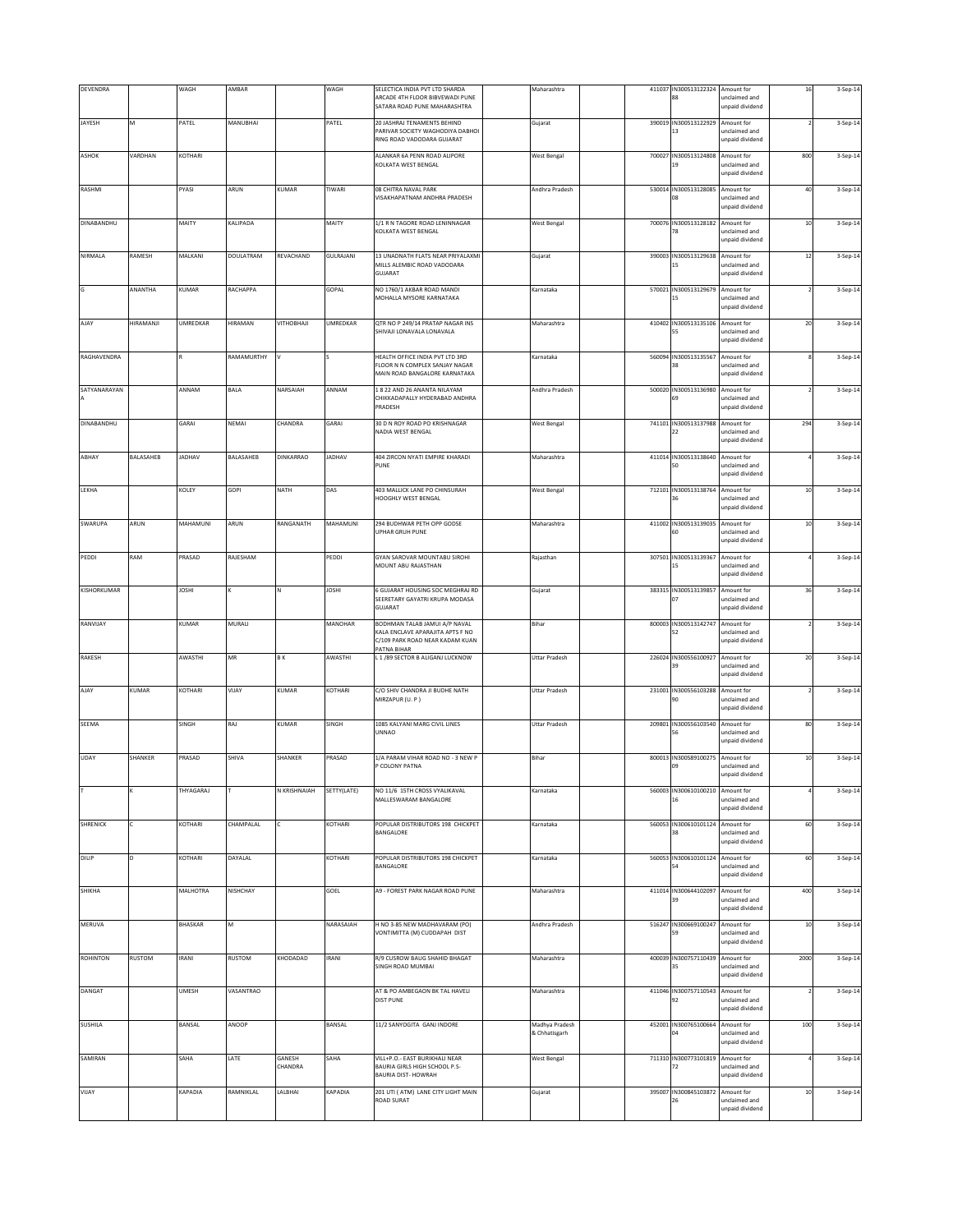| | | | | | | | | | | | | | | |
|---|---|---|---|---|---|---|---|---|---|---|---|---|---|---|
| DEVENDRA | | WAGH | AMBAR | | WAGH | SELECTICA INDIA PVT LTD SHARDA ARCADE 4TH FLOOR BIBVEWADI PUNE SATARA ROAD PUNE MAHARASHTRA | | Maharashtra | | 411037 | IN30051312232488 | Amount for unclaimed and unpaid dividend | 16 | 3-Sep-14 |
| JAYESH | M | PATEL | MANUBHAI | | PATEL | 20 JASHRAI TENAMENTS BEHIND PARIVAR SOCIETY WAGHODIYA DABHOI RING ROAD VADODARA GUJARAT | | Gujarat | | 390019 | IN30051312292913 | Amount for unclaimed and unpaid dividend | 2 | 3-Sep-14 |
| ASHOK | VARDHAN | KOTHARI | | | | ALANKAR 6A PENN ROAD ALIPORE KOLKATA WEST BENGAL | | West Bengal | | 700027 | IN30051312480819 | Amount for unclaimed and unpaid dividend | 800 | 3-Sep-14 |
| RASHMI | | PYASI | ARUN | KUMAR | TIWARI | 08 CHITRA NAVAL PARK VISAKHAPATNAM ANDHRA PRADESH | | Andhra Pradesh | | 530014 | IN30051312808508 | Amount for unclaimed and unpaid dividend | 40 | 3-Sep-14 |
| DINABANDHU | | MAITY | KALIPADA | | MAITY | 1/1 R N TAGORE ROAD LENINNAGAR KOLKATA WEST BENGAL | | West Bengal | | 700076 | IN30051312818278 | Amount for unclaimed and unpaid dividend | 10 | 3-Sep-14 |
| NIRMALA | RAMESH | MALKANI | DOULATRAM | REVACHAND | GULRAJANI | 13 UNADNATH FLATS NEAR PRIYALAXMI MILLS ALEMBIC ROAD VADODARA GUJARAT | | Gujarat | | 390003 | IN30051312963815 | Amount for unclaimed and unpaid dividend | 12 | 3-Sep-14 |
| G | ANANTHA | KUMAR | RACHAPPA | | GOPAL | NO 1760/1 AKBAR ROAD MANDI MOHALLA MYSORE KARNATAKA | | Karnataka | | 570021 | IN30051312967915 | Amount for unclaimed and unpaid dividend | 2 | 3-Sep-14 |
| AJAY | HIRAMANJI | UMREDKAR | HIRAMAN | VITHOBHAJI | UMREDKAR | QTR NO P 249/14 PRATAP NAGAR INS SHIVAJI LONAVALA LONAVALA | | Maharashtra | | 410402 | IN30051313510655 | Amount for unclaimed and unpaid dividend | 20 | 3-Sep-14 |
| RAGHAVENDRA | | R | RAMAMURTHY | V | S | HEALTH OFFICE INDIA PVT LTD 3RD FLOOR N N COMPLEX SANJAY NAGAR MAIN ROAD BANGALORE KARNATAKA | | Karnataka | | 560094 | IN30051313556738 | Amount for unclaimed and unpaid dividend | 8 | 3-Sep-14 |
| SATYANARAYANA | | ANNAM | BALA | NARSAIAH | ANNAM | 1 8 22 AND 26 ANANTA NILAYAM CHIKKADAPALLY HYDERABAD ANDHRA PRADESH | | Andhra Pradesh | | 500020 | IN30051313698069 | Amount for unclaimed and unpaid dividend | 2 | 3-Sep-14 |
| DINABANDHU | | GARAI | NEMAI | CHANDRA | GARAI | 30 D N ROY ROAD PO KRISHNAGAR NADIA WEST BENGAL | | West Bengal | | 741101 | IN30051313798822 | Amount for unclaimed and unpaid dividend | 294 | 3-Sep-14 |
| ABHAY | BALASAHEB | JADHAV | BALASAHEB | DINKARRAO | JADHAV | 404 ZIRCON NYATI EMPIRE KHARADI PUNE | | Maharashtra | | 411014 | IN30051313864050 | Amount for unclaimed and unpaid dividend | 4 | 3-Sep-14 |
| LEKHA | | KOLEY | GOPI | NATH | DAS | 403 MALLICK LANE PO CHINSURAH HOOGHLY WEST BENGAL | | West Bengal | | 712101 | IN30051313876436 | Amount for unclaimed and unpaid dividend | 10 | 3-Sep-14 |
| SWARUPA | ARUN | MAHAMUNI | ARUN | RANGANATH | MAHAMUNI | 294 BUDHWAR PETH OPP GODSE UPHAR GRUH PUNE | | Maharashtra | | 411002 | IN30051313903560 | Amount for unclaimed and unpaid dividend | 10 | 3-Sep-14 |
| PEDDI | RAM | PRASAD | RAJESHAM | | PEDDI | GYAN SAROVAR MOUNTABU SIROHI MOUNT ABU RAJASTHAN | | Rajasthan | | 307501 | IN30051313936715 | Amount for unclaimed and unpaid dividend | 4 | 3-Sep-14 |
| KISHORKUMAR | | JOSHI | K | N | JOSHI | 6 GUJARAT HOUSING SOC MEGHRAJ RD SEERETARY GAYATRI KRUPA MODASA GUJARAT | | Gujarat | | 383315 | IN30051313985707 | Amount for unclaimed and unpaid dividend | 36 | 3-Sep-14 |
| RANVIJAY | | KUMAR | MURALI | | MANOHAR | BODHMAN TALAB JAMUI A/P NAVAL KALA ENCLAVE APARAJITA APTS F NO C/109 PARK ROAD NEAR KADAM KUAN PATNA BIHAR | | Bihar | | 800003 | IN30051314274752 | Amount for unclaimed and unpaid dividend | 2 | 3-Sep-14 |
| RAKESH | | AWASTHI | MR | B K | AWASTHI | L 1 /89 SECTOR B ALIGANJ LUCKNOW | | Uttar Pradesh | | 226024 | IN30055610092739 | Amount for unclaimed and unpaid dividend | 20 | 3-Sep-14 |
| AJAY | KUMAR | KOTHARI | VIJAY | KUMAR | KOTHARI | C/O SHIV CHANDRA JI BUDHE NATH MIRZAPUR (U. P ) | | Uttar Pradesh | | 231001 | IN30055610328890 | Amount for unclaimed and unpaid dividend | 2 | 3-Sep-14 |
| SEEMA | | SINGH | RAJ | KUMAR | SINGH | 1085 KALYANI MARG CIVIL LINES UNNAO | | Uttar Pradesh | | 209801 | IN30055610354056 | Amount for unclaimed and unpaid dividend | 80 | 3-Sep-14 |
| UDAY | SHANKER | PRASAD | SHIVA | SHANKER | PRASAD | 1/A PARAM VIHAR ROAD NO - 3 NEW P P COLONY PATNA | | Bihar | | 800013 | IN30058910027509 | Amount for unclaimed and unpaid dividend | 10 | 3-Sep-14 |
| T | K | THYAGARAJ | T | N KRISHNAIAH | SETTY(LATE) | NO 11/6 15TH CROSS VYALIKAVAL MALLESWARAM BANGALORE | | Karnataka | | 560003 | IN30061010021016 | Amount for unclaimed and unpaid dividend | 4 | 3-Sep-14 |
| SHRENICK | C | KOTHARI | CHAMPALAL | C | KOTHARI | POPULAR DISTRIBUTORS 198 CHICKPET BANGALORE | | Karnataka | | 560053 | IN30061010112438 | Amount for unclaimed and unpaid dividend | 60 | 3-Sep-14 |
| DILIP | D | KOTHARI | DAYALAL | | KOTHARI | POPULAR DISTRIBUTORS 198 CHICKPET BANGALORE | | Karnataka | | 560053 | IN30061010112454 | Amount for unclaimed and unpaid dividend | 60 | 3-Sep-14 |
| SHIKHA | | MALHOTRA | NISHCHAY | | GOEL | A9 - FOREST PARK NAGAR ROAD PUNE | | Maharashtra | | 411014 | IN30064410209739 | Amount for unclaimed and unpaid dividend | 400 | 3-Sep-14 |
| MERUVA | | BHASKAR | M | | NARASAIAH | H NO 3-85 NEW MADHAVARAM (PO) VONTIMITTA (M) CUDDAPAH DIST | | Andhra Pradesh | | 516247 | IN30066910024759 | Amount for unclaimed and unpaid dividend | 10 | 3-Sep-14 |
| ROHINTON | RUSTOM | IRANI | RUSTOM | KHODADAD | IRANI | R/9 CUSROW BAUG SHAHID BHAGAT SINGH ROAD MUMBAI | | Maharashtra | | 400039 | IN30075711043935 | Amount for unclaimed and unpaid dividend | 2000 | 3-Sep-14 |
| DANGAT | | UMESH | VASANTRAO | | | AT & PO AMBEGAON BK TAL HAVELI DIST PUNE | | Maharashtra | | 411046 | IN30075711054392 | Amount for unclaimed and unpaid dividend | 2 | 3-Sep-14 |
| SUSHILA | | BANSAL | ANOOP | | BANSAL | 11/2 SANYOGITA GANJ INDORE | | Madhya Pradesh & Chhatisgarh | | 452001 | IN30076510066404 | Amount for unclaimed and unpaid dividend | 100 | 3-Sep-14 |
| SAMIRAN | | SAHA | LATE | GANESH CHANDRA | SAHA | VILL+P.O.- EAST BURIKHALI NEAR BAURIA GIRLS HIGH SCHOOL P.S- BAURIA DIST- HOWRAH | | West Bengal | | 711310 | IN30077310181972 | Amount for unclaimed and unpaid dividend | 4 | 3-Sep-14 |
| VIJAY | | KAPADIA | RAMNIKLAL | LALBHAI | KAPADIA | 201 UTI ( ATM) LANE CITY LIGHT MAIN ROAD SURAT | | Gujarat | | 395007 | IN30084510387226 | Amount for unclaimed and unpaid dividend | 10 | 3-Sep-14 |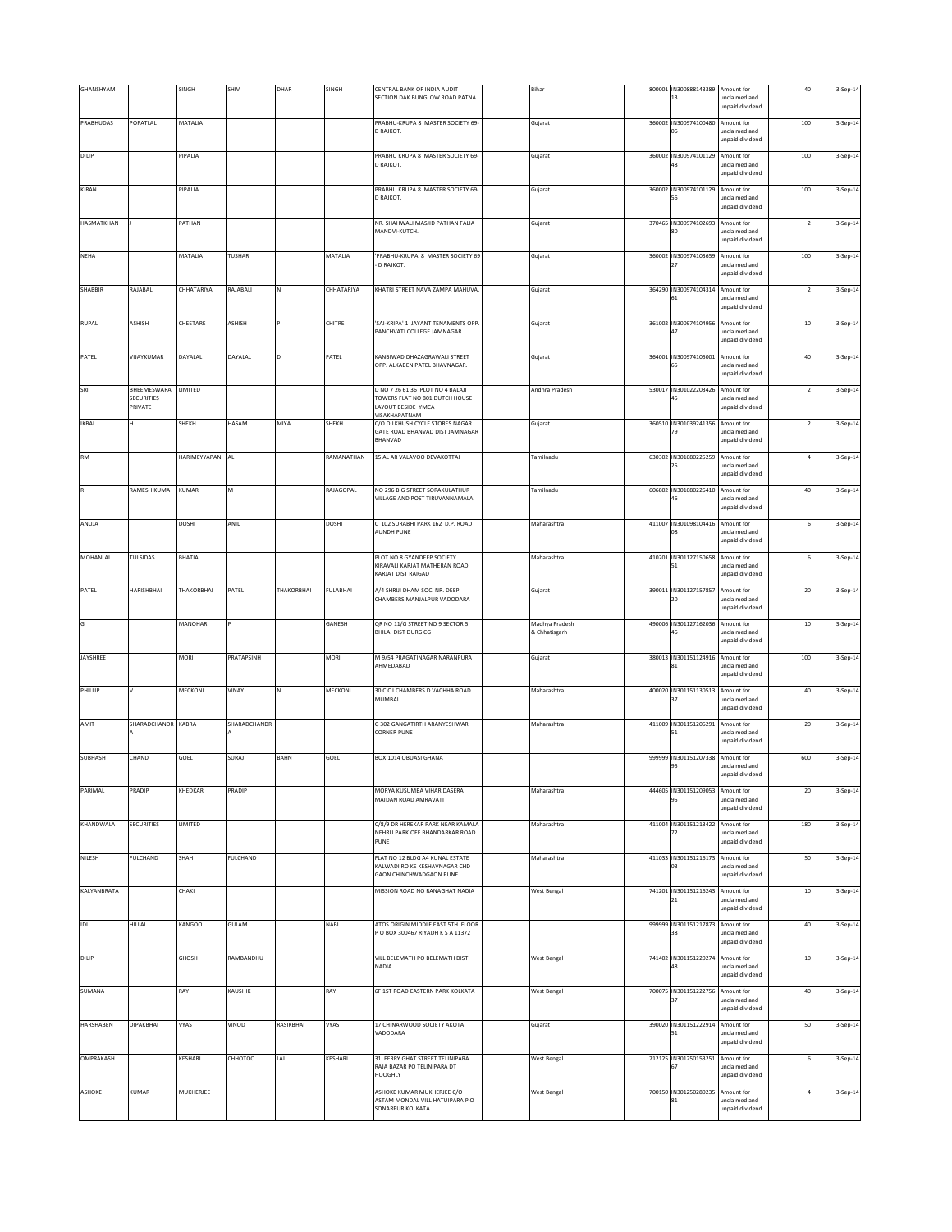| GHANSHYAM | | SINGH | SHIV | DHAR | SINGH | CENTRAL BANK OF INDIA AUDIT SECTION DAK BUNGLOW ROAD PATNA | | Bihar | | 800001 | IN30088814338913 | Amount for unclaimed and unpaid dividend | 40 | 3-Sep-14 |
|---|---|---|---|---|---|---|---|---|---|---|---|---|---|---|
| PRABHUDAS | POPATLAL | MATALIA | | | | PRABHU-KRUPA 8 MASTER SOCIETY 69-D RAJKOT. | | Gujarat | | 360002 | IN30097410048006 | Amount for unclaimed and unpaid dividend | 100 | 3-Sep-14 |
| DILIP | | PIPALIA | | | | PRABHU KRUPA 8 MASTER SOCIETY 69-D RAJKOT. | | Gujarat | | 360002 | IN30097410112948 | Amount for unclaimed and unpaid dividend | 100 | 3-Sep-14 |
| KIRAN | | PIPALIA | | | | PRABHU KRUPA 8 MASTER SOCIETY 69-D RAJKOT. | | Gujarat | | 360002 | IN30097410112956 | Amount for unclaimed and unpaid dividend | 100 | 3-Sep-14 |
| HASMATKHAN | J | PATHAN | | | | NR. SHAHWALI MASJID PATHAN FALIA MANDVI-KUTCH. | | Gujarat | | 370465 | IN30097410269380 | Amount for unclaimed and unpaid dividend | 2 | 3-Sep-14 |
| NEHA | | MATALIA | TUSHAR | | MATALIA | 'PRABHU-KRUPA' 8 MASTER SOCIETY 69 - D RAJKOT. | | Gujarat | | 360002 | IN30097410365927 | Amount for unclaimed and unpaid dividend | 100 | 3-Sep-14 |
| SHABBIR | RAJABALI | CHHATARIYA | RAJABALI | N | CHHATARIYA | KHATRI STREET NAVA ZAMPA MAHUVA. | | Gujarat | | 364290 | IN30097410431461 | Amount for unclaimed and unpaid dividend | 2 | 3-Sep-14 |
| RUPAL | ASHISH | CHEETARE | ASHISH | P | CHITRE | 'SAI-KRIPA' 1 JAYANT TENAMENTS OPP. PANCHVATI COLLEGE JAMNAGAR. | | Gujarat | | 361002 | IN30097410495647 | Amount for unclaimed and unpaid dividend | 10 | 3-Sep-14 |
| PATEL | VIJAYKUMAR | DAYALAL | DAYALAL | D | PATEL | KANBIWAD DHAZAGRAWALI STREET OPP. ALKABEN PATEL BHAVNAGAR. | | Gujarat | | 364001 | IN30097410500165 | Amount for unclaimed and unpaid dividend | 40 | 3-Sep-14 |
| SRI | BHEEMESWARA SECURITIES PRIVATE | LIMITED | | | | D NO 7 26 61 36 PLOT NO 4 BALAJI TOWERS FLAT NO 801 DUTCH HOUSE LAYOUT BESIDE YMCA VISAKHAPATNAM | | Andhra Pradesh | | 530017 | IN30102220342645 | Amount for unclaimed and unpaid dividend | 2 | 3-Sep-14 |
| IKBAL | H | SHEKH | HASAM | MIYA | SHEKH | C/O DILKHUSH CYCLE STORES NAGAR GATE ROAD BHANVAD DIST JAMNAGAR BHANVAD | | Gujarat | | 360510 | IN30103924135679 | Amount for unclaimed and unpaid dividend | 2 | 3-Sep-14 |
| RM | | HARIMEYYAPAN | AL | | RAMANATHAN | 15 AL AR VALAVOO DEVAKOTTAI | | Tamilnadu | | 630302 | IN30108022525925 | Amount for unclaimed and unpaid dividend | 4 | 3-Sep-14 |
| R | RAMESH KUMA | KUMAR | M | | RAJAGOPAL | NO 296 BIG STREET SORAKULATHUR VILLAGE AND POST TIRUVANNAMALAI | | Tamilnadu | | 606802 | IN30108022641046 | Amount for unclaimed and unpaid dividend | 40 | 3-Sep-14 |
| ANUJA | | DOSHI | ANIL | | DOSHI | C 102 SURABHI PARK 162 D.P. ROAD AUNDH PUNE | | Maharashtra | | 411007 | IN30109810441608 | Amount for unclaimed and unpaid dividend | 6 | 3-Sep-14 |
| MOHANLAL | TULSIDAS | BHATIA | | | | PLOT NO 8 GYANDEEP SOCIETY KIRAVALI KARJAT MATHERAN ROAD KARJAT DIST RAIGAD | | Maharashtra | | 410201 | IN30112715065851 | Amount for unclaimed and unpaid dividend | 6 | 3-Sep-14 |
| PATEL | HARISHBHAI | THAKORBHAI | PATEL | THAKORBHAI | FULABHAI | A/4 SHRIJI DHAM SOC. NR. DEEP CHAMBERS MANJALPUR VADODARA | | Gujarat | | 390011 | IN30112715785720 | Amount for unclaimed and unpaid dividend | 20 | 3-Sep-14 |
| G | | MANOHAR | P | | GANESH | QR NO 11/G STREET NO 9 SECTOR 5 BHILAI DIST DURG CG | | Madhya Pradesh & Chhatisgarh | | 490006 | IN30112716203646 | Amount for unclaimed and unpaid dividend | 10 | 3-Sep-14 |
| JAYSHREE | | MORI | PRATAPSINH | | MORI | M 9/54 PRAGATINAGAR NARANPURA AHMEDABAD | | Gujarat | | 380013 | IN30115112491681 | Amount for unclaimed and unpaid dividend | 100 | 3-Sep-14 |
| PHILLIP | V | MECKONI | VINAY | N | MECKONI | 30 C C I CHAMBERS D VACHHA ROAD MUMBAI | | Maharashtra | | 400020 | IN30115113051337 | Amount for unclaimed and unpaid dividend | 40 | 3-Sep-14 |
| AMIT | SHARADCHANDRA | KABRA | SHARADCHANDRA | | | G 302 GANGATIRTH ARANYESHWAR CORNER PUNE | | Maharashtra | | 411009 | IN30115112062915 | Amount for unclaimed and unpaid dividend | 20 | 3-Sep-14 |
| SUBHASH | CHAND | GOEL | SURAJ | BAHN | GOEL | BOX 1014 OBUASI GHANA | | | | 999999 | IN30115120733895 | Amount for unclaimed and unpaid dividend | 600 | 3-Sep-14 |
| PARIMAL | PRADIP | KHEDKAR | PRADIP | | | MORYA KUSUMBA VIHAR DASERA MAIDAN ROAD AMRAVATI | | Maharashtra | | 444605 | IN30115120905395 | Amount for unclaimed and unpaid dividend | 20 | 3-Sep-14 |
| KHANDWALA | SECURITIES | LIMITED | | | | C/8/9 DR HEREKAR PARK NEAR KAMALA NEHRU PARK OFF BHANDARKAR ROAD PUNE | | Maharashtra | | 411004 | IN30115121342272 | Amount for unclaimed and unpaid dividend | 180 | 3-Sep-14 |
| NILESH | FULCHAND | SHAH | FULCHAND | | | FLAT NO 12 BLDG A4 KUNAL ESTATE KALWADI RO KE KESHAVNAGAR CHD GAON CHINCHWADGAON PUNE | | Maharashtra | | 411033 | IN30115121617303 | Amount for unclaimed and unpaid dividend | 50 | 3-Sep-14 |
| KALYANBRATA | | CHAKI | | | | MISSION ROAD NO RANAGHAT NADIA | | West Bengal | | 741201 | IN30115121624321 | Amount for unclaimed and unpaid dividend | 10 | 3-Sep-14 |
| IDI | HILLAL | KANGOO | GULAM | | NABI | ATOS ORIGIN MIDDLE EAST 5TH FLOOR P O BOX 300467 RIYADH K S A 11372 | | | | 999999 | IN30115121787338 | Amount for unclaimed and unpaid dividend | 40 | 3-Sep-14 |
| DILIP | | GHOSH | RAMBANDHU | | | VILL BELEMATH PO BELEMATH DIST NADIA | | West Bengal | | 741402 | IN30115122027448 | Amount for unclaimed and unpaid dividend | 10 | 3-Sep-14 |
| SUMANA | | RAY | KAUSHIK | | RAY | 6F 1ST ROAD EASTERN PARK KOLKATA | | West Bengal | | 700075 | IN30115122275637 | Amount for unclaimed and unpaid dividend | 40 | 3-Sep-14 |
| HARSHABEN | DIPAKBHAI | VYAS | VINOD | RASIKBHAI | VYAS | 17 CHINARWOOD SOCIETY AKOTA VADODARA | | Gujarat | | 390020 | IN30115122291451 | Amount for unclaimed and unpaid dividend | 50 | 3-Sep-14 |
| OMPRAKASH | | KESHARI | CHHOTOO | LAL | KESHARI | 31 FERRY GHAT STREET TELINIPARA RAJA BAZAR PO TELINIPARA DT HOOGHLY | | West Bengal | | 712125 | IN30125015325167 | Amount for unclaimed and unpaid dividend | 6 | 3-Sep-14 |
| ASHOKE | KUMAR | MUKHERJEE | | | | ASHOKE KUMAR MUKHERJEE C/O ASTAM MONDAL VILL HATUIPARA P O SONARPUR KOLKATA | | West Bengal | | 700150 | IN30125028023581 | Amount for unclaimed and unpaid dividend | 4 | 3-Sep-14 |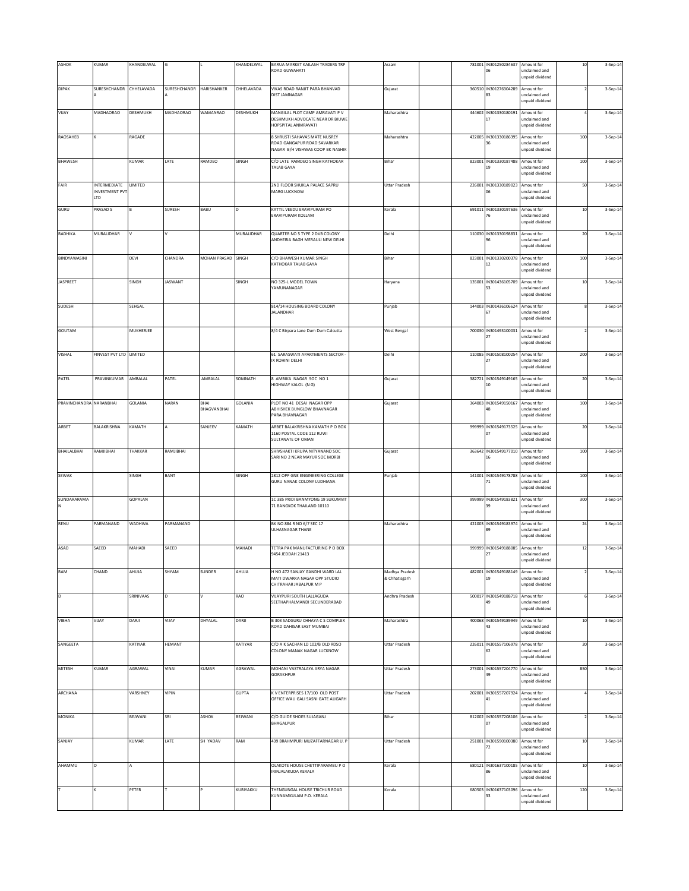| ASHOK | KUMAR | KHANDELWAL | G | L | KHANDELWAL | BARUA MARKET KAILASH TRADERS TRP ROAD GUWAHATI | | Assam | | 781001 | IN30125028463706 | Amount for unclaimed and unpaid dividend | 10 | 3-Sep-14 |
|---|---|---|---|---|---|---|---|---|---|---|---|---|---|---|
| DIPAK | SURESHCHANDRA | CHHELAVADA | SURESHCHANDRA | HARISHANKER | CHHELAVADA | VIKAS ROAD RANJIT PARA BHANVAD DIST JAMNAGAR | | Gujarat | | 360510 | IN30127630428983 | Amount for unclaimed and unpaid dividend | 2 | 3-Sep-14 |
| VIJAY | MADHAORAO | DESHMUKH | MADHAORAO | WAMANRAO | DESHMUKH | MANGILAL PLOT CAMP AMRAVATI P V DESHMUKH ADVOCATE NEAR DR BIJUWE HOPSPITAL ANMRAVATI | | Maharashtra | | 444602 | IN30133018019117 | Amount for unclaimed and unpaid dividend | 4 | 3-Sep-14 |
| RAOSAHEB | K | RAGADE | | | | 8 SHRUSTI SAHAVAS MATE NUSREY ROAD GANGAPUR ROAD SAVARKAR NAGAR B/H VISHWAS COOP BK NASHIK | | Maharashtra | | 422005 | IN30133018639536 | Amount for unclaimed and unpaid dividend | 100 | 3-Sep-14 |
| BHAWESH | | KUMAR | LATE | RAMDEO | SINGH | C/O LATE RAMDEO SINGH KATHOKAR TALAB GAYA | | Bihar | | 823001 | IN30133018748819 | Amount for unclaimed and unpaid dividend | 100 | 3-Sep-14 |
| FAIR | INTERMEDIATE INVESTMENT PVT LTD | LIMITED | | | | 2ND FLOOR SHUKLA PALACE SAPRU MARG LUCKNOW | | Uttar Pradesh | | 226001 | IN30133018902306 | Amount for unclaimed and unpaid dividend | 50 | 3-Sep-14 |
| GURU | PRASAD S | B | SURESH | BABU | D | KATTIL VEEDU ERAVIPURAM PO ERAVIPURAM KOLLAM | | Kerala | | 691011 | IN30133019763676 | Amount for unclaimed and unpaid dividend | 10 | 3-Sep-14 |
| RADHIKA | MURALIDHAR | V | V | | MURALIDHAR | QUARTER NO 5 TYPE 2 DVB COLONY ANDHERIA BAGH MERAULI NEW DELHI | | Delhi | | 110030 | IN30133019883196 | Amount for unclaimed and unpaid dividend | 20 | 3-Sep-14 |
| BINDYAWASINI | | DEVI | CHANDRA | MOHAN PRASAD | SINGH | C/O BHAWESH KUMAR SINGH KATHOKAR TALAB GAYA | | Bihar | | 823001 | IN30133020037812 | Amount for unclaimed and unpaid dividend | 100 | 3-Sep-14 |
| JASPREET | | SINGH | JASWANT | | SINGH | NO 325-L MODEL TOWN YAMUNANAGAR | | Haryana | | 135001 | IN30143610570953 | Amount for unclaimed and unpaid dividend | 10 | 3-Sep-14 |
| SUDESH | | SEHGAL | | | | 814/14 HOUSING BOARD COLONY JALANDHAR | | Punjab | | 144003 | IN30143610662467 | Amount for unclaimed and unpaid dividend | 8 | 3-Sep-14 |
| GOUTAM | | MUKHERJEE | | | | 8/4 C Birpara Lane Dum Dum Calcutta | | West Bengal | | 700030 | IN30149310003127 | Amount for unclaimed and unpaid dividend | 2 | 3-Sep-14 |
| VISHAL | FINVEST PVT LTD | LIMITED | | | | 61 SARASWATI APARTMENTS SECTOR - IX ROHINI DELHI | | Delhi | | 110085 | IN30150810025427 | Amount for unclaimed and unpaid dividend | 200 | 3-Sep-14 |
| PATEL | PRAVINKUMAR | AMBALAL | PATEL | AMBALAL | SOMNATH | 8 AMBIKA NAGAR SOC NO 1 HIGHWAY KALOL (N G) | | Gujarat | | 382721 | IN30154914916510 | Amount for unclaimed and unpaid dividend | 20 | 3-Sep-14 |
| PRAVINCHANDRA | NARANBHAI | GOLANIA | NARAN | BHAI BHAGVANBHAI | GOLANIA | PLOT NO 41 DESAI NAGAR OPP ABHISHEK BUNGLOW BHAVNAGAR PARA BHAVNAGAR | | Gujarat | | 364003 | IN30154915016748 | Amount for unclaimed and unpaid dividend | 100 | 3-Sep-14 |
| ARBET | BALAKRISHNA | KAMATH | A | SANJEEV | KAMATH | ARBET BALAKRISHNA KAMATH P O BOX 1160 POSTAL CODE 112 RUWI SULTANATE OF OMAN | | | | 999999 | IN30154917352507 | Amount for unclaimed and unpaid dividend | 20 | 3-Sep-14 |
| BHAILALBHAI | RAMJIBHAI | THAKKAR | RAMJIBHAI | | | SHIVSHAKTI KRUPA NITYANAND SOC SARI NO 2 NEAR MAYUR SOC MORBI | | Gujarat | | 363642 | IN30154917701016 | Amount for unclaimed and unpaid dividend | 100 | 3-Sep-14 |
| SEWAK | | SINGH | BANT | | SINGH | 2812 OPP GNE ENGINEERING COLLEGE GURU NANAK COLONY LUDHIANA | | Punjab | | 141001 | IN30154917878871 | Amount for unclaimed and unpaid dividend | 100 | 3-Sep-14 |
| SUNDARARAMAN | | GOPALAN | | | | 1C 385 PRIDI BANMYONG 19 SUKUMVIT 71 BANGKOK THAILAND 10110 | | | | 999999 | IN30154918382139 | Amount for unclaimed and unpaid dividend | 300 | 3-Sep-14 |
| RENU | PARMANAND | WADHWA | PARMANAND | | | BK NO 884 R NO 6/7 SEC 17 ULHASNAGAR THANE | | Maharashtra | | 421003 | IN30154918397489 | Amount for unclaimed and unpaid dividend | 24 | 3-Sep-14 |
| ASAD | SAEED | MAHADI | SAEED | | MAHADI | TETRA PAK MANUFACTURING P O BOX 9454 JEDDAH 21413 | | | | 999999 | IN30154918808527 | Amount for unclaimed and unpaid dividend | 12 | 3-Sep-14 |
| RAM | CHAND | AHUJA | SHYAM | SUNDER | AHUJA | H NO 472 SANJAY GANDHI WARD LAL MATI DWARKA NAGAR OPP STUDIO CHITRAHAR JABALPUR M P | | Madhya Pradesh & Chhatisgarh | | 482001 | IN30154918814919 | Amount for unclaimed and unpaid dividend | 2 | 3-Sep-14 |
| D | | SRINIVAAS | D | V | RAO | VIJAYPURI SOUTH LALLAGUDA SEETHAPHALMANDI SECUNDERABAD | | Andhra Pradesh | | 500017 | IN30154918871849 | Amount for unclaimed and unpaid dividend | 6 | 3-Sep-14 |
| VIBHA | VIJAY | DARJI | VIJAY | DHYALAL | DARJI | B 303 SADGURU CHHAYA C S COMPLEX ROAD DAHISAR EAST MUMBAI | | Maharashtra | | 400068 | IN30154918994943 | Amount for unclaimed and unpaid dividend | 10 | 3-Sep-14 |
| SANGEETA | | KATIYAR | HEMANT | | KATIYAR | C/O A K SACHAN LD 102/B OLD RDSO COLONY MANAK NAGAR LUCKNOW | | Uttar Pradesh | | 226011 | IN30155710697862 | Amount for unclaimed and unpaid dividend | 20 | 3-Sep-14 |
| MITESH | KUMAR | AGRAWAL | VINAI | KUMAR | AGRAWAL | MOHANI VASTRALAYA ARYA NAGAR GORAKHPUR | | Uttar Pradesh | | 273001 | IN30155720477049 | Amount for unclaimed and unpaid dividend | 850 | 3-Sep-14 |
| ARCHANA | | VARSHNEY | VIPIN | | GUPTA | K V ENTERPRISES 17/100 OLD POST OFFICE WALI GALI SASNI GATE ALIGARH | | Uttar Pradesh | | 202001 | IN30155720792441 | Amount for unclaimed and unpaid dividend | 4 | 3-Sep-14 |
| MONIKA | | BEJWANI | SRI | ASHOK | BEJWANI | C/O GUIDE SHOES SUJAGANJ BHAGALPUR | | Bihar | | 812002 | IN30155720810607 | Amount for unclaimed and unpaid dividend | 2 | 3-Sep-14 |
| SANJAY | | KUMAR | LATE | SH YADAV | RAM | 439 BRAHMPURI MUZAFFARNAGAR U. P | | Uttar Pradesh | | 251001 | IN30159010038072 | Amount for unclaimed and unpaid dividend | 10 | 3-Sep-14 |
| AHAMMU | O | A | | | | OLAKOTE HOUSE CHETTIPARAMBU P O IRINJALAKUDA KERALA | | Kerala | | 680121 | IN30163710018586 | Amount for unclaimed and unpaid dividend | 10 | 3-Sep-14 |
| T | K | PETER | T | P | KURIYAKKU | THENGUNGAL HOUSE TRICHUR ROAD KUNNAMKULAM P.O. KERALA | | Kerala | | 680503 | IN30163710309633 | Amount for unclaimed and unpaid dividend | 120 | 3-Sep-14 |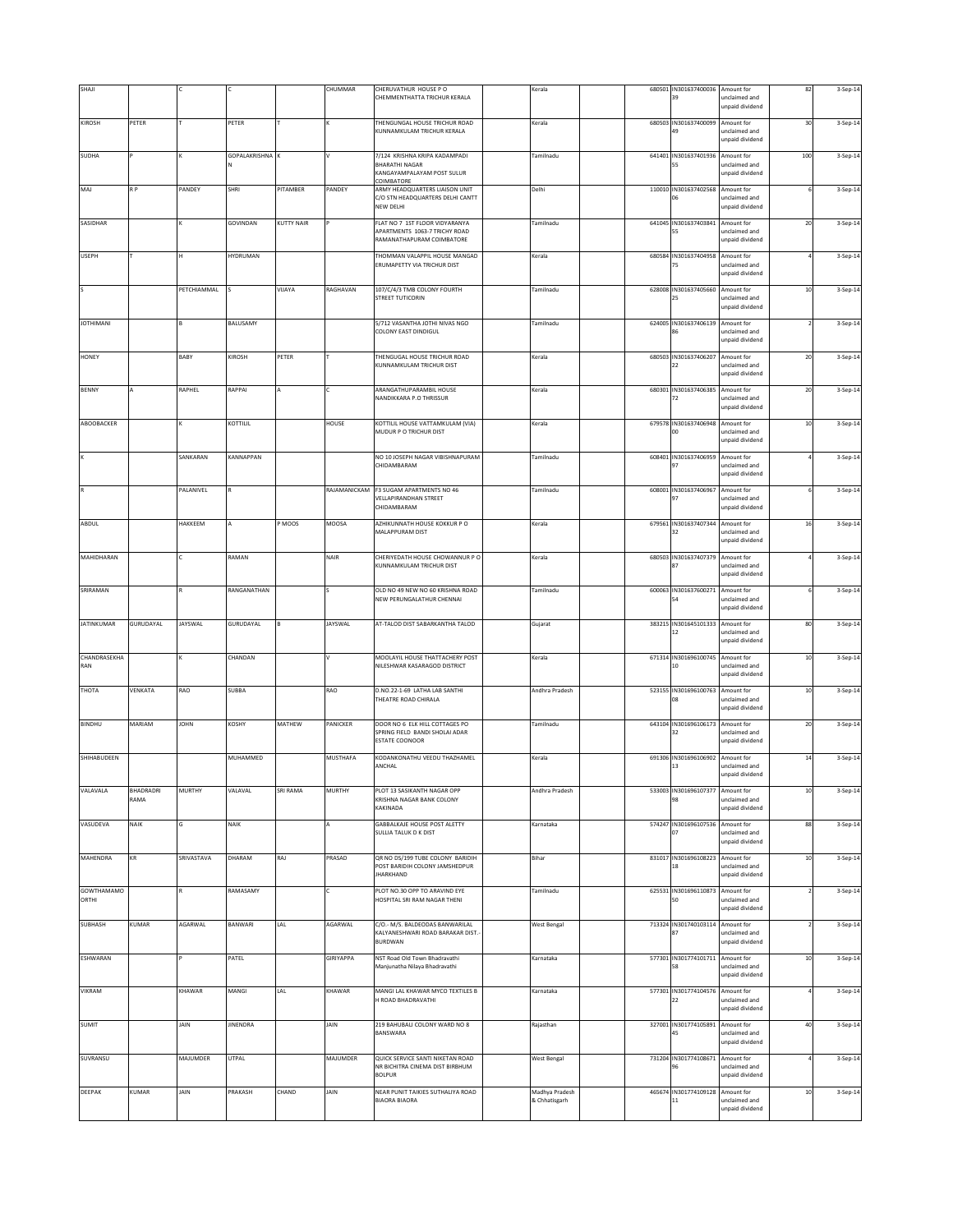| SHAJI | | C | C | | CHUMMAR | CHERUVATHUR HOUSE P O CHEMMENTHATTA TRICHUR KERALA | | Kerala | | 680501 | IN30163740003639 | Amount for unclaimed and unpaid dividend | 82 | 3-Sep-14 |
|---|---|---|---|---|---|---|---|---|---|---|---|---|---|---|
| KIROSH | PETER | T | PETER | T | K | THENGUNGAL HOUSE TRICHUR ROAD KUNNAMKULAM TRICHUR KERALA | | Kerala | | 680503 | IN30163740009949 | Amount for unclaimed and unpaid dividend | 30 | 3-Sep-14 |
| SUDHA | P | K | GOPALAKRISHNAN | K | V | 7/124 KRISHNA KRIPA KADAMPADI BHARATHI NAGAR KANGAYAMPALAYAM POST SULUR COIMBATORE | | Tamilnadu | | 641401 | IN30163740193655 | Amount for unclaimed and unpaid dividend | 100 | 3-Sep-14 |
| MAJ | R P | PANDEY | SHRI | PITAMBER | PANDEY | ARMY HEADQUARTERS LIAISON UNIT C/O STN HEADQUARTERS DELHI CANTT NEW DELHI | | Delhi | | 110010 | IN30163740256806 | Amount for unclaimed and unpaid dividend | 6 | 3-Sep-14 |
| SASIDHAR | | K | GOVINDAN | KUTTY NAIR | P | FLAT NO 7 1ST FLOOR VIDYARANYA APARTMENTS 1063-7 TRICHY ROAD RAMANATHAPURAM COIMBATORE | | Tamilnadu | | 641045 | IN30163740384155 | Amount for unclaimed and unpaid dividend | 20 | 3-Sep-14 |
| USEPH | T | H | HYDRUMAN | | | THOMMAN VALAPPIL HOUSE MANGAD ERUMAPETTY VIA TRICHUR DIST | | Kerala | | 680584 | IN30163740495875 | Amount for unclaimed and unpaid dividend | 4 | 3-Sep-14 |
| S | | PETCHIAMMAL | S | VIJAYA | RAGHAVAN | 107/C/4/3 TMB COLONY FOURTH STREET TUTICORIN | | Tamilnadu | | 628008 | IN30163740566025 | Amount for unclaimed and unpaid dividend | 10 | 3-Sep-14 |
| JOTHIMANI | | B | BALUSAMY | | | 5/712 VASANTHA JOTHI NIVAS NGO COLONY EAST DINDIGUL | | Tamilnadu | | 624005 | IN30163740613986 | Amount for unclaimed and unpaid dividend | 2 | 3-Sep-14 |
| HONEY | | BABY | KIROSH | PETER | T | THENGUGAL HOUSE TRICHUR ROAD KUNNAMKULAM TRICHUR DIST | | Kerala | | 680503 | IN30163740620722 | Amount for unclaimed and unpaid dividend | 20 | 3-Sep-14 |
| BENNY | A | RAPHEL | RAPPAI | A | C | ARANGATHUPARAMBIL HOUSE NANDIKKARA P.O THRISSUR | | Kerala | | 680301 | IN30163740638572 | Amount for unclaimed and unpaid dividend | 20 | 3-Sep-14 |
| ABOOBACKER | | K | KOTTILIL | | HOUSE | KOTTILIL HOUSE VATTAMKULAM (VIA) MUDUR P O TRICHUR DIST | | Kerala | | 679578 | IN30163740694800 | Amount for unclaimed and unpaid dividend | 10 | 3-Sep-14 |
| K | | SANKARAN | KANNAPPAN | | | NO 10 JOSEPH NAGAR VIBISHNAPURAM CHIDAMBARAM | | Tamilnadu | | 608401 | IN30163740695997 | Amount for unclaimed and unpaid dividend | 4 | 3-Sep-14 |
| R | | PALANIVEL | R | | RAJAMANICKAM | F3 SUGAM APARTMENTS NO 46 VELLAPIRANDHAN STREET CHIDAMBARAM | | Tamilnadu | | 608001 | IN30163740696797 | Amount for unclaimed and unpaid dividend | 6 | 3-Sep-14 |
| ABDUL | | HAKKEEM | A | P MOOS | MOOSA | AZHIKUNNATH HOUSE KOKKUR P O MALAPPURAM DIST | | Kerala | | 679561 | IN30163740734432 | Amount for unclaimed and unpaid dividend | 16 | 3-Sep-14 |
| MAHIDHARAN | | C | RAMAN | | NAIR | CHERIYEDATH HOUSE CHOWANNUR P O KUNNAMKULAM TRICHUR DIST | | Kerala | | 680503 | IN30163740737987 | Amount for unclaimed and unpaid dividend | 4 | 3-Sep-14 |
| SRIRAMAN | | R | RANGANATHAN | | S | OLD NO 49 NEW NO 60 KRISHNA ROAD NEW PERUNGALATHUR CHENNAI | | Tamilnadu | | 600063 | IN30163760027154 | Amount for unclaimed and unpaid dividend | 6 | 3-Sep-14 |
| JATINKUMAR | GURUDAYAL | JAYSWAL | GURUDAYAL | B | JAYSWAL | AT-TALOD DIST SABARKANTHA TALOD | | Gujarat | | 383215 | IN30164510133312 | Amount for unclaimed and unpaid dividend | 80 | 3-Sep-14 |
| CHANDRASEKHARAN | | K | CHANDAN | | V | MOOLAYIL HOUSE THATTACHERY POST NILESHWAR KASARAGOD DISTRICT | | Kerala | | 671314 | IN30169610074510 | Amount for unclaimed and unpaid dividend | 10 | 3-Sep-14 |
| THOTA | VENKATA | RAO | SUBBA | | RAO | D.NO.22-1-69 LATHA LAB SANTHI THEATRE ROAD CHIRALA | | Andhra Pradesh | | 523155 | IN30169610076308 | Amount for unclaimed and unpaid dividend | 10 | 3-Sep-14 |
| BINDHU | MARIAM | JOHN | KOSHY | MATHEW | PANICKER | DOOR NO 6 ELK HILL COTTAGES PO SPRING FIELD BANDI SHOLAI ADAR ESTATE COONOOR | | Tamilnadu | | 643104 | IN30169610617332 | Amount for unclaimed and unpaid dividend | 20 | 3-Sep-14 |
| SHIHABUDEEN | | | MUHAMMED | | MUSTHAFA | KODANKONATHU VEEDU THAZHAMEL ANCHAL | | Kerala | | 691306 | IN30169610690213 | Amount for unclaimed and unpaid dividend | 14 | 3-Sep-14 |
| VALAVALA | BHADRADRI RAMA | MURTHY | VALAVAL | SRI RAMA | MURTHY | PLOT 13 SASIKANTH NAGAR OPP KRISHNA NAGAR BANK COLONY KAKINADA | | Andhra Pradesh | | 533003 | IN30169610737798 | Amount for unclaimed and unpaid dividend | 10 | 3-Sep-14 |
| VASUDEVA | NAIK | G | NAIK | | A | GABBALKAJE HOUSE POST ALETTY SULLIA TALUK D K DIST | | Karnataka | | 574247 | IN30169610753607 | Amount for unclaimed and unpaid dividend | 88 | 3-Sep-14 |
| MAHENDRA | KR | SRIVASTAVA | DHARAM | RAJ | PRASAD | QR NO DS/199 TUBE COLONY BARIDIH POST BARIDIH COLONY JAMSHEDPUR JHARKHAND | | Bihar | | 831017 | IN30169610822318 | Amount for unclaimed and unpaid dividend | 10 | 3-Sep-14 |
| GOWTHAMAMOORTHI | | R | RAMASAMY | | C | PLOT NO.30 OPP TO ARAVIND EYE HOSPITAL SRI RAM NAGAR THENI | | Tamilnadu | | 625531 | IN30169611087350 | Amount for unclaimed and unpaid dividend | 2 | 3-Sep-14 |
| SUBHASH | KUMAR | AGARWAL | BANWARI | LAL | AGARWAL | C/O.- M/S. BALDEODAS BANWARILAL KALYANESHWARI ROAD BARAKAR DIST.- BURDWAN | | West Bengal | | 713324 | IN30174010311487 | Amount for unclaimed and unpaid dividend | 2 | 3-Sep-14 |
| ESHWARAN | | P | PATEL | | GIRIYAPPA | NST Road Old Town Bhadravathi Manjunatha Nilaya Bhadravathi | | Karnataka | | 577301 | IN30177410171158 | Amount for unclaimed and unpaid dividend | 10 | 3-Sep-14 |
| VIKRAM | | KHAWAR | MANGI | LAL | KHAWAR | MANGI LAL KHAWAR MYCO TEXTILES B H ROAD BHADRAVATHI | | Karnataka | | 577301 | IN30177410457622 | Amount for unclaimed and unpaid dividend | 4 | 3-Sep-14 |
| SUMIT | | JAIN | JINENDRA | | JAIN | 219 BAHUBALI COLONY WARD NO 8 BANSWARA | | Rajasthan | | 327001 | IN30177410589145 | Amount for unclaimed and unpaid dividend | 40 | 3-Sep-14 |
| SUVRANSU | | MAJUMDER | UTPAL | | MAJUMDER | QUICK SERVICE SANTI NIKETAN ROAD NR BICHITRA CINEMA DIST BIRBHUM BOLPUR | | West Bengal | | 731204 | IN30177410867196 | Amount for unclaimed and unpaid dividend | 4 | 3-Sep-14 |
| DEEPAK | KUMAR | JAIN | PRAKASH | CHAND | JAIN | NEAR PUNIT TAIKIES SUTHALIYA ROAD BIAORA BIAORA | | Madhya Pradesh & Chhatisgarh | | 465674 | IN30177410912811 | Amount for unclaimed and unpaid dividend | 10 | 3-Sep-14 |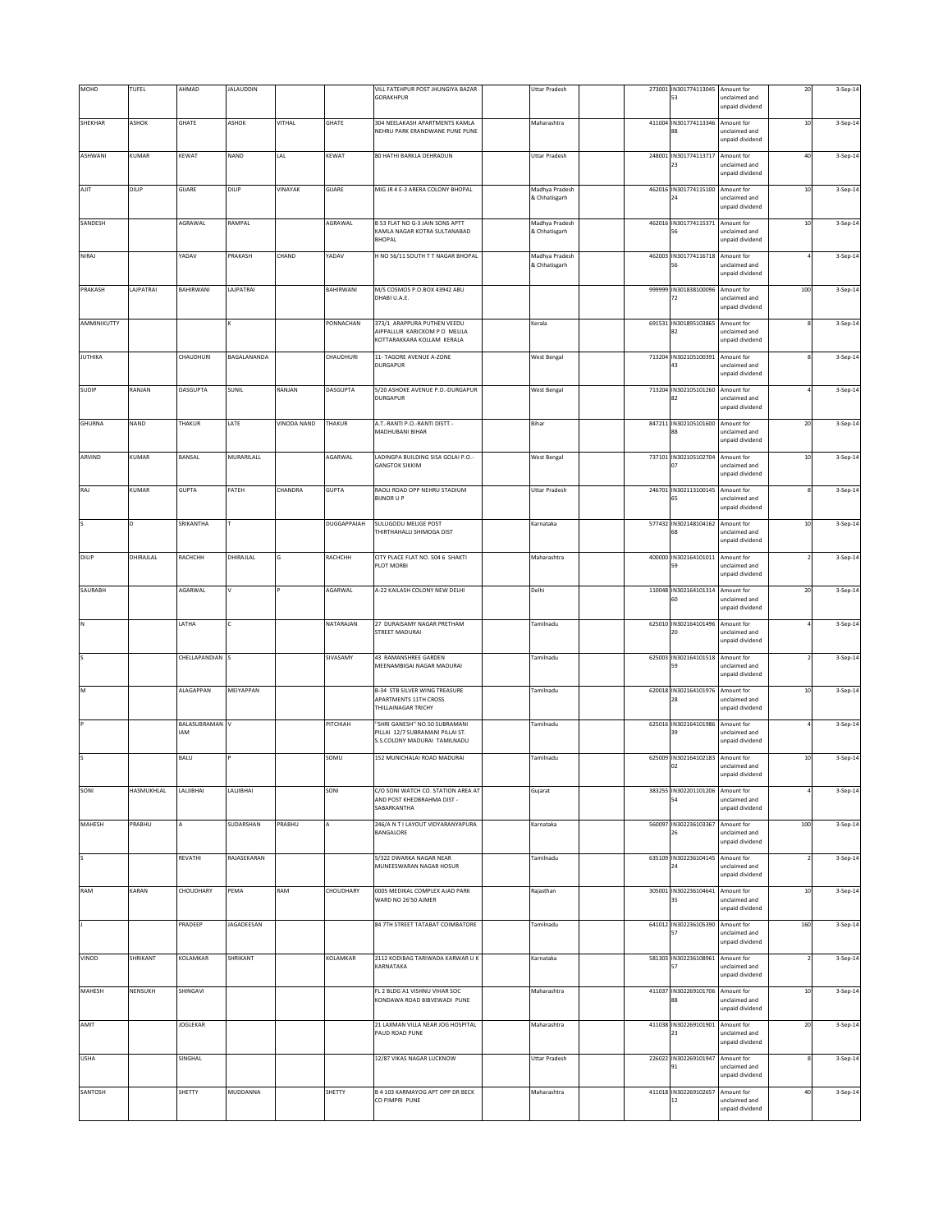| MOHD | TUFEL | AHMAD | JALAUDDIN | | | VILL FATEHPUR POST JHUNGIYA BAZAR GORAKHPUR | | Uttar Pradesh | | 273001 | IN30177411304553 | Amount for unclaimed and unpaid dividend | 20 | 3-Sep-14 |
|---|---|---|---|---|---|---|---|---|---|---|---|---|---|---|
| SHEKHAR | ASHOK | GHATE | ASHOK | VITHAL | GHATE | 304 NEELAKASH APARTMENTS KAMLA NEHRU PARK ERANDWANE PUNE PUNE | | Maharashtra | | 411004 | IN30177411334688 | Amount for unclaimed and unpaid dividend | 10 | 3-Sep-14 |
| ASHWANI | KUMAR | KEWAT | NAND | LAL | KEWAT | 80 HATHI BARKLA DEHRADUN | | Uttar Pradesh | | 248001 | IN30177411371723 | Amount for unclaimed and unpaid dividend | 40 | 3-Sep-14 |
| AJIT | DILIP | GIJARE | DILIP | VINAYAK | GIJARE | MIG JR 4 E-3 ARERA COLONY BHOPAL | | Madhya Pradesh & Chhatisgarh | | 462016 | IN30177411510024 | Amount for unclaimed and unpaid dividend | 10 | 3-Sep-14 |
| SANDESH | | AGRAWAL | RAMPAL | | AGRAWAL | B 53 FLAT NO G-3 JAIN SONS APTT KAMLA NAGAR KOTRA SULTANABAD BHOPAL | | Madhya Pradesh & Chhatisgarh | | 462016 | IN30177411537156 | Amount for unclaimed and unpaid dividend | 10 | 3-Sep-14 |
| NIRAJ | | YADAV | PRAKASH | CHAND | YADAV | H NO 56/11 SOUTH T T NAGAR BHOPAL | | Madhya Pradesh & Chhatisgarh | | 462003 | IN30177411671856 | Amount for unclaimed and unpaid dividend | 4 | 3-Sep-14 |
| PRAKASH | LAJPATRAI | BAHIRWANI | LAJPATRAI | | BAHIRWANI | M/S COSMOS P.O.BOX 43942 ABU DHABI U.A.E. | | | | 999999 | IN30183810009672 | Amount for unclaimed and unpaid dividend | 100 | 3-Sep-14 |
| AMMINIKUTTY | | | K | | PONNACHAN | 373/1 ARAPPURA PUTHEN VEEDU AIPPALLUR KARICKOM P O MELILA KOTTARAKKARA KOLLAM KERALA | | Kerala | | 691531 | IN30189510386582 | Amount for unclaimed and unpaid dividend | 8 | 3-Sep-14 |
| JUTHIKA | | CHAUDHURI | BAGALANANDA | | CHAUDHURI | 11- TAGORE AVENUE A-ZONE DURGAPUR | | West Bengal | | 713204 | IN30210510039143 | Amount for unclaimed and unpaid dividend | 8 | 3-Sep-14 |
| SUDIP | RANJAN | DASGUPTA | SUNIL | RANJAN | DASGUPTA | 5/20 ASHOKE AVENUE P.O.-DURGAPUR DURGAPUR | | West Bengal | | 713204 | IN30210510126082 | Amount for unclaimed and unpaid dividend | 4 | 3-Sep-14 |
| GHURNA | NAND | THAKUR | LATE | VINODA NAND | THAKUR | A.T.-RANTI P.O.-RANTI DISTT.-MADHUBANI BIHAR | | Bihar | | 847211 | IN30210510160088 | Amount for unclaimed and unpaid dividend | 20 | 3-Sep-14 |
| ARVIND | KUMAR | BANSAL | MURARILALL | | AGARWAL | LADINGPA BUILDING SISA GOLAI P.O.-GANGTOK SIKKIM | | West Bengal | | 737101 | IN30210510270407 | Amount for unclaimed and unpaid dividend | 10 | 3-Sep-14 |
| RAJ | KUMAR | GUPTA | FATEH | CHANDRA | GUPTA | RAOLI ROAD OPP NEHRU STADIUM BIJNOR U P | | Uttar Pradesh | | 246701 | IN30211310014565 | Amount for unclaimed and unpaid dividend | 8 | 3-Sep-14 |
| S | D | SRIKANTHA | T | | DUGGAPPAIAH | SULUGODU MELIGE POST THIRTHAHALLI SHIMOGA DIST | | Karnataka | | 577432 | IN30214810416268 | Amount for unclaimed and unpaid dividend | 10 | 3-Sep-14 |
| DILIP | DHIRAJLAL | RACHCHH | DHIRAJLAL | G | RACHCHH | CITY PLACE FLAT NO. 504 6 SHAKTI PLOT MORBI | | Maharashtra | | 400000 | IN30216410101159 | Amount for unclaimed and unpaid dividend | 2 | 3-Sep-14 |
| SAURABH | | AGARWAL | V | P | AGARWAL | A-22 KAILASH COLONY NEW DELHI | | Delhi | | 110048 | IN30216410131460 | Amount for unclaimed and unpaid dividend | 20 | 3-Sep-14 |
| N | | LATHA | C | | NATARAJAN | 27 DURAISAMY NAGAR PRETHAM STREET MADURAI | | Tamilnadu | | 625010 | IN30216410149620 | Amount for unclaimed and unpaid dividend | 4 | 3-Sep-14 |
| S | | CHELLAPANDIAN | S | | SIVASAMY | 43 RAMANSHREE GARDEN MEENAMBIGAI NAGAR MADURAI | | Tamilnadu | | 625003 | IN30216410151859 | Amount for unclaimed and unpaid dividend | 2 | 3-Sep-14 |
| M | | ALAGAPPAN | MEIYAPPAN | | | B-34 STB SILVER WING TREASURE APARTMENTS 11TH CROSS THILLAINAGAR TRICHY | | Tamilnadu | | 620018 | IN30216410197628 | Amount for unclaimed and unpaid dividend | 10 | 3-Sep-14 |
| P | | BALASUBRAMANIAM | V | | PITCHIAH | "SHRI GANESH" NO.50 SUBRAMANI PILLAI 12/7 SUBRAMANI PILLAI ST. S.S.COLONY MADURAI TAMILNADU | | Tamilnadu | | 625016 | IN30216410198639 | Amount for unclaimed and unpaid dividend | 4 | 3-Sep-14 |
| S | | BALU | P | | SOMU | 152 MUNICHALAI ROAD MADURAI | | Tamilnadu | | 625009 | IN30216410218302 | Amount for unclaimed and unpaid dividend | 10 | 3-Sep-14 |
| SONI | HASMUKHLAL | LALJIBHAI | LALJIBHAI | | SONI | C/O SONI WATCH CO. STATION AREA AT AND POST KHEDBRAHMA DIST - SABARKANTHA | | Gujarat | | 383255 | IN30220110120654 | Amount for unclaimed and unpaid dividend | 4 | 3-Sep-14 |
| MAHESH | PRABHU | A | SUDARSHAN | PRABHU | A | 246/A N T I LAYOUT VIDYARANYAPURA BANGALORE | | Karnataka | | 560097 | IN30223610336726 | Amount for unclaimed and unpaid dividend | 100 | 3-Sep-14 |
| S | | REVATHI | RAJASEKARAN | | | 5/322 DWARKA NAGAR NEAR MUNEESWARAN NAGAR HOSUR | | Tamilnadu | | 635109 | IN30223610414524 | Amount for unclaimed and unpaid dividend | 2 | 3-Sep-14 |
| RAM | KARAN | CHOUDHARY | PEMA | RAM | CHOUDHARY | 0005 MEDIKAL COMPLEX AJAD PARK WARD NO 26'50 AJMER | | Rajasthan | | 305001 | IN30223610464135 | Amount for unclaimed and unpaid dividend | 10 | 3-Sep-14 |
| J | | PRADEEP | JAGADEESAN | | | 84 7TH STREET TATABAT COIMBATORE | | Tamilnadu | | 641012 | IN30223610539057 | Amount for unclaimed and unpaid dividend | 160 | 3-Sep-14 |
| VINOD | SHRIKANT | KOLAMKAR | SHRIKANT | | KOLAMKAR | 2112 KODIBAG TARIWADA KARWAR U K KARNATAKA | | Karnataka | | 581303 | IN30223610896157 | Amount for unclaimed and unpaid dividend | 2 | 3-Sep-14 |
| MAHESH | NENSUKH | SHINGAVI | | | | FL 2 BLDG A1 VISHNU VIHAR SOC KONDAWA ROAD BIBVEWADI PUNE | | Maharashtra | | 411037 | IN30226910170688 | Amount for unclaimed and unpaid dividend | 10 | 3-Sep-14 |
| AMIT | | JOGLEKAR | | | | 21 LAXMAN VILLA NEAR JOG HOSPITAL PAUD ROAD PUNE | | Maharashtra | | 411038 | IN30226910190123 | Amount for unclaimed and unpaid dividend | 20 | 3-Sep-14 |
| USHA | | SINGHAL | | | | 12/87 VIKAS NAGAR LUCKNOW | | Uttar Pradesh | | 226022 | IN30226910194791 | Amount for unclaimed and unpaid dividend | 8 | 3-Sep-14 |
| SANTOSH | | SHETTY | MUDDANNA | | SHETTY | B 4 103 KARMAYOG APT OPP DR BECK CO PIMPRI PUNE | | Maharashtra | | 411018 | IN30226910265712 | Amount for unclaimed and unpaid dividend | 40 | 3-Sep-14 |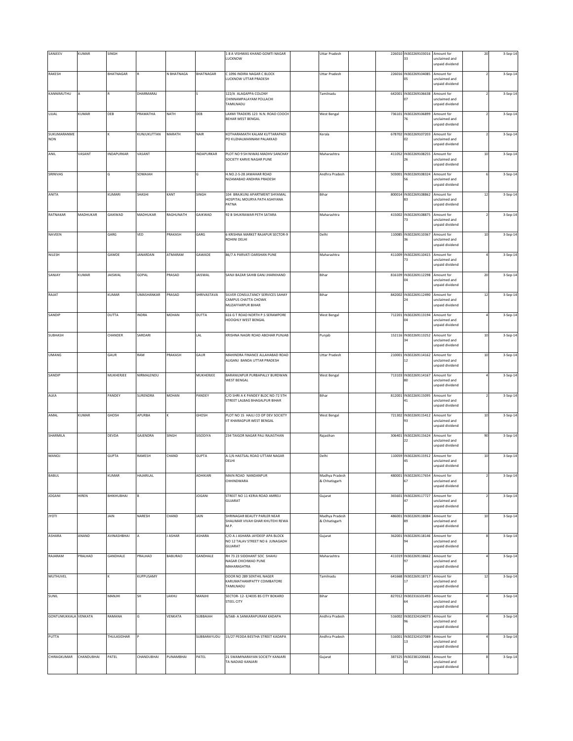| | | | | | | | | | | | | | |
|---|---|---|---|---|---|---|---|---|---|---|---|---|---|
| SANJEEV | KUMAR | SINGH | | | | 1 8 A VISHWAS KHAND GOMTI NAGAR LUCKNOW | | Uttar Pradesh | | 226010 | IN30226910301633 | Amount for unclaimed and unpaid dividend | 20 | 3-Sep-14 |
| RAKESH | | BHATNAGAR | R | N BHATNAGA | BHATNAGAR | C 1096 INDIRA NAGAR C BLOCK LUCKNOW UTTAR PRADESH | | Uttar Pradesh | | 226016 | IN30226910408505 | Amount for unclaimed and unpaid dividend | 2 | 3-Sep-14 |
| KANNIMUTHU | A | R | DHARMARAJ | | S | 122/A ALAGAPPA COLONY CHINNAMPALAYAM POLLACHI TAMILNADU | | Tamilnadu | | 642001 | IN30226910663807 | Amount for unclaimed and unpaid dividend | 2 | 3-Sep-14 |
| UJJAL | KUMAR | DEB | PRAMATHA | NATH | DEB | LAXMI TRADERS 123 N.N. ROAD COOCH BEHAR WEST BENGAL | | West Bengal | | 736101 | IN30226910689976 | Amount for unclaimed and unpaid dividend | 2 | 3-Sep-14 |
| SUKUMARANMENON | | K | KUNJUKUTTAN | MARATH | NAIR | KOTHARAMATH KALAM KUTTARAPADI PO KUZHALMANNAM PALAKKAD | | Kerala | | 678702 | IN30226910720302 | Amount for unclaimed and unpaid dividend | 2 | 3-Sep-14 |
| ANIL | VASANT | INDAPURKAR | VASANT | | INDAPURKAR | PLOT NO 9 SH NIWAS MADHV SANCHAY SOCIETY KARVE NAGAR PUNE | | Maharashtra | | 411052 | IN30226910825526 | Amount for unclaimed and unpaid dividend | 10 | 3-Sep-14 |
| SRINIVAS | | G | SOMAIAH | | G | H.NO.2-5-28 JAWAHAR ROAD NIZAMABAD ANDHRA PRADESH | | Andhra Pradesh | | 503001 | IN30226910832456 | Amount for unclaimed and unpaid dividend | 6 | 3-Sep-14 |
| ANITA | | KUMARI | SHASHI | KANT | SINGH | 104 BRAJKUNJ APARTMENT SHYAMAL HOSPITAL MOURYA PATH ASHIYANA PATNA | | Bihar | | 800014 | IN30226910886283 | Amount for unclaimed and unpaid dividend | 12 | 3-Sep-14 |
| RATNAKAR | MADHUKAR | GAIKWAD | MADHUKAR | RAGHUNATH | GAIKWAD | 92 B SHUKRAWAR PETH SATARA | | Maharashtra | | 415002 | IN30226910887573 | Amount for unclaimed and unpaid dividend | 2 | 3-Sep-14 |
| NAVEEN | | GARG | VED | PRAKASH | GARG | 6 KRISHNA MARKET RAJAPUR SECTOR-9 ROHINI DELHI | | Delhi | | 110085 | IN30226911036736 | Amount for unclaimed and unpaid dividend | 10 | 3-Sep-14 |
| NILESH | | GAWDE | JANARDAN | ATMARAM | GAWADE | 86/7 A PARVATI DARSHAN PUNE | | Maharashtra | | 411009 | IN30226911041573 | Amount for unclaimed and unpaid dividend | 4 | 3-Sep-14 |
| SANJAY | KUMAR | JAISWAL | GOPAL | PRASAD | JAISWAL | SANJI BAZAR SAHIB GANJ JHARKHAND | | Bihar | | 816109 | IN30226911229804 | Amount for unclaimed and unpaid dividend | 20 | 3-Sep-14 |
| RAJAT | | KUMAR | UMASHANKAR | PRASAD | SHRIVASTAVA | SILVER CONSULTANCY SERVICES SAHAY CAMPUS CHATTA CHOWK MUZAFFARPUR BIHAR | | Bihar | | 842002 | IN30226911249024 | Amount for unclaimed and unpaid dividend | 12 | 3-Sep-14 |
| SANDIP | | DUTTA | INDRA | MOHAN | DUTTA | 616 G T ROAD NORTH P.S SERAMPORE HOOGHLY WEST BENGAL | | West Bengal | | 712201 | IN30226911319404 | Amount for unclaimed and unpaid dividend | 4 | 3-Sep-14 |
| SUBHASH | | CHANDER | SARDARI | | LAL | KRISHNA NAGRI ROAD ABOHAR PUNJAB | | Punjab | | 152116 | IN30226911325234 | Amount for unclaimed and unpaid dividend | 10 | 3-Sep-14 |
| UMANG | | GAUR | RAM | PRAKASH | GAUR | MAHINDRA FINANCE ALLAHABAD ROAD ALIGANJ BANDA UTTAR PRADESH | | Uttar Pradesh | | 210001 | IN30226911416212 | Amount for unclaimed and unpaid dividend | 10 | 3-Sep-14 |
| SANDIP | | MUKHERJEE | NIRMALENDU | | MUKHERJEE | BARANILNPUR PURBAPALLY BURDWAN WEST BENGAL | | West Bengal | | 713103 | IN30226911416780 | Amount for unclaimed and unpaid dividend | 4 | 3-Sep-14 |
| ALKA | | PANDEY | SURENDRA | MOHAN | PANDEY | C/O SHRI A K PANDEY BLDC NO-72 5TH STREET LALBAG BHAGALPUR BIHAR | | Bihar | | 812001 | IN30226911509541 | Amount for unclaimed and unpaid dividend | 2 | 3-Sep-14 |
| AMAL | KUMAR | GHOSH | APURBA | K | GHOSH | PLOT NO 15 HAJLI CO OP DEV SOCIETY IIT KHARAGPUR WEST BENGAL | | West Bengal | | 721302 | IN30226911541293 | Amount for unclaimed and unpaid dividend | 10 | 3-Sep-14 |
| SHARMILA | | DEVDA | GAJENDRA | SINGH | SISODIYA | 234 TAIGOR NAGAR PALI RAJASTHAN | | Rajasthan | | 306401 | IN30226911562422 | Amount for unclaimed and unpaid dividend | 90 | 3-Sep-14 |
| MANOJ | | GUPTA | RAMESH | CHAND | GUPTA | A-1/6 HASTSAL ROAD UTTAM NAGAR DELHI | | Delhi | | 110059 | IN30226911591245 | Amount for unclaimed and unpaid dividend | 10 | 3-Sep-14 |
| BABUL | | KUMAR | HAJARILAL | | ADHIKARI | MAIN ROAD NANDANPUR CHHINDWARA | | Madhya Pradesh & Chhatisgarh | | 480001 | IN30226911765467 | Amount for unclaimed and unpaid dividend | 2 | 3-Sep-14 |
| JOGANI | HIREN | BHIKHUBHAI | B | | JOGANI | STREET NO 11 KERIA ROAD AMRELI GUJARAT | | Gujarat | | 365601 | IN30226911772747 | Amount for unclaimed and unpaid dividend | 2 | 3-Sep-14 |
| JYOTI | | JAIN | NARESH | CHAND | JAIN | SHRINAGAR BEAUTY PARLER NEAR SHALIMAR VIVAH GHAR KHUTEHI REWA M.P. | | Madhya Pradesh & Chhatisgarh | | 486001 | IN30226911808489 | Amount for unclaimed and unpaid dividend | 10 | 3-Sep-14 |
| ASHARA | ANAND | AVINASHBHAI | A | J ASHAR | ASHARA | C/O A J ASHARA JAYDEEP APA BLOCK NO 12 TALAV STREET NO 6 JUNAGADH GUJARAT | | Gujarat | | 362001 | IN30226911814694 | Amount for unclaimed and unpaid dividend | 8 | 3-Sep-14 |
| RAJARAM | PRALHAD | GANDHALE | PRALHAD | BABURAO | GANDHALE | RH 73 23 SIDDHANT SOC SHAHU NAGAR CHICHWAD PUNE MAHARASHTRA | | Maharashtra | | 411019 | IN30226911866297 | Amount for unclaimed and unpaid dividend | 4 | 3-Sep-14 |
| MUTHUVEL | | K | KUPPUSAMY | | | DOOR NO 289 SENTHIL NAGER KARUMATHAMPATTY COIMBATORE TAMILNADU | | Tamilnadu | | 641668 | IN30226911871717 | Amount for unclaimed and unpaid dividend | 12 | 3-Sep-14 |
| SUNIL | | MANJHI | SH | LAKHU | MANJHI | SECTOR- 12- E/4035 BS CITY BOKARO STEEL CITY | | Bihar | | 827012 | IN30231610149364 | Amount for unclaimed and unpaid dividend | 4 | 3-Sep-14 |
| GONTUMUKKALA | VENKATA | RAMANA | G | VENKATA | SUBBAIAH | 6/568- A SANKARAPURAM KADAPA | | Andhra Pradesh | | 516002 | IN30232410407396 | Amount for unclaimed and unpaid dividend | 4 | 3-Sep-14 |
| PUTTA | | THULASIDHAR | P | | SUBBARAYUDU | 15/27 PEDDA BESTHA STREET KADAPA | | Andhra Pradesh | | 516001 | IN30232410708913 | Amount for unclaimed and unpaid dividend | 4 | 3-Sep-14 |
| CHIRAGKUMAR | CHANDUBHAI | PATEL | CHANDUBHAI | PUNAMBHAI | PATEL | 21 SWAMINARAYAN SOCIETY KANJARI TA NADIAD KANJARI | | Gujarat | | 387325 | IN30238120068143 | Amount for unclaimed and unpaid dividend | 8 | 3-Sep-14 |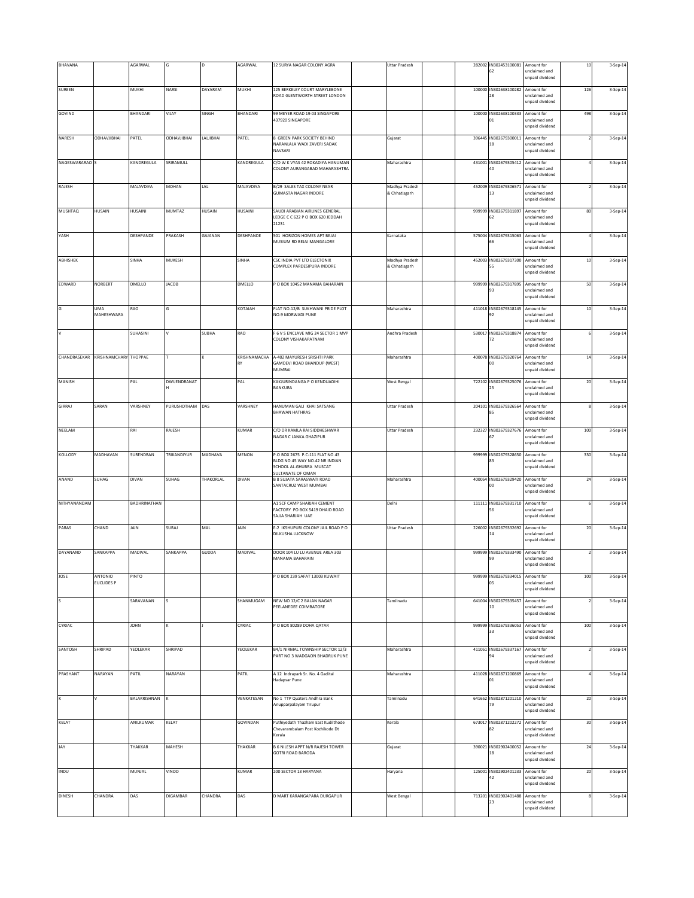| BHAVANA | | AGARWAL | G | D | AGARWAL | 12 SURYA NAGAR COLONY AGRA | | Uttar Pradesh | | 282002 | IN30245310008162 | Amount for unclaimed and unpaid dividend | 10 | 3-Sep-14 |
|---|---|---|---|---|---|---|---|---|---|---|---|---|---|---|
| SUREEN | | MUKHI | NARSI | DAYARAM | MUKHI | 125 BERKELEY COURT MARYLEBONE ROAD GLENTWORTH STREET LONDON | | | | 100000 | IN30263810028228 | Amount for unclaimed and unpaid dividend | 126 | 3-Sep-14 |
| GOVIND | | BHANDARI | VIJAY | SINGH | BHANDARI | 99 MEYER ROAD 19-03 SINGAPORE 437920 SINGAPORE | | | | 100000 | IN30263810033301 | Amount for unclaimed and unpaid dividend | 498 | 3-Sep-14 |
| NARESH | ODHAVJIBHAI | PATEL | ODHAVJIBHAI | LALJIBHAI | PATEL | 8 GREEN PARK SOCIETY BEHIND NARANLALA WADI ZAVERI SADAK NAVSARI | | Gujarat | | 396445 | IN30267930001118 | Amount for unclaimed and unpaid dividend | 2 | 3-Sep-14 |
| NAGESWARARAO | S | KANDREGULA | SRIRAMULL | | KANDREGULA | C/O W K VYAS 42 ROKADIYA HANUMAN COLONY AURANGABAD MAHARASHTRA | | Maharashtra | | 431001 | IN30267930541240 | Amount for unclaimed and unpaid dividend | 4 | 3-Sep-14 |
| RAJESH | | MAJAVDIYA | MOHAN | LAL | MAJAVDIYA | B/29 SALES TAX COLONY NEAR GUMASTA NAGAR INDORE | | Madhya Pradesh & Chhatisgarh | | 452009 | IN30267930657113 | Amount for unclaimed and unpaid dividend | 2 | 3-Sep-14 |
| MUSHTAQ | HUSAIN | HUSAINI | MUMTAZ | HUSAIN | HUSAINI | SAUDI ARABIAN AIRLINES GENERAL LEDGE C C 622 P O BOX 620 JEDDAH 21231 | | | | 999999 | IN30267931189762 | Amount for unclaimed and unpaid dividend | 80 | 3-Sep-14 |
| YASH | | DESHPANDE | PRAKASH | GAJANAN | DESHPANDE | 501 HORIZON HOMES APT BEJAI MUSIUM RD BEJAI MANGALORE | | Karnataka | | 575004 | IN30267931506366 | Amount for unclaimed and unpaid dividend | 4 | 3-Sep-14 |
| ABHISHEK | | SINHA | MUKESH | | SINHA | CSC INDIA PVT LTD ELECTONIX COMPLEX PARDESIPURA INDORE | | Madhya Pradesh & Chhatisgarh | | 452003 | IN30267931730055 | Amount for unclaimed and unpaid dividend | 10 | 3-Sep-14 |
| EDWARD | NORBERT | DMELLO | JACOB | | DMELLO | P O BOX 10452 MANAMA BAHARAIN | | | | 999999 | IN30267931789593 | Amount for unclaimed and unpaid dividend | 50 | 3-Sep-14 |
| G | UMA MAHESHWARA | RAO | G | | KOTAIAH | FLAT NO.12/B SUKHWANI PRIDE PLOT NO.9 MORWADI PUNE | | Maharashtra | | 411018 | IN30267931814592 | Amount for unclaimed and unpaid dividend | 10 | 3-Sep-14 |
| V | | SUHASINI | V | SUBHA | RAO | F 6 V S ENCLAVE MIG 24 SECTOR 1 MVP COLONY VISHAKAPATNAM | | Andhra Pradesh | | 530017 | IN30267931887472 | Amount for unclaimed and unpaid dividend | 6 | 3-Sep-14 |
| CHANDRASEKAR | KRISHNAMCHARY | THOPPAE | T | K | KRISHNAMACHARY | A-402 MAYURESH SRISHTI PARK GAMDEVI ROAD BHANDUP (WEST) MUMBAI | | Maharashtra | | 400078 | IN30267932076400 | Amount for unclaimed and unpaid dividend | 14 | 3-Sep-14 |
| MANISH | | PAL | DWIJENDRANATH | | PAL | KAKJURINDANGA P O KENDUADIHI BANKURA | | West Bengal | | 722102 | IN30267932507625 | Amount for unclaimed and unpaid dividend | 20 | 3-Sep-14 |
| GIRRAJ | SARAN | VARSHNEY | PURUSHOTHAM | DAS | VARSHNEY | HANUMAN GALI KHAI SATSANG BHAWAN HATHRAS | | Uttar Pradesh | | 204101 | IN30267932656485 | Amount for unclaimed and unpaid dividend | 8 | 3-Sep-14 |
| NEELAM | | RAI | RAJESH | | KUMAR | C/O DR KAMLA RAI SIDDHESHWAR NAGAR C LANKA GHAZIPUR | | Uttar Pradesh | | 232327 | IN30267932767667 | Amount for unclaimed and unpaid dividend | 100 | 3-Sep-14 |
| KOLLODY | MADHAVAN | SURENDRAN | TRIKANDIYUR | MADHAVA | MENON | P.O BOX 2675 P.C-111 FLAT NO.43 BLDG NO.45 WAY NO.42 NR INDIAN SCHOOL AL.GHUBRA MUSCAT SULTANATE OF OMAN | | | | 999999 | IN30267932865083 | Amount for unclaimed and unpaid dividend | 330 | 3-Sep-14 |
| ANAND | SUHAG | DIVAN | SUHAG | THAKORLAL | DIVAN | B 8 SUJATA SARASWATI ROAD SANTACRUZ WEST MUMBAI | | Maharashtra | | 400054 | IN30267932942000 | Amount for unclaimed and unpaid dividend | 24 | 3-Sep-14 |
| NITHYANANDAM | | BADHRINATHAN | | | | A1 SCF CAMP SHARJAH CEMENT FACTORY PO BOX 5419 DHAID ROAD SAJJA SHARJAH UAE | | Delhi | | 111111 | IN30267933171056 | Amount for unclaimed and unpaid dividend | 6 | 3-Sep-14 |
| PARAS | CHAND | JAIN | SURAJ | MAL | JAIN | E-2 IKSHUPURI COLONY JAIL ROAD P O DILKUSHA LUCKNOW | | Uttar Pradesh | | 226002 | IN30267933269214 | Amount for unclaimed and unpaid dividend | 20 | 3-Sep-14 |
| DAYANAND | SANKAPPA | MADIVAL | SANKAPPA | GUDDA | MADIVAL | DOOR 104 LU LU AVENUE AREA 303 MANAMA BAHARAIN | | | | 999999 | IN30267933349099 | Amount for unclaimed and unpaid dividend | 2 | 3-Sep-14 |
| JOSE | ANTONIO EUCLIDES P | PINTO | | | | P O BOX 239 SAFAT 13003 KUWAIT | | | | 999999 | IN30267933401505 | Amount for unclaimed and unpaid dividend | 100 | 3-Sep-14 |
| S | | SARAVANAN | S | | SHANMUGAM | NEW NO 12/C 2 BALAN NAGAR PEELANEDEE COIMBATORE | | Tamilnadu | | 641004 | IN30267933545710 | Amount for unclaimed and unpaid dividend | 2 | 3-Sep-14 |
| CYRIAC | | JOHN | K | J | CYRIAC | P O BOX 80289 DOHA QATAR | | | | 999999 | IN30267933605333 | Amount for unclaimed and unpaid dividend | 100 | 3-Sep-14 |
| SANTOSH | SHRIPAD | YEOLEKAR | SHRIPAD | | YEOLEKAR | B4/1 NIRMAL TOWNSHIP SECTOR 12/3 PART NO 3 WADGAON BHADRUK PUNE | | Maharashtra | | 411051 | IN30267933716794 | Amount for unclaimed and unpaid dividend | 2 | 3-Sep-14 |
| PRASHANT | NARAYAN | PATIL | NARAYAN | | PATIL | A 12 Indrapark Sr. No. 4 Gadital Hadapsar Pune | | Maharashtra | | 411028 | IN30287120086901 | Amount for unclaimed and unpaid dividend | 4 | 3-Sep-14 |
| K | V | BALAKRISHNAN | K | | VENKATESAN | No 1 TTP Quaters Andhra Bank Anupparpalayam Tirupur | | Tamilnadu | | 641652 | IN30287120121079 | Amount for unclaimed and unpaid dividend | 20 | 3-Sep-14 |
| KELAT | | ANILKUMAR | KELAT | | GOVINDAN | Puthiyedath Thazham East Kudilthode Chevarambalam Post Kozhikode Dt Kerala | | Kerala | | 673017 | IN30287120227282 | Amount for unclaimed and unpaid dividend | 30 | 3-Sep-14 |
| JAY | | THAKKAR | MAHESH | | THAKKAR | B 6 NILESH APPT N/R RAJESH TOWER GOTRI ROAD BARODA | | Gujarat | | 390021 | IN30290240005218 | Amount for unclaimed and unpaid dividend | 24 | 3-Sep-14 |
| INDU | | MUNJAL | VINOD | | KUMAR | 200 SECTOR 13 HARYANA | | Haryana | | 125001 | IN30290240123342 | Amount for unclaimed and unpaid dividend | 20 | 3-Sep-14 |
| DINESH | CHANDRA | DAS | DIGAMBAR | CHANDRA | DAS | D MART KARANGAPARA DURGAPUR | | West Bengal | | 713201 | IN30290240148823 | Amount for unclaimed and unpaid dividend | 8 | 3-Sep-14 |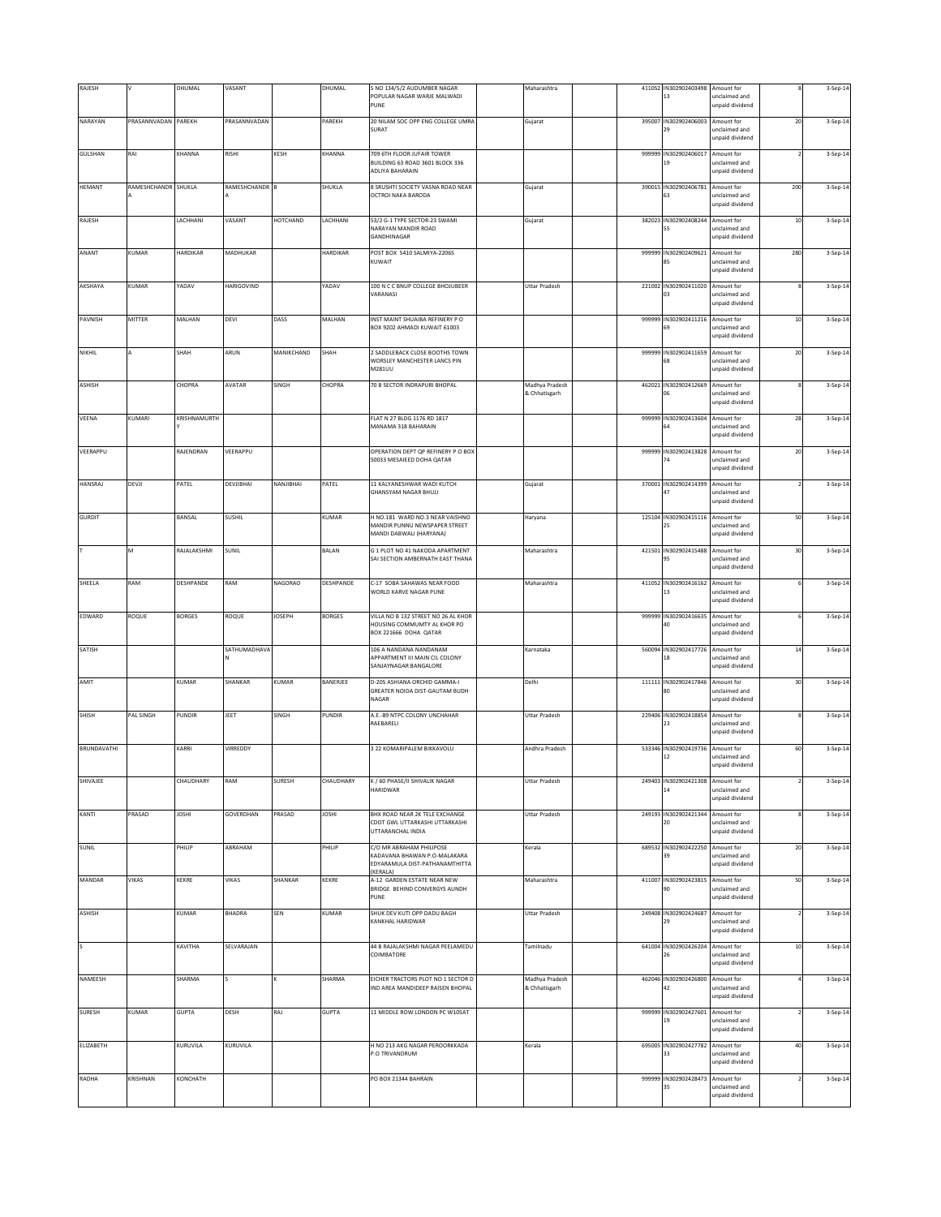| RAJESH | V | DHUMAL | VASANT | | DHUMAL | S NO 134/5/2 AUDUMBER NAGAR POPULAR NAGAR WARJE MALWADI PUNE | | Maharashtra | | 411052 | IN30290240349813 | Amount for unclaimed and unpaid dividend | 8 | 3-Sep-14 |
|---|---|---|---|---|---|---|---|---|---|---|---|---|---|---|
| NARAYAN | PRASANNVADAN | PAREKH | PRASANNVADAN | | PAREKH | 20 NILAM SOC OPP ENG COLLEGE UMRA SURAT | | Gujarat | | 395007 | IN30290240600329 | Amount for unclaimed and unpaid dividend | 20 | 3-Sep-14 |
| GULSHAN | RAI | KHANNA | RISHI | KESH | KHANNA | 709 6TH FLOOR JUFAIR TOWER BUILDING 63 ROAD 3601 BLOCK 336 ADLIYA BAHARAIN | | | | 999999 | IN30290240601719 | Amount for unclaimed and unpaid dividend | 2 | 3-Sep-14 |
| HEMANT | RAMESHCHANDRA | SHUKLA | RAMESHCHANDRA | B | SHUKLA | 8 SRUSHTI SOCIETY VASNA ROAD NEAR OCTROI NAKA BARODA | | Gujarat | | 390015 | IN30290240678163 | Amount for unclaimed and unpaid dividend | 200 | 3-Sep-14 |
| RAJESH | | LACHHANI | VASANT | HOTCHAND | LACHHANI | 53/2 G-1 TYPE SECTOR-23 SWAMI NARAYAN MANDIR ROAD GANDHINAGAR | | Gujarat | | 382023 | IN30290240824455 | Amount for unclaimed and unpaid dividend | 10 | 3-Sep-14 |
| ANANT | KUMAR | HARDIKAR | MADHUKAR | | HARDIKAR | POST BOX 5410 SALMIYA-22065 KUWAIT | | | | 999999 | IN30290240962185 | Amount for unclaimed and unpaid dividend | 280 | 3-Sep-14 |
| AKSHAYA | KUMAR | YADAV | HARIGOVIND | | YADAV | 100 N C C BNUP COLLEGE BHOJUBEER VARANASI | | Uttar Pradesh | | 221002 | IN30290241102003 | Amount for unclaimed and unpaid dividend | 8 | 3-Sep-14 |
| PAVNISH | MITTER | MALHAN | DEVI | DASS | MALHAN | INST MAINT SHUAIBA REFINERY P O BOX 9202 AHMADI KUWAIT 61003 | | | | 999999 | IN30290241121669 | Amount for unclaimed and unpaid dividend | 10 | 3-Sep-14 |
| NIKHIL | A | SHAH | ARUN | MANIKCHAND | SHAH | 2 SADDLEBACK CLOSE BOOTHS TOWN WORSLEY MANCHESTER LANCS PIN M281UU | | | | 999999 | IN30290241165968 | Amount for unclaimed and unpaid dividend | 20 | 3-Sep-14 |
| ASHISH | | CHOPRA | AVATAR | SINGH | CHOPRA | 70 B SECTOR INDRAPURI BHOPAL | | Madhya Pradesh & Chhatisgarh | | 462021 | IN30290241266906 | Amount for unclaimed and unpaid dividend | 8 | 3-Sep-14 |
| VEENA | KUMARI | KRISHNAMURTHY | | | | FLAT N 27 BLDG 1176 RD 1817 MANAMA 318 BAHARAIN | | | | 999999 | IN30290241360464 | Amount for unclaimed and unpaid dividend | 28 | 3-Sep-14 |
| VEERAPPU | | RAJENDRAN | VEERAPPU | | | OPERATION DEPT QP REFINERY P O BOX 50033 MESAIEED DOHA QATAR | | | | 999999 | IN30290241382874 | Amount for unclaimed and unpaid dividend | 20 | 3-Sep-14 |
| HANSRAJ | DEVJI | PATEL | DEVJIBHAI | NANJIBHAI | PATEL | 11 KALYANESHWAR WADI KUTCH GHANSYAM NAGAR BHUJ | | Gujarat | | 370001 | IN30290241439947 | Amount for unclaimed and unpaid dividend | 2 | 3-Sep-14 |
| GURDIT | | BANSAL | SUSHIL | | KUMAR | H NO.181 WARD NO.3 NEAR VAISHNO MANDIR PUNNU NEWSPAPER STREET MANDI DABWALI (HARYANA) | | Haryana | | 125104 | IN30290241511625 | Amount for unclaimed and unpaid dividend | 50 | 3-Sep-14 |
| T | M | RAJALAKSHMI | SUNIL | | BALAN | G 1 PLOT NO 41 NAKODA APARTMENT SAI SECTION AMBERNATH EAST THANA | | Maharashtra | | 421501 | IN30290241548895 | Amount for unclaimed and unpaid dividend | 30 | 3-Sep-14 |
| SHEELA | RAM | DESHPANDE | RAM | NAGORAO | DESHPANDE | C-17 SOBA SAHAWAS NEAR FOOD WORLD KARVE NAGAR PUNE | | Maharashtra | | 411052 | IN30290241616213 | Amount for unclaimed and unpaid dividend | 6 | 3-Sep-14 |
| EDWARD | ROQUE | BORGES | ROQUE | JOSEPH | BORGES | VILLA NO B 132 STREET NO 26 AL KHOR HOUSING COMMUMTY AL KHOR PO BOX 221666 DOHA QATAR | | | | 999999 | IN30290241663540 | Amount for unclaimed and unpaid dividend | 6 | 3-Sep-14 |
| SATISH | | | SATHUMADHAVAN | | | 106 A NANDANA NANDANAM APPARTMENT III MAIN CIL COLONY SANJAYNAGAR BANGALORE | | Karnataka | | 560094 | IN30290241772618 | Amount for unclaimed and unpaid dividend | 14 | 3-Sep-14 |
| AMIT | | KUMAR | SHANKAR | KUMAR | BANERJEE | D-205 ASHIANA ORCHID GAMMA-I GREATER NOIDA DIST-GAUTAM BUDH NAGAR | | Delhi | | 111111 | IN30290241784680 | Amount for unclaimed and unpaid dividend | 30 | 3-Sep-14 |
| SHISH | PAL SINGH | PUNDIR | JEET | SINGH | PUNDIR | A.E.-89 NTPC COLONY UNCHAHAR RAEBARELI | | Uttar Pradesh | | 229406 | IN30290241885423 | Amount for unclaimed and unpaid dividend | 8 | 3-Sep-14 |
| BRUNDAVATHI | | KARRI | VIRREDDY | | | 3 22 KOMARIPALEM BIKKAVOLU | | Andhra Pradesh | | 533346 | IN30290241973612 | Amount for unclaimed and unpaid dividend | 60 | 3-Sep-14 |
| SHIVAJEE | | CHAUDHARY | RAM | SURESH | CHAUDHARY | K / 60 PHASE/II SHIVALIK NAGAR HARIDWAR | | Uttar Pradesh | | 249403 | IN30290242130814 | Amount for unclaimed and unpaid dividend | 2 | 3-Sep-14 |
| KANTI | PRASAD | JOSHI | GOVERDHAN | PRASAD | JOSHI | BHX ROAD NEAR 2K TELE EXCHANGE CDOT GWL UTTARKASHI UTTARKASHI UTTARANCHAL INDIA | | Uttar Pradesh | | 249193 | IN30290242134420 | Amount for unclaimed and unpaid dividend | 8 | 3-Sep-14 |
| SUNIL | | PHILIP | ABRAHAM | | PHILIP | C/O MR ABRAHAM PHILIPOSE KADAVANA BHAWAN P.O-MALAKARA EDYARAMULA DIST-PATHANAMTHITTA (KERALA) | | Kerala | | 689532 | IN30290242225039 | Amount for unclaimed and unpaid dividend | 20 | 3-Sep-14 |
| MANDAR | VIKAS | KEKRE | VIKAS | SHANKAR | KEKRE | A-12 GARDEN ESTATE NEAR NEW BRIDGE BEHIND CONVERGYS AUNDH PUNE | | Maharashtra | | 411007 | IN30290242381590 | Amount for unclaimed and unpaid dividend | 50 | 3-Sep-14 |
| ASHISH | | KUMAR | BHADRA | SEN | KUMAR | SHUK DEV KUTI OPP DADU BAGH KANKHAL HARIDWAR | | Uttar Pradesh | | 249408 | IN30290242468729 | Amount for unclaimed and unpaid dividend | 2 | 3-Sep-14 |
| S | | KAVITHA | SELVARAJAN | | | 44 B RAJALAKSHMI NAGAR PEELAMEDU COIMBATORE | | Tamilnadu | | 641004 | IN30290242620426 | Amount for unclaimed and unpaid dividend | 10 | 3-Sep-14 |
| NAMEESH | | SHARMA | S | K | SHARMA | EICHER TRACTORS PLOT NO 1 SECTOR D IND AREA MANDIDEEP RAISEN BHOPAL | | Madhya Pradesh & Chhatisgarh | | 462046 | IN30290242680042 | Amount for unclaimed and unpaid dividend | 4 | 3-Sep-14 |
| SURESH | KUMAR | GUPTA | DESH | RAJ | GUPTA | 11 MIDDLE ROW LONDON PC W105AT | | | | 999999 | IN30290242760119 | Amount for unclaimed and unpaid dividend | 2 | 3-Sep-14 |
| ELIZABETH | | KURUVILA | KURUVILA | | | H NO 213 AKG NAGAR PEROORKKADA P.O TRIVANDRUM | | Kerala | | 695005 | IN30290242778233 | Amount for unclaimed and unpaid dividend | 40 | 3-Sep-14 |
| RADHA | KRISHNAN | KONCHATH | | | | PO BOX 21344 BAHRAIN | | | | 999999 | IN30290242847335 | Amount for unclaimed and unpaid dividend | 2 | 3-Sep-14 |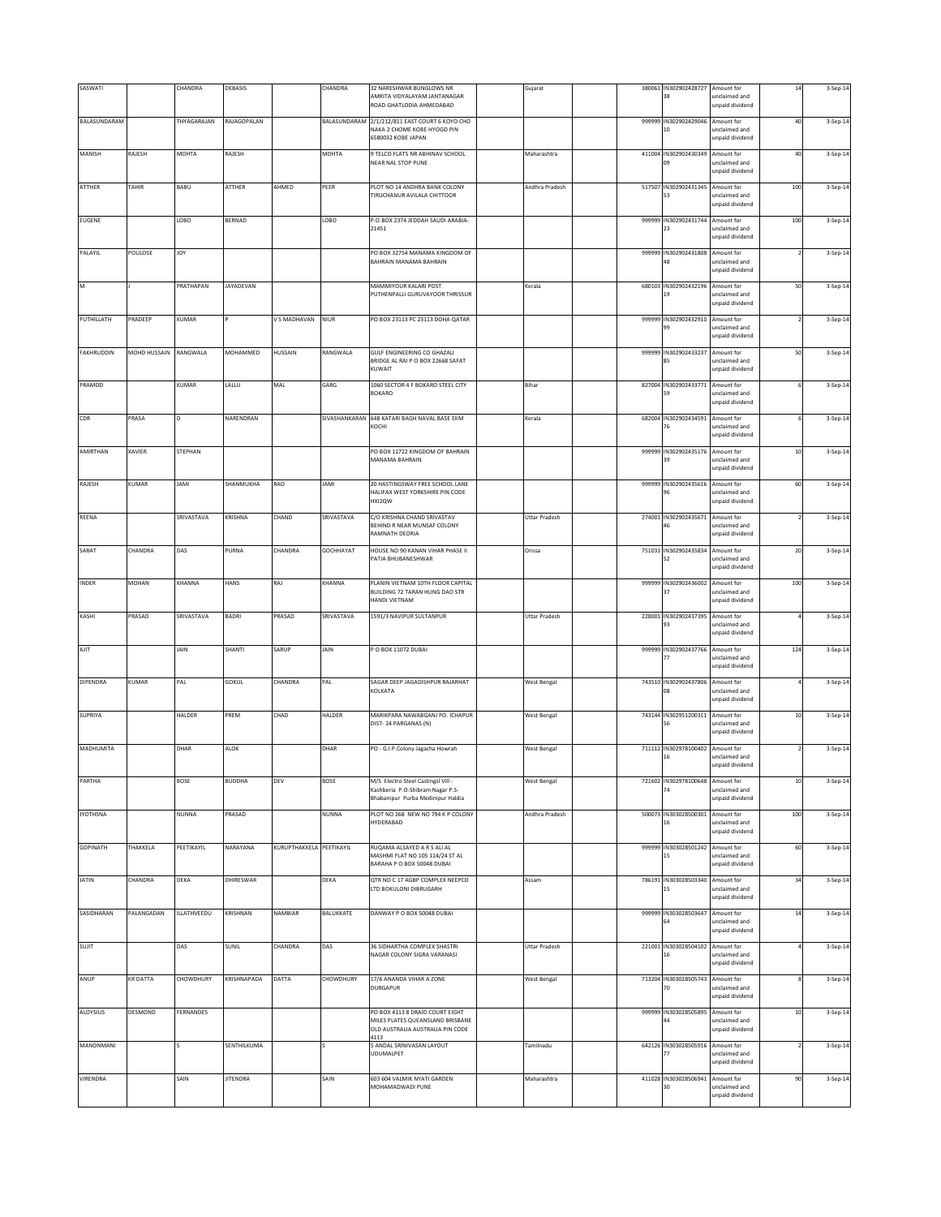| SASWATI | | CHANDRA | DEBASIS | | CHANDRA | 32 NARESHWAR BUNGLOWS NR AMRITA VIDYALAYAM JANTANAGAR ROAD GHATLODIA AHMEDABAD | | Gujarat | | 380061 | IN30290242872738 | Amount for unclaimed and unpaid dividend | 14 | 3-Sep-14 |
|---|---|---|---|---|---|---|---|---|---|---|---|---|---|---|
| BALASUNDARAM | | THYAGARAJAN | RAJAGOPALAN | | BALASUNDARAM | 2/1/212/811 EAST COURT 6 KOYO CHO NAKA 2 CHOME KOBE HYOGO PIN 6580032 KOBE JAPAN | | | | 999999 | IN30290242904610 | Amount for unclaimed and unpaid dividend | 40 | 3-Sep-14 |
| MANISH | RAJESH | MOHTA | RAJESH | | MOHTA | 9 TELCO FLATS NR ABHINAV SCHOOL NEAR NAL STOP PUNE | | Maharashtra | | 411004 | IN30290243034909 | Amount for unclaimed and unpaid dividend | 40 | 3-Sep-14 |
| ATTHER | TAHIR | BABU | ATTHER | AHMED | PEER | PLOT NO 14 ANDHRA BANK COLONY TIRUCHANUR AVILALA CHITTOOR | | Andhra Pradesh | | 517507 | IN30290243134553 | Amount for unclaimed and unpaid dividend | 100 | 3-Sep-14 |
| EUGENE | | LOBO | BERNAD | | LOBO | P.O.BOX 2374 JEDDAH SAUDI ARABIA-21451 | | | | 999999 | IN30290243174423 | Amount for unclaimed and unpaid dividend | 100 | 3-Sep-14 |
| PALAYIL | POULOSE | JOY | | | | PO BOX 32754 MANAMA KINGDOM OF BAHRAIN MANAMA BAHRAIN | | | | 999999 | IN30290243180848 | Amount for unclaimed and unpaid dividend | 2 | 3-Sep-14 |
| M | J | PRATHAPAN | JAYADEVAN | | | MAMMIYOUR KALARI POST PUTHENPALLI GURUVAYOOR THRISSUR | | Kerala | | 680103 | IN30290243219619 | Amount for unclaimed and unpaid dividend | 50 | 3-Sep-14 |
| PUTHILLATH | PRADEEP | KUMAR | P | V S MADHAVAN | NIUR | PO BOX 23113 PC 23113 DOHA QATAR | | | | 999999 | IN30290243291099 | Amount for unclaimed and unpaid dividend | 2 | 3-Sep-14 |
| FAKHRUDDIN | MOHD HUSSAIN | RANGWALA | MOHAMMED | HUSSAIN | RANGWALA | GULF ENGINEERING CO GHAZALI BRIDGE AL RAI P O BOX 22668 SAFAT KUWAIT | | | | 999999 | IN30290243323785 | Amount for unclaimed and unpaid dividend | 50 | 3-Sep-14 |
| PRAMOD | | KUMAR | LALLU | MAL | GARG | 1060 SECTOR 4 F BOKARO STEEL CITY BOKARO | | Bihar | | 827004 | IN30290243377159 | Amount for unclaimed and unpaid dividend | 6 | 3-Sep-14 |
| CDR | PRASA | D | NARENDRAN | | SIVASHANKARAN | 648 KATARI BAGH NAVAL BASE EKM KOCHI | | Kerala | | 682004 | IN30290243459176 | Amount for unclaimed and unpaid dividend | 6 | 3-Sep-14 |
| AMIRTHAN | XAVIER | STEPHAN | | | | PO BOX 11722 KINGDOM OF BAHRAIN MANAMA BAHRAIN | | | | 999999 | IN30290243517639 | Amount for unclaimed and unpaid dividend | 10 | 3-Sep-14 |
| RAJESH | KUMAR | JAMI | SHANMUKHA | RAO | JAMI | 20 HASTINGSWAY FREE SCHOOL LANE HALIFAX WEST YORKSHIRE PIN CODE HXI2QW | | | | 999999 | IN30290243561696 | Amount for unclaimed and unpaid dividend | 60 | 3-Sep-14 |
| REENA | | SRIVASTAVA | KRISHNA | CHAND | SRIVASTAVA | C/O KRISHNA CHAND SRIVASTAV BEHIND R NEAR MUNSAF COLONY RAMNATH DEORIA | | Uttar Pradesh | | 274001 | IN30290243567146 | Amount for unclaimed and unpaid dividend | 2 | 3-Sep-14 |
| SARAT | CHANDRA | DAS | PURNA | CHANDRA | GOCHHAYAT | HOUSE NO 90 KANAN VIHAR PHASE II PATIA BHUBANESHWAR | | Orissa | | 751031 | IN30290243583452 | Amount for unclaimed and unpaid dividend | 20 | 3-Sep-14 |
| INDER | MOHAN | KHANNA | HANS | RAJ | KHANNA | PLANIN VIETNAM 10TH FLOOR CAPITAL BUILDING 72 TARAN HUNG DAO STR HANDI VIETNAM | | | | 999999 | IN30290243600237 | Amount for unclaimed and unpaid dividend | 100 | 3-Sep-14 |
| KASHI | PRASAD | SRIVASTAVA | BADRI | PRASAD | SRIVASTAVA | 1591/3 NAVIPUR SULTANPUR | | Uttar Pradesh | | 228001 | IN30290243739593 | Amount for unclaimed and unpaid dividend | 4 | 3-Sep-14 |
| AJIT | | JAIN | SHANTI | SARUP | JAIN | P O BOX 11072 DUBAI | | | | 999999 | IN30290243776677 | Amount for unclaimed and unpaid dividend | 124 | 3-Sep-14 |
| DIPENDRA | KUMAR | PAL | GOKUL | CHANDRA | PAL | SAGAR DEEP JAGADISHPUR RAJARHAT KOLKATA | | West Bengal | | 743510 | IN30290243780608 | Amount for unclaimed and unpaid dividend | 4 | 3-Sep-14 |
| SUPRIYA | | HALDER | PREM | CHAD | HALDER | MARIKPARA NAWABGANJ PO. ICHAPUR DIST- 24 PARGANAS (N) | | West Bengal | | 743144 | IN30295120031156 | Amount for unclaimed and unpaid dividend | 10 | 3-Sep-14 |
| MADHUMITA | | DHAR | ALOK | | DHAR | PO - G.I.P.Colony Jagacha Howrah | | West Bengal | | 711112 | IN30297810040216 | Amount for unclaimed and unpaid dividend | 2 | 3-Sep-14 |
| PARTHA | | BOSE | BUDDHA | DEV | BOSE | M/S Electro Steel Castingsl Vill - Kashberia P.O-Shibram Nagar P.S-Bhabanipur Purba Medinipur Haldia | | West Bengal | | 721602 | IN30297810064874 | Amount for unclaimed and unpaid dividend | 10 | 3-Sep-14 |
| JYOTHSNA | | NUNNA | PRASAD | | NUNNA | PLOT NO 268 NEW NO 794 K P COLONY HYDERABAD | | Andhra Pradesh | | 500073 | IN30302850030116 | Amount for unclaimed and unpaid dividend | 100 | 3-Sep-14 |
| GOPINATH | THAKKELA | PEETIKAYIL | NARAYANA | KURUPTHAKKELA | PEETIKAYIL | RUQAMA ALSAYED A R S ALI AL MASHMI FLAT NO 105 114/24 ST AL BARAHA P O BOX 50048 DUBAI | | | | 999999 | IN30302850124215 | Amount for unclaimed and unpaid dividend | 60 | 3-Sep-14 |
| JATIN | CHANDRA | DEKA | DHIRESWAR | | DEKA | QTR NO C 17 AGBP COMPLEX NEEPCO LTD BOKULONI DIBRUGARH | | Assam | | 786191 | IN30302850334015 | Amount for unclaimed and unpaid dividend | 34 | 3-Sep-14 |
| SASIDHARAN | PALANGADAN | ILLATHVEEDU | KRISHNAN | NAMBIAR | BALUKKATE | DANWAY P O BOX 50048 DUBAI | | | | 999999 | IN30302850364764 | Amount for unclaimed and unpaid dividend | 14 | 3-Sep-14 |
| SUJIT | | DAS | SUNIL | CHANDRA | DAS | 36 SIDHARTHA COMPLEX SHASTRI NAGAR COLONY SIGRA VARANASI | | Uttar Pradesh | | 221001 | IN30302850410216 | Amount for unclaimed and unpaid dividend | 4 | 3-Sep-14 |
| ANUP | KR DATTA | CHOWDHURY | KRISHNAPADA | DATTA | CHOWDHURY | 17/6 ANANDA VIHAR A ZONE DURGAPUR | | West Bengal | | 713204 | IN30302850574370 | Amount for unclaimed and unpaid dividend | 8 | 3-Sep-14 |
| ALOYSIUS | DESMOND | FERNANDES | | | | PO BOX 4113 8 DRAID COURT EIGHT MILES PLATES QUEANSLAND BRISBANE OLD AUSTRALIA AUSTRALIA PIN CODE 4113 | | | | 999999 | IN30302850589544 | Amount for unclaimed and unpaid dividend | 10 | 3-Sep-14 |
| MANONMANI | | S | SENTHILKUMA | | S | 5 ANDAL SRINIVASAN LAYOUT UDUMALPET | | Tamilnadu | | 642126 | IN30302850591677 | Amount for unclaimed and unpaid dividend | 2 | 3-Sep-14 |
| VIRENDRA | | SAIN | JITENDRA | | SAIN | 603 604 VALMIK NYATI GARDEN MOHAMADWADI PUNE | | Maharashtra | | 411028 | IN30302850694130 | Amount for unclaimed and unpaid dividend | 90 | 3-Sep-14 |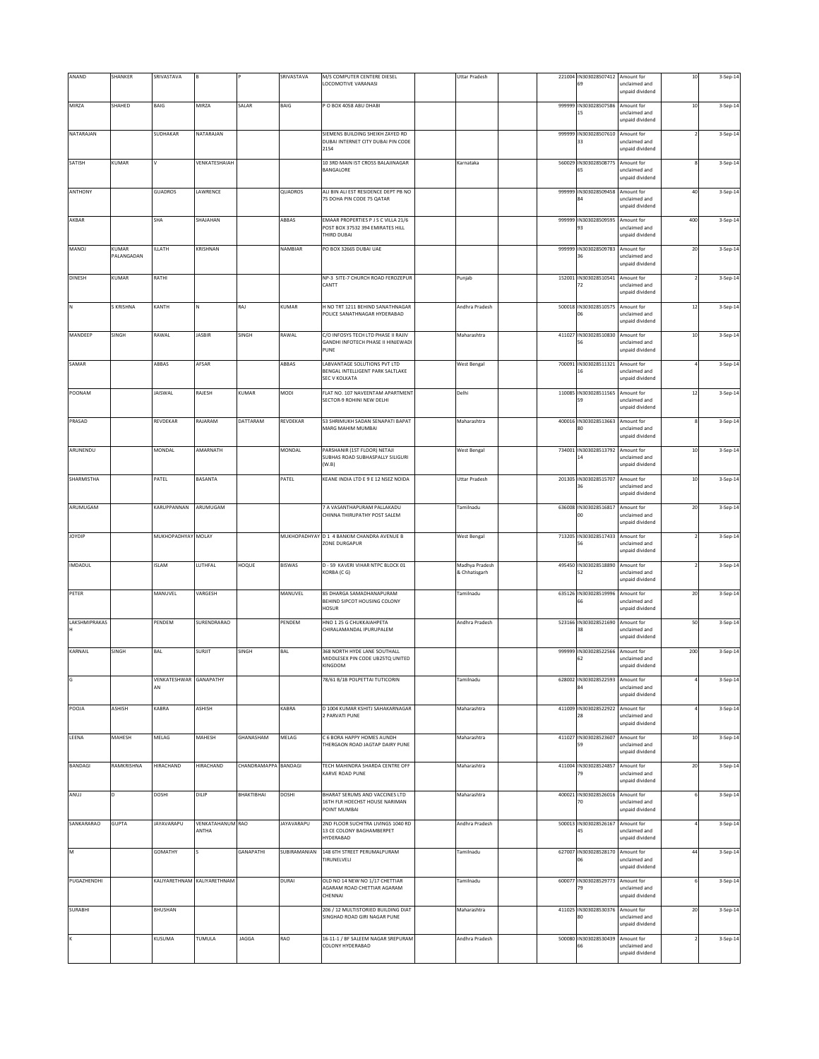| ANAND | SHANKER | SRIVASTAVA | B | P | SRIVASTAVA | M/S COMPUTER CENTERE DIESEL LOCOMOTIVE VARANASI | | Uttar Pradesh | | 221004 | IN30302850741269 | Amount for unclaimed and unpaid dividend | 10 | 3-Sep-14 |
|---|---|---|---|---|---|---|---|---|---|---|---|---|---|---|
| MIRZA | SHAHED | BAIG | MIRZA | SALAR | BAIG | P O BOX 4058 ABU DHABI | | | | 999999 | IN30302850758615 | Amount for unclaimed and unpaid dividend | 10 | 3-Sep-14 |
| NATARAJAN | | SUDHAKAR | NATARAJAN | | | SIEMENS BUILDING SHEIKH ZAYED RD DUBAI INTERNET CITY DUBAI PIN CODE 2154 | | | | 999999 | IN30302850761033 | Amount for unclaimed and unpaid dividend | 2 | 3-Sep-14 |
| SATISH | KUMAR | V | VENKATESHAIAH | | | 10 3RD MAIN IST CROSS BALAJINAGAR BANGALORE | | Karnataka | | 560029 | IN30302850877565 | Amount for unclaimed and unpaid dividend | 8 | 3-Sep-14 |
| ANTHONY | | GUADROS | LAWRENCE | | QUADROS | ALI BIN ALI EST RESIDENCE DEPT PB NO 75 DOHA PIN CODE 75 QATAR | | | | 999999 | IN30302850945884 | Amount for unclaimed and unpaid dividend | 40 | 3-Sep-14 |
| AKBAR | | SHA | SHAJAHAN | | ABBAS | EMAAR PROPERTIES P J S C VILLA 21/6 POST BOX 37532 394 EMIRATES HILL THIRD DUBAI | | | | 999999 | IN30302850959593 | Amount for unclaimed and unpaid dividend | 400 | 3-Sep-14 |
| MANOJ | KUMAR PALANGADAN | ILLATH | KRISHNAN | | NAMBIAR | PO BOX 32665 DUBAI UAE | | | | 999999 | IN30302850978336 | Amount for unclaimed and unpaid dividend | 20 | 3-Sep-14 |
| DINESH | KUMAR | RATHI | | | | NP-3 SITE-7 CHURCH ROAD FEROZEPUR CANTT | | Punjab | | 152001 | IN30302851054172 | Amount for unclaimed and unpaid dividend | 2 | 3-Sep-14 |
| N | S KRISHNA | KANTH | N | RAJ | KUMAR | H NO TRT 1211 BEHIND SANATHNAGAR POLICE SANATHNAGAR HYDERABAD | | Andhra Pradesh | | 500018 | IN30302851057506 | Amount for unclaimed and unpaid dividend | 12 | 3-Sep-14 |
| MANDEEP | SINGH | RAWAL | JASBIR | SINGH | RAWAL | C/O INFOSYS TECH LTD PHASE II RAJIV GANDHI INFOTECH PHASE II HINJEWADI PUNE | | Maharashtra | | 411027 | IN30302851083056 | Amount for unclaimed and unpaid dividend | 10 | 3-Sep-14 |
| SAMAR | | ABBAS | AFSAR | | ABBAS | LABVANTAGE SOLUTIONS PVT LTD BENGAL INTELLIGENT PARK SALTLAKE SEC V KOLKATA | | West Bengal | | 700091 | IN30302851132116 | Amount for unclaimed and unpaid dividend | 4 | 3-Sep-14 |
| POONAM | | JAISWAL | RAJESH | KUMAR | MODI | FLAT NO. 107 NAVEENTAM APARTMENT SECTOR-9 ROHINI NEW DELHI | | Delhi | | 110085 | IN30302851156559 | Amount for unclaimed and unpaid dividend | 12 | 3-Sep-14 |
| PRASAD | | REVDEKAR | RAJARAM | DATTARAM | REVDEKAR | 53 SHRIMUKH SADAN SENAPATI BAPAT MARG MAHIM MUMBAI | | Maharashtra | | 400016 | IN30302851366380 | Amount for unclaimed and unpaid dividend | 8 | 3-Sep-14 |
| ARUNENDU | | MONDAL | AMARNATH | | MONDAL | PARSHANIR (1ST FLOOR) NETAJI SUBHAS ROAD SUBHASPALLY SILIGURI (W.B) | | West Bengal | | 734001 | IN30302851379214 | Amount for unclaimed and unpaid dividend | 10 | 3-Sep-14 |
| SHARMISTHA | | PATEL | BASANTA | | PATEL | KEANE INDIA LTD E 9 E 12 NSEZ NOIDA | | Uttar Pradesh | | 201305 | IN30302851570736 | Amount for unclaimed and unpaid dividend | 10 | 3-Sep-14 |
| ARUMUGAM | | KARUPPANNAN | ARUMUGAM | | | 7 A VASANTHAPURAM PALLAKADU CHINNA THIRUPATHY POST SALEM | | Tamilnadu | | 636008 | IN30302851681700 | Amount for unclaimed and unpaid dividend | 20 | 3-Sep-14 |
| JOYDIP | | MUKHOPADHYAY | MOLAY | | MUKHOPADHYAY | D 1 4 BANKIM CHANDRA AVENUE B ZONE DURGAPUR | | West Bengal | | 713205 | IN30302851743356 | Amount for unclaimed and unpaid dividend | 2 | 3-Sep-14 |
| IMDADUL | | ISLAM | LUTHFAL | HOQUE | BISWAS | D - 59 KAVERI VIHAR NTPC BLOCK 01 KORBA (C G) | | Madhya Pradesh & Chhatisgarh | | 495450 | IN30302851889052 | Amount for unclaimed and unpaid dividend | 2 | 3-Sep-14 |
| PETER | | MANUVEL | VARGESH | | MANUVEL | 85 DHARGA SAMADHANAPURAM BEHIND SIPCOT HOUSING COLONY HOSUR | | Tamilnadu | | 635126 | IN30302851999666 | Amount for unclaimed and unpaid dividend | 20 | 3-Sep-14 |
| LAKSHMIPRAKASH | | PENDEM | SURENDRARAO | | PENDEM | HNO 1 25 G CHUKKAIAHPETA CHIRALAMANDAL IPURUPALEM | | Andhra Pradesh | | 523166 | IN30302852169038 | Amount for unclaimed and unpaid dividend | 50 | 3-Sep-14 |
| KARNAIL | SINGH | BAL | SURJIT | SINGH | BAL | 368 NORTH HYDE LANE SOUTHALL MIDDLESEX PIN CODE UB25TQ UNITED KINGDOM | | | | 999999 | IN30302852256662 | Amount for unclaimed and unpaid dividend | 200 | 3-Sep-14 |
| G | | VENKATESHWARAN | GANAPATHY | | | 78/61 B/1B POLPETTAI TUTICORIN | | Tamilnadu | | 628002 | IN30302852259384 | Amount for unclaimed and unpaid dividend | 4 | 3-Sep-14 |
| POOJA | ASHISH | KABRA | ASHISH | | KABRA | D 1004 KUMAR KSHITJ SAHAKARNAGAR 2 PARVATI PUNE | | Maharashtra | | 411009 | IN30302852292228 | Amount for unclaimed and unpaid dividend | 4 | 3-Sep-14 |
| LEENA | MAHESH | MELAG | MAHESH | GHANASHAM | MELAG | C 6 BORA HAPPY HOMES AUNDH THERGAON ROAD JAGTAP DAIRY PUNE | | Maharashtra | | 411027 | IN30302852360759 | Amount for unclaimed and unpaid dividend | 10 | 3-Sep-14 |
| BANDAGI | RAMKRISHNA | HIRACHAND | HIRACHAND | CHANDRAMAPPA | BANDAGI | TECH MAHINDRA SHARDA CENTRE OFF KARVE ROAD PUNE | | Maharashtra | | 411004 | IN30302852485779 | Amount for unclaimed and unpaid dividend | 20 | 3-Sep-14 |
| ANUJ | D | DOSHI | DILIP | BHAKTIBHAI | DOSHI | BHARAT SERUMS AND VACCINES LTD 16TH FLR HOECHST HOUSE NARIMAN POINT MUMBAI | | Maharashtra | | 400021 | IN30302852601670 | Amount for unclaimed and unpaid dividend | 6 | 3-Sep-14 |
| SANKARARAO | GUPTA | JAYAVARAPU | VENKATAHANUMANTHA | RAO | JAYAVARAPU | 2ND FLOOR SUCHITRA LIVINGS 1040 RD 13 CE COLONY BAGHAMBERPET HYDERABAD | | Andhra Pradesh | | 500013 | IN30302852616745 | Amount for unclaimed and unpaid dividend | 4 | 3-Sep-14 |
| M | | GOMATHY | S | GANAPATHI | SUBIRAMANIAN | 148 6TH STREET PERUMALPURAM TIRUNELVELI | | Tamilnadu | | 627007 | IN30302852817006 | Amount for unclaimed and unpaid dividend | 44 | 3-Sep-14 |
| PUGAZHENDHI | | KALIYARETHNAM | KALIYARETHNAM | | DURAI | OLD NO 14 NEW NO 1/17 CHETTIAR AGARAM ROAD CHETTIAR AGARAM CHENNAI | | Tamilnadu | | 600077 | IN30302852977379 | Amount for unclaimed and unpaid dividend | 6 | 3-Sep-14 |
| SURABHI | | BHUSHAN | | | | 206 / 12 MULTISTORIED BUILDING DIAT SINGHAD ROAD GIRI NAGAR PUNE | | Maharashtra | | 411025 | IN30302853037680 | Amount for unclaimed and unpaid dividend | 20 | 3-Sep-14 |
| K | | KUSUMA | TUMULA | JAGGA | RAO | 16-11-1 / 8F SALEEM NAGAR SREPURAM COLONY HYDERABAD | | Andhra Pradesh | | 500080 | IN30302853043966 | Amount for unclaimed and unpaid dividend | 2 | 3-Sep-14 |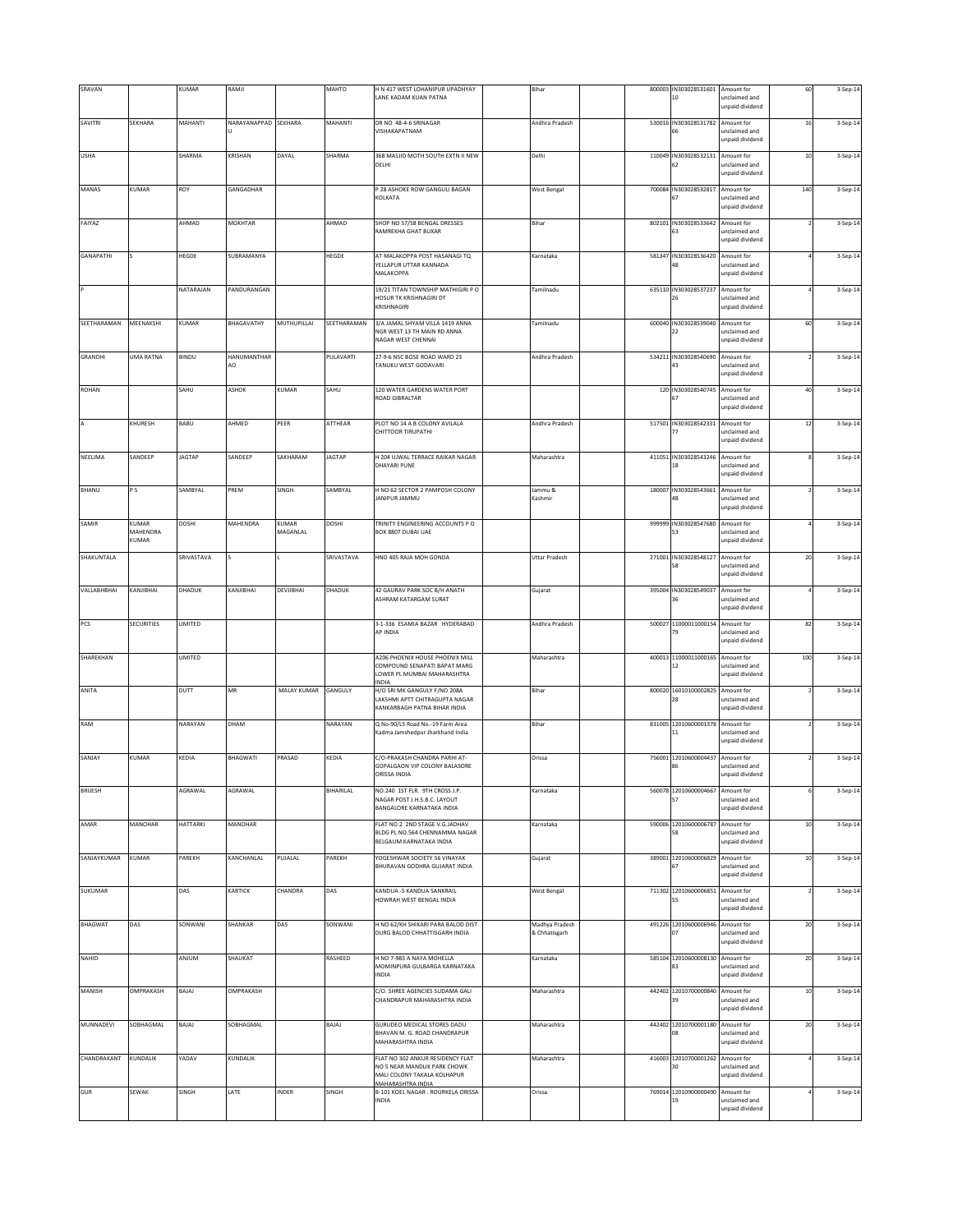| SRAVAN | | KUMAR | RAMJI | | MAHTO | H N 417 WEST LOHANIPUR UPADHYAY LANE KADAM KUAN PATNA | Bihar | | 800003 | IN30302853160110 | Amount for unclaimed and unpaid dividend | 60 | 3-Sep-14 |
|---|---|---|---|---|---|---|---|---|---|---|---|---|---|
| SAVITRI | SEKHARA | MAHANTI | NARAYANAPPADU | SEKHARA | MAHANTI | DR NO 48-4-6 SRINAGAR VISHAKAPATNAM | Andhra Pradesh | | 530016 | IN30302853178266 | Amount for unclaimed and unpaid dividend | 16 | 3-Sep-14 |
| USHA | | SHARMA | KRISHAN | DAYAL | SHARMA | 368 MASJID MOTH SOUTH EXTN II NEW DELHI | Delhi | | 110049 | IN30302853213162 | Amount for unclaimed and unpaid dividend | 10 | 3-Sep-14 |
| MANAS | KUMAR | ROY | GANGADHAR | | | P 28 ASHOKE ROW GANGULI BAGAN KOLKATA | West Bengal | | 700084 | IN30302853281767 | Amount for unclaimed and unpaid dividend | 140 | 3-Sep-14 |
| FAIYAZ | | AHMAD | MOKHTAR | | AHMAD | SHOP NO 57/58 BENGAL DRESSES RAMREKHA GHAT BUXAR | Bihar | | 802101 | IN30302853364263 | Amount for unclaimed and unpaid dividend | 2 | 3-Sep-14 |
| GANAPATHI | S | HEGDE | SUBRAMANYA | | HEGDE | AT MALAKOPPA POST HASANAGI TQ YELLAPUR UTTAR KANNADA MALAKOPPA | Karnataka | | 581347 | IN30302853642048 | Amount for unclaimed and unpaid dividend | 4 | 3-Sep-14 |
| P | | NATARAJAN | PANDURANGAN | | | 19/21 TITAN TOWNSHIP MATHIGIRI P O HOSUR TK KRISHNAGIRI DT KRISHNAGIRI | Tamilnadu | | 635110 | IN30302853723726 | Amount for unclaimed and unpaid dividend | 4 | 3-Sep-14 |
| SEETHARAMAN | MEENAKSHI | KUMAR | BHAGAVATHY | MUTHUPILLAI | SEETHARAMAN | 3/A JAMAL SHYAM VILLA 1419 ANNA NGR WEST 13 TH MAIN RD ANNA NAGAR WEST CHENNAI | Tamilnadu | | 600040 | IN30302853904022 | Amount for unclaimed and unpaid dividend | 60 | 3-Sep-14 |
| GRANDHI | UMA RATNA | BINDU | HANUMANTHARAO | | PULAVARTI | 27-9-6 NSC BOSE ROAD WARD 23 TANUKU WEST GODAVARI | Andhra Pradesh | | 534211 | IN30302854069043 | Amount for unclaimed and unpaid dividend | 2 | 3-Sep-14 |
| ROHAN | | SAHU | ASHOK | KUMAR | SAHU | 120 WATER GARDENS WATER PORT ROAD GIBRALTAR | | | 120 | IN30302854074567 | Amount for unclaimed and unpaid dividend | 40 | 3-Sep-14 |
| A | KHURESH | BABU | AHMED | PEER | ATTHEAR | PLOT NO 14 A B COLONY AVILALA CHITTOOR TIRUPATHI | Andhra Pradesh | | 517501 | IN30302854233177 | Amount for unclaimed and unpaid dividend | 12 | 3-Sep-14 |
| NEELIMA | SANDEEP | JAGTAP | SANDEEP | SAKHARAM | JAGTAP | H 204 UJWAL TERRACE RAIKAR NAGAR DHAYARI PUNE | Maharashtra | | 411051 | IN30302854324618 | Amount for unclaimed and unpaid dividend | 8 | 3-Sep-14 |
| BHANU | P S | SAMBYAL | PREM | SINGH | SAMBYAL | H NO 62 SECTOR 2 PAMPOSH COLONY JANIPUR JAMMU | Jammu & Kashmir | | 180007 | IN30302854366148 | Amount for unclaimed and unpaid dividend | 2 | 3-Sep-14 |
| SAMIR | KUMAR MAHENDRA KUMAR | DOSHI | MAHENDRA | KUMAR MAGANLAL | DOSHI | TRINITY ENGINEERING ACCOUNTS P O BOX 8807 DUBAI UAE | | | 999999 | IN30302854768053 | Amount for unclaimed and unpaid dividend | 4 | 3-Sep-14 |
| SHAKUNTALA | | SRIVASTAVA | S | L | SRIVASTAVA | HNO 405 RAJA MOH GONDA | Uttar Pradesh | | 271001 | IN30302854812758 | Amount for unclaimed and unpaid dividend | 20 | 3-Sep-14 |
| VALLABHBHAI | KANJIBHAI | DHADUK | KANJIBHAI | DEVJIBHAI | DHADUK | 42 GAURAV PARK SOC B/H ANATH ASHRAM KATARGAM SURAT | Gujarat | | 395004 | IN30302854903736 | Amount for unclaimed and unpaid dividend | 4 | 3-Sep-14 |
| PCS | SECURITIES | LIMITED | | | | 3-1-336 ESAMIA BAZAR HYDERABAD AP INDIA | Andhra Pradesh | | 500027 | 1100001100015479 | Amount for unclaimed and unpaid dividend | 82 | 3-Sep-14 |
| SHAREKHAN | | LIMITED | | | | A206 PHOENIX HOUSE PHOENIX MILL COMPOUND SENAPATI BAPAT MARG LOWER PL MUMBAI MAHARASHTRA INDIA | Maharashtra | | 400013 | 1100001100016512 | Amount for unclaimed and unpaid dividend | 100 | 3-Sep-14 |
| ANITA | | DUTT | MR | MALAY KUMAR | GANGULY | H/O SRI MK GANGULY F/NO 208A LAKSHMI APTT CHITRAGUPTA NAGAR KANKARBAGH PATNA BIHAR INDIA | Bihar | | 800020 | 1601010000282528 | Amount for unclaimed and unpaid dividend | 2 | 3-Sep-14 |
| RAM | | NARAYAN | DHAM | | NARAYAN | Q.No-90/L5 Road No.-19 Farm Area Kadma Jamshedpur Jharkhand India | Bihar | | 831005 | 1201060000137811 | Amount for unclaimed and unpaid dividend | 2 | 3-Sep-14 |
| SANJAY | KUMAR | KEDIA | BHAGWATI | PRASAD | KEDIA | C/O-PRAKASH CHANDRA PARHI AT-GOPALGAON VIP COLONY BALASORE ORISSA INDIA | Orissa | | 756001 | 1201060000443786 | Amount for unclaimed and unpaid dividend | 2 | 3-Sep-14 |
| BRIJESH | | AGRAWAL | AGRAWAL | | BIHARILAL | NO.240 1ST FLR. 9TH CROSS J.P. NAGAR POST J.H.S.B.C. LAYOUT BANGALORE KARNATAKA INDIA | Karnataka | | 560078 | 1201060000466757 | Amount for unclaimed and unpaid dividend | 6 | 3-Sep-14 |
| AMAR | MANOHAR | HATTARKI | MANOHAR | | | FLAT NO.2 2ND STAGE V.G.JADHAV BLDG PL NO.564 CHENNAMMA NAGAR BELGAUM KARNATAKA INDIA | Karnataka | | 590006 | 1201060000678758 | Amount for unclaimed and unpaid dividend | 10 | 3-Sep-14 |
| SANJAYKUMAR | KUMAR | PAREKH | KANCHANLAL | PUJALAL | PAREKH | YOGESHWAR SOCIETY 56 VINAYAK BHURAVAN GODHRA GUJARAT INDIA | Gujarat | | 389001 | 1201060000682967 | Amount for unclaimed and unpaid dividend | 10 | 3-Sep-14 |
| SUKUMAR | | DAS | KARTICK | CHANDRA | DAS | KANDUA -S KANDUA SANKRAIL HOWRAH WEST BENGAL INDIA | West Bengal | | 711302 | 1201060000685155 | Amount for unclaimed and unpaid dividend | 2 | 3-Sep-14 |
| BHAGWAT | DAS | SONWANI | SHANKAR | DAS | SONWANI | H NO 62/KH SHIKARI PARA BALOD DIST DURG BALOD CHHATTISGARH INDIA | Madhya Pradesh & Chhatisgarh | | 491226 | 1201060000694607 | Amount for unclaimed and unpaid dividend | 20 | 3-Sep-14 |
| NAHID | | ANJUM | SHAUKAT | | RASHEED | H NO 7-985 A NAYA MOHELLA MOMINPURA GULBARGA KARNATAKA INDIA | Karnataka | | 585104 | 1201060000813083 | Amount for unclaimed and unpaid dividend | 20 | 3-Sep-14 |
| MANISH | OMPRAKASH | BAJAJ | OMPRAKASH | | | C/O. SHREE AGENCIES SUDAMA GALI CHANDRAPUR MAHARASHTRA INDIA | Maharashtra | | 442402 | 1201070000084039 | Amount for unclaimed and unpaid dividend | 10 | 3-Sep-14 |
| MUNNADEVI | SOBHAGMAL | BAJAJ | SOBHAGMAL | | BAJAJ | GURUDEO MEDICAL STORES DADU BHAVAN M. G. ROAD CHANDRAPUR MAHARASHTRA INDIA | Maharashtra | | 442402 | 1201070000118008 | Amount for unclaimed and unpaid dividend | 20 | 3-Sep-14 |
| CHANDRAKANT | KUNDALIK | YADAV | KUNDALIK | | | FLAT NO 302 ANKUR RESIDENCY FLAT NO 5 NEAR MANDLIK PARK CHOWK MALI COLONY TAKALA KOLHAPUR MAHARASHTRA INDIA | Maharashtra | | 416003 | 1201070000126230 | Amount for unclaimed and unpaid dividend | 4 | 3-Sep-14 |
| GUR | SEWAK | SINGH | LATE | INDER | SINGH | B-101 KOEL NAGAR . ROURKELA ORISSA INDIA | Orissa | | 769014 | 1201090000049019 | Amount for unclaimed and unpaid dividend | 4 | 3-Sep-14 |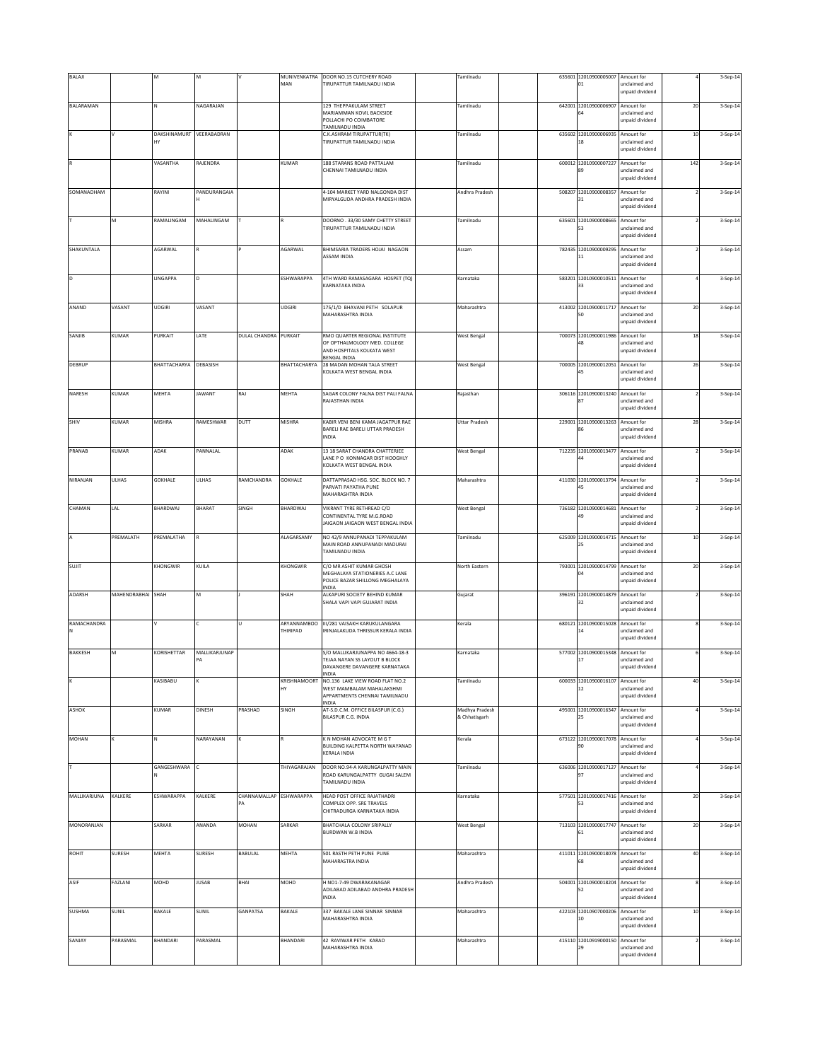| BALAJI | | M | M | V | MUNIVENKATRA MAN | DOOR NO.15 CUTCHERY ROAD TIRUPATTUR TAMILNADU INDIA | | Tamilnadu | | 635601 | 1201090000500701 | Amount for unclaimed and unpaid dividend | 4 | 3-Sep-14 |
|---|---|---|---|---|---|---|---|---|---|---|---|---|---|---|
| BALARAMAN | | N | NAGARAJAN | | | 129 THEPPAKULAM STREET MARIAMMAN KOVIL BACKSIDE POLLACHI PO COIMBATORE TAMILNADU INDIA | | Tamilnadu | | 642001 | 1201090000690764 | Amount for unclaimed and unpaid dividend | 20 | 3-Sep-14 |
| K | V | DAKSHINAMURTHY | VEERABADRAN | | | C.K.ASHRAM TIRUPATTUR(TK) TIRUPATTUR TAMILNADU INDIA | | Tamilnadu | | 635602 | 1201090000693518 | Amount for unclaimed and unpaid dividend | 10 | 3-Sep-14 |
| R | | VASANTHA | RAJENDRA | | KUMAR | 188 STARANS ROAD PATTALAM CHENNAI TAMILNADU INDIA | | Tamilnadu | | 600012 | 1201090000722789 | Amount for unclaimed and unpaid dividend | 142 | 3-Sep-14 |
| SOMANADHAM | | RAYINI | PANDURANGAIAH | | | 4-104 MARKET YARD NALGONDA DIST MIRYALGUDA ANDHRA PRADESH INDIA | | Andhra Pradesh | | 508207 | 1201090000835731 | Amount for unclaimed and unpaid dividend | 2 | 3-Sep-14 |
| T | M | RAMALINGAM | MAHALINGAM | T | R | DOORNO . 33/30 SAMY CHETTY STREET TIRUPATTUR TAMILNADU INDIA | | Tamilnadu | | 635601 | 1201090000866553 | Amount for unclaimed and unpaid dividend | 2 | 3-Sep-14 |
| SHAKUNTALA | | AGARWAL | R | P | AGARWAL | BHIMSARIA TRADERS HOJAI NAGAON ASSAM INDIA | | Assam | | 782435 | 1201090000929511 | Amount for unclaimed and unpaid dividend | 2 | 3-Sep-14 |
| D | | LINGAPPA | D | | ESHWARAPPA | 4TH WARD RAMASAGARA HOSPET (TQ) KARNATAKA INDIA | | Karnataka | | 583201 | 1201090001051133 | Amount for unclaimed and unpaid dividend | 4 | 3-Sep-14 |
| ANAND | VASANT | UDGIRI | VASANT | | UDGIRI | 175/1/D BHAVANI PETH SOLAPUR MAHARASHTRA INDIA | | Maharashtra | | 413002 | 1201090001171750 | Amount for unclaimed and unpaid dividend | 20 | 3-Sep-14 |
| SANJIB | KUMAR | PURKAIT | LATE | DULAL CHANDRA | PURKAIT | RMO QUARTER REGIONAL INSTITUTE OF OPTHALMOLOGY MED. COLLEGE AND HOSPITALS KOLKATA WEST BENGAL INDIA | | West Bengal | | 700073 | 1201090001198648 | Amount for unclaimed and unpaid dividend | 18 | 3-Sep-14 |
| DEBRUP | | BHATTACHARYA | DEBASISH | | BHATTACHARYA | 28 MADAN MOHAN TALA STREET KOLKATA WEST BENGAL INDIA | | West Bengal | | 700005 | 1201090001205145 | Amount for unclaimed and unpaid dividend | 26 | 3-Sep-14 |
| NARESH | KUMAR | MEHTA | JAWANT | RAJ | MEHTA | SAGAR COLONY FALNA DIST PALI FALNA RAJASTHAN INDIA | | Rajasthan | | 306116 | 1201090001324087 | Amount for unclaimed and unpaid dividend | 2 | 3-Sep-14 |
| SHIV | KUMAR | MISHRA | RAMESHWAR | DUTT | MISHRA | KABIR VENI BENI KAMA JAGATPUR RAE BARELI RAE BARELI UTTAR PRADESH INDIA | | Uttar Pradesh | | 229001 | 1201090001326386 | Amount for unclaimed and unpaid dividend | 28 | 3-Sep-14 |
| PRANAB | KUMAR | ADAK | PANNALAL | | ADAK | 13 18 SARAT CHANDRA CHATTERJEE LANE P O KONNAGAR DIST HOOGHLY KOLKATA WEST BENGAL INDIA | | West Bengal | | 712235 | 1201090001347744 | Amount for unclaimed and unpaid dividend | 2 | 3-Sep-14 |
| NIRANJAN | ULHAS | GOKHALE | ULHAS | RAMCHANDRA | GOKHALE | DATTAPRASAD HSG. SOC. BLOCK NO. 7 PARVATI PAYATHA PUNE MAHARASHTRA INDIA | | Maharashtra | | 411030 | 1201090001379445 | Amount for unclaimed and unpaid dividend | 2 | 3-Sep-14 |
| CHAMAN | LAL | BHARDWAJ | BHARAT | SINGH | BHARDWAJ | VIKRANT TYRE RETHREAD C/O CONTINENTAL TYRE M.G.ROAD JAIGAON JAIGAON WEST BENGAL INDIA | | West Bengal | | 736182 | 1201090001468149 | Amount for unclaimed and unpaid dividend | 2 | 3-Sep-14 |
| A | PREMALATH | PREMALATHA | R | | ALAGARSAMY | NO 42/9 ANNUPANADI TEPPAKULAM MAIN ROAD ANNUPANADI MADURAI TAMILNADU INDIA | | Tamilnadu | | 625009 | 1201090001471525 | Amount for unclaimed and unpaid dividend | 10 | 3-Sep-14 |
| SUJIT | | KHONGWIR | KUILA | | KHONGWIR | C/O MR ASHIT KUMAR GHOSH MEGHALAYA STATIONERIES A.C LANE POLICE BAZAR SHILLONG MEGHALAYA INDIA | | North Eastern | | 793001 | 1201090001479904 | Amount for unclaimed and unpaid dividend | 20 | 3-Sep-14 |
| ADARSH | MAHENDRABHAI | SHAH | M | J | SHAH | ALKAPURI SOCIETY BEHIND KUMAR SHALA VAPI VAPI GUJARAT INDIA | | Gujarat | | 396191 | 1201090001487932 | Amount for unclaimed and unpaid dividend | 2 | 3-Sep-14 |
| RAMACHANDRAN | | V | C | U | ARYANNAMBOO THIRIPAD | III/281 VAISAKH KARUKULANGARA IRINJALAKUDA THRISSUR KERALA INDIA | | Kerala | | 680121 | 1201090001502814 | Amount for unclaimed and unpaid dividend | 8 | 3-Sep-14 |
| BAKKESH | M | KORISHETTAR | MALLIKARJUNAPPA | | | S/O MALLIKARJUNAPPA NO 4664-18-3 TEJAA NAYAN SS LAYOUT B BLOCK DAVANGERE DAVANGERE KARNATAKA INDIA | | Karnataka | | 577002 | 1201090001534817 | Amount for unclaimed and unpaid dividend | 6 | 3-Sep-14 |
| K | | KASIBABU | K | | KRISHNAMOORTHY | NO.136 LAKE VIEW ROAD FLAT NO.2 WEST MAMBALAM MAHALAKSHMI APPARTMENTS CHENNAI TAMILNADU INDIA | | Tamilnadu | | 600033 | 1201090001610712 | Amount for unclaimed and unpaid dividend | 40 | 3-Sep-14 |
| ASHOK | | KUMAR | DINESH | PRASHAD | SINGH | AT-S.D.C.M. OFFICE BILASPUR (C.G.) BILASPUR C.G. INDIA | | Madhya Pradesh & Chhatisgarh | | 495001 | 1201090001634725 | Amount for unclaimed and unpaid dividend | 4 | 3-Sep-14 |
| MOHAN | K | N | NARAYANAN | K | R | K N MOHAN ADVOCATE M G T BUILDING KALPETTA NORTH WAYANAD KERALA INDIA | | Kerala | | 673122 | 1201090001707890 | Amount for unclaimed and unpaid dividend | 4 | 3-Sep-14 |
| T | | GANGESHWARAN | C | | THIYAGARAJAN | DOOR NO.94-A KARUNGALPATTY MAIN ROAD KARUNGALPATTY GUGAI SALEM TAMILNADU INDIA | | Tamilnadu | | 636006 | 1201090001712797 | Amount for unclaimed and unpaid dividend | 4 | 3-Sep-14 |
| MALLIKARJUNA | KALKERE | ESHWARAPPA | KALKERE | CHANNAMALLAPPA | ESHWARAPPA | HEAD POST OFFICE RAJATHADRI COMPLEX OPP. SRE TRAVELS CHITRADURGA KARNATAKA INDIA | | Karnataka | | 577501 | 1201090001741653 | Amount for unclaimed and unpaid dividend | 20 | 3-Sep-14 |
| MONORANJAN | | SARKAR | ANANDA | MOHAN | SARKAR | BHATCHALA COLONY SRIPALLY BURDWAN W.B INDIA | | West Bengal | | 713103 | 1201090001774761 | Amount for unclaimed and unpaid dividend | 20 | 3-Sep-14 |
| ROHIT | SURESH | MEHTA | SURESH | BABULAL | MEHTA | 501 RASTH PETH PUNE PUNE MAHARASTRA INDIA | | Maharashtra | | 411011 | 1201090001807868 | Amount for unclaimed and unpaid dividend | 40 | 3-Sep-14 |
| ASIF | FAZLANI | MOHD | JUSAB | BHAI | MOHD | H NO1-7-49 DWARAKANAGAR ADILABAD ADILABAD ANDHRA PRADESH INDIA | | Andhra Pradesh | | 504001 | 1201090001820452 | Amount for unclaimed and unpaid dividend | 8 | 3-Sep-14 |
| SUSHMA | SUNIL | BAKALE | SUNIL | GANPATSA | BAKALE | 337 BAKALE LANE SINNAR SINNAR MAHARASHTRA INDIA | | Maharashtra | | 422103 | 1201090700020610 | Amount for unclaimed and unpaid dividend | 10 | 3-Sep-14 |
| SANJAY | PARASMAL | BHANDARI | PARASMAL | | BHANDARI | 42 RAVIWAR PETH KARAD MAHARASHTRA INDIA | | Maharashtra | | 415110 | 1201091900015029 | Amount for unclaimed and unpaid dividend | 2 | 3-Sep-14 |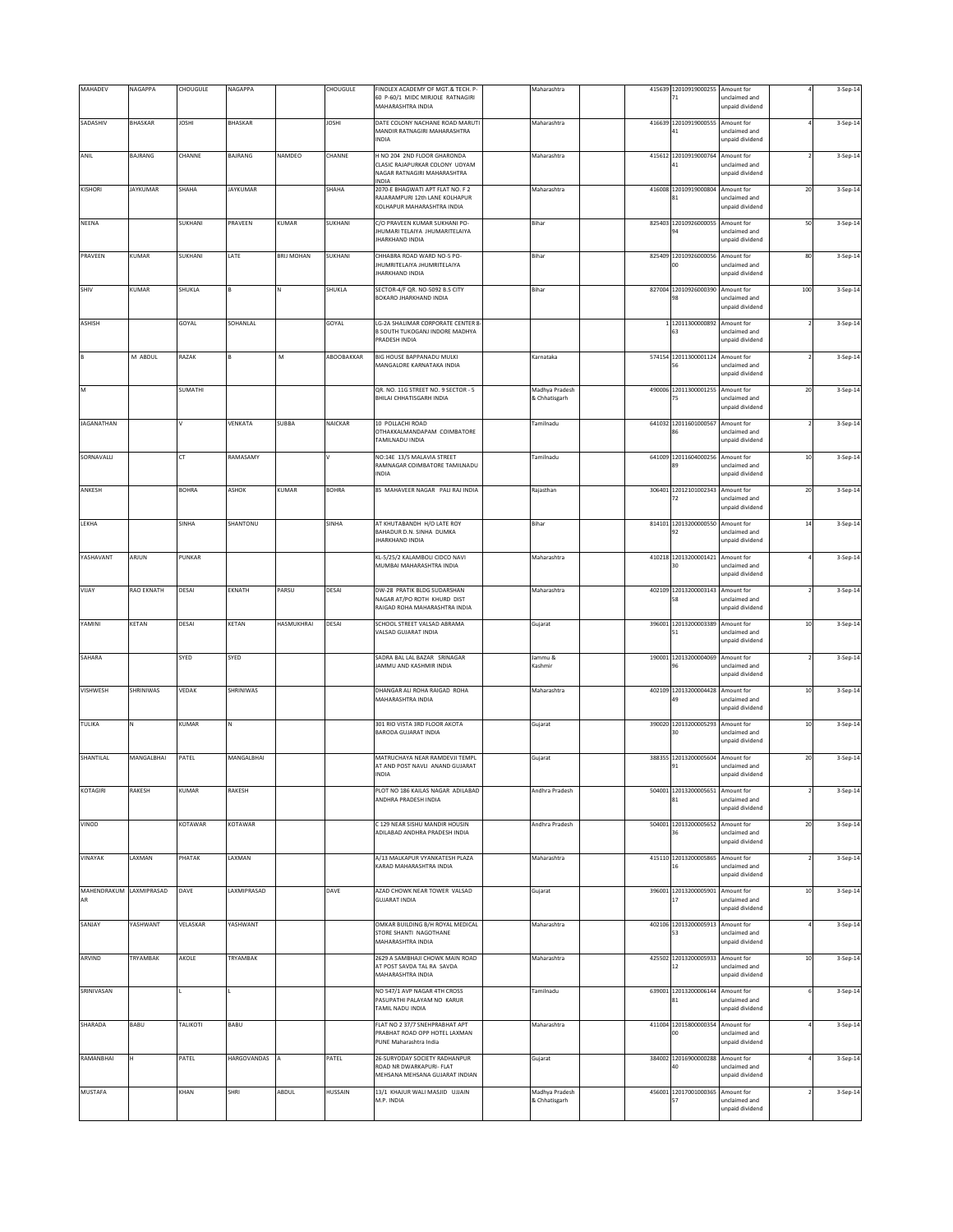| MAHADEV | NAGAPPA | CHOUGULE | NAGAPPA | | CHOUGULE | FINOLEX ACADEMY OF MGT.& TECH. P-60 P-60/1 MIDC MIRJOLE RATNAGIRI MAHARASHTRA INDIA | | Maharashtra | | 415639 | 1201091900025571 | Amount for unclaimed and unpaid dividend | 4 | 3-Sep-14 |
|---|---|---|---|---|---|---|---|---|---|---|---|---|---|---|
| SADASHIV | BHASKAR | JOSHI | BHASKAR | | JOSHI | DATE COLONY NACHANE ROAD MARUTI MANDIR RATNAGIRI MAHARASHTRA INDIA | | Maharashtra | | 416639 | 1201091900055541 | Amount for unclaimed and unpaid dividend | 4 | 3-Sep-14 |
| ANIL | BAJRANG | CHANNE | BAJRANG | NAMDEO | CHANNE | H NO 204 2ND FLOOR GHARONDA CLASIC RAJAPURKAR COLONY UDYAM NAGAR RATNAGIRI MAHARASHTRA INDIA | | Maharashtra | | 415612 | 1201091900076441 | Amount for unclaimed and unpaid dividend | 2 | 3-Sep-14 |
| KISHORI | JAYKUMAR | SHAHA | JAYKUMAR | | SHAHA | 2070-E BHAGWATI APT FLAT NO. F 2 RAJARAMPURI 12th LANE KOLHAPUR KOLHAPUR MAHARASHTRA INDIA | | Maharashtra | | 416008 | 1201091900080481 | Amount for unclaimed and unpaid dividend | 20 | 3-Sep-14 |
| NEENA | | SUKHANI | PRAVEEN | KUMAR | SUKHANI | C/O PRAVEEN KUMAR SUKHANI PO-JHUMARI TELAIYA JHUMARITELAIYA JHARKHAND INDIA | | Bihar | | 825403 | 1201092600005594 | Amount for unclaimed and unpaid dividend | 50 | 3-Sep-14 |
| PRAVEEN | KUMAR | SUKHANI | LATE | BRIJ MOHAN | SUKHANI | CHHABRA ROAD WARD NO-5 PO-JHUMRITELAIYA JHUMRITELAIYA JHARKHAND INDIA | | Bihar | | 825409 | 1201092600005600 | Amount for unclaimed and unpaid dividend | 80 | 3-Sep-14 |
| SHIV | KUMAR | SHUKLA | B | N | SHUKLA | SECTOR-4/F QR. NO-5092 B.S CITY BOKARO JHARKHAND INDIA | | Bihar | | 827004 | 1201092600039098 | Amount for unclaimed and unpaid dividend | 100 | 3-Sep-14 |
| ASHISH | | GOYAL | SOHANLAL | | GOYAL | LG-2A SHALIMAR CORPORATE CENTER 8-B SOUTH TUKOGANJ INDORE MADHYA PRADESH INDIA | | | | 1 | 1201130000089263 | Amount for unclaimed and unpaid dividend | 2 | 3-Sep-14 |
| B | M ABDUL | RAZAK | B | M | ABOOBAKKAR | BIG HOUSE BAPPANADU MULKI MANGALORE KARNATAKA INDIA | | Karnataka | | 574154 | 1201130000112456 | Amount for unclaimed and unpaid dividend | 2 | 3-Sep-14 |
| M | | SUMATHI | | | | QR. NO. 11G STREET NO. 9 SECTOR - 5 BHILAI CHHATISGARH INDIA | | Madhya Pradesh & Chhatisgarh | | 490006 | 1201130000125575 | Amount for unclaimed and unpaid dividend | 20 | 3-Sep-14 |
| JAGANATHAN | | V | VENKATA | SUBBA | NAICKAR | 10 POLLACHI ROAD OTHAKKALMANDAPAM COIMBATORE TAMILNADU INDIA | | Tamilnadu | | 641032 | 1201160100056786 | Amount for unclaimed and unpaid dividend | 2 | 3-Sep-14 |
| SORNAVALLI | | CT | RAMASAMY | | V | NO:14E 13/5 MALAVIA STREET RAMNAGAR COIMBATORE TAMILNADU INDIA | | Tamilnadu | | 641009 | 1201160400025689 | Amount for unclaimed and unpaid dividend | 10 | 3-Sep-14 |
| ANKESH | | BOHRA | ASHOK | KUMAR | BOHRA | 85 MAHAVEER NAGAR PALI RAJ INDIA | | Rajasthan | | 306401 | 1201210100234372 | Amount for unclaimed and unpaid dividend | 20 | 3-Sep-14 |
| LEKHA | | SINHA | SHANTONU | | SINHA | AT KHUTABANDH H/O LATE ROY BAHADUR D.N. SINHA DUMKA JHARKHAND INDIA | | Bihar | | 814101 | 1201320000055092 | Amount for unclaimed and unpaid dividend | 14 | 3-Sep-14 |
| YASHAVANT | ARJUN | PUNKAR | | | | KL-5/25/2 KALAMBOLI CIDCO NAVI MUMBAI MAHARASHTRA INDIA | | Maharashtra | | 410218 | 1201320000142130 | Amount for unclaimed and unpaid dividend | 4 | 3-Sep-14 |
| VIJAY | RAO EKNATH | DESAI | EKNATH | PARSU | DESAI | DW-28 PRATIK BLDG SUDARSHAN NAGAR AT/PO ROTH KHURD DIST RAIGAD ROHA MAHARASHTRA INDIA | | Maharashtra | | 402109 | 1201320000314358 | Amount for unclaimed and unpaid dividend | 2 | 3-Sep-14 |
| YAMINI | KETAN | DESAI | KETAN | HASMUKHRAI | DESAI | SCHOOL STREET VALSAD ABRAMA VALSAD GUJARAT INDIA | | Gujarat | | 396001 | 1201320000338951 | Amount for unclaimed and unpaid dividend | 10 | 3-Sep-14 |
| SAHARA | | SYED | SYED | | | SADRA BAL LAL BAZAR SRINAGAR JAMMU AND KASHMIR INDIA | | Jammu & Kashmir | | 190001 | 1201320000406996 | Amount for unclaimed and unpaid dividend | 2 | 3-Sep-14 |
| VISHWESH | SHRINIWAS | VEDAK | SHRINIWAS | | | DHANGAR ALI ROHA RAIGAD ROHA MAHARASHTRA INDIA | | Maharashtra | | 402109 | 1201320000442849 | Amount for unclaimed and unpaid dividend | 10 | 3-Sep-14 |
| TULIKA | N | KUMAR | N | | | 301 RIO VISTA 3RD FLOOR AKOTA BARODA GUJARAT INDIA | | Gujarat | | 390020 | 1201320000529330 | Amount for unclaimed and unpaid dividend | 10 | 3-Sep-14 |
| SHANTILAL | MANGALBHAI | PATEL | MANGALBHAI | | | MATRUCHAYA NEAR RAMDEVJI TEMPL AT AND POST NAVLI ANAND GUJARAT INDIA | | Gujarat | | 388355 | 1201320000560491 | Amount for unclaimed and unpaid dividend | 20 | 3-Sep-14 |
| KOTAGIRI | RAKESH | KUMAR | RAKESH | | | PLOT NO 186 KAILAS NAGAR ADILABAD ANDHRA PRADESH INDIA | | Andhra Pradesh | | 504001 | 1201320000565181 | Amount for unclaimed and unpaid dividend | 2 | 3-Sep-14 |
| VINOD | | KOTAWAR | KOTAWAR | | | C 129 NEAR SISHU MANDIR HOUSIN ADILABAD ANDHRA PRADESH INDIA | | Andhra Pradesh | | 504001 | 1201320000565236 | Amount for unclaimed and unpaid dividend | 20 | 3-Sep-14 |
| VINAYAK | LAXMAN | PHATAK | LAXMAN | | | A/13 MALKAPUR VYANKATESH PLAZA KARAD MAHARASHTRA INDIA | | Maharashtra | | 415110 | 1201320000586516 | Amount for unclaimed and unpaid dividend | 2 | 3-Sep-14 |
| MAHENDRAKUMAR | LAXMIPRASAD | DAVE | LAXMIPRASAD | | DAVE | AZAD CHOWK NEAR TOWER VALSAD GUJARAT INDIA | | Gujarat | | 396001 | 1201320000590117 | Amount for unclaimed and unpaid dividend | 10 | 3-Sep-14 |
| SANJAY | YASHWANT | VELASKAR | YASHWANT | | | OMKAR BUILDING B/H ROYAL MEDICAL STORE SHANTI NAGOTHANE MAHARASHTRA INDIA | | Maharashtra | | 402106 | 1201320000591353 | Amount for unclaimed and unpaid dividend | 4 | 3-Sep-14 |
| ARVIND | TRYAMBAK | AKOLE | TRYAMBAK | | | 2629 A SAMBHAJI CHOWK MAIN ROAD AT POST SAVDA TAL RA SAVDA MAHARASHTRA INDIA | | Maharashtra | | 425502 | 1201320000593312 | Amount for unclaimed and unpaid dividend | 10 | 3-Sep-14 |
| SRINIVASAN | | L | L | | | NO 547/1 AVP NAGAR 4TH CROSS PASUPATHI PALAYAM NO KARUR TAMIL NADU INDIA | | Tamilnadu | | 639001 | 1201320000614481 | Amount for unclaimed and unpaid dividend | 6 | 3-Sep-14 |
| SHARADA | BABU | TALIKOTI | BABU | | | FLAT NO 2 37/7 SNEHPRABHAT APT PRABHAT ROAD OPP HOTEL LAXMAN PUNE Maharashtra India | | Maharashtra | | 411004 | 1201580000035400 | Amount for unclaimed and unpaid dividend | 4 | 3-Sep-14 |
| RAMANBHAI | H | PATEL | HARGOVANDAS | A | PATEL | 26-SURYODAY SOCIETY RADHANPUR ROAD NR DWARKAPURI- FLAT MEHSANA MEHSANA GUJARAT INDIAN | | Gujarat | | 384002 | 1201690000028840 | Amount for unclaimed and unpaid dividend | 4 | 3-Sep-14 |
| MUSTAFA | | KHAN | SHRI | ABDUL | HUSSAIN | 13/1 KHAJUR WALI MASJID UJJAIN M.P. INDIA | | Madhya Pradesh & Chhatisgarh | | 456001 | 1201700100036557 | Amount for unclaimed and unpaid dividend | 2 | 3-Sep-14 |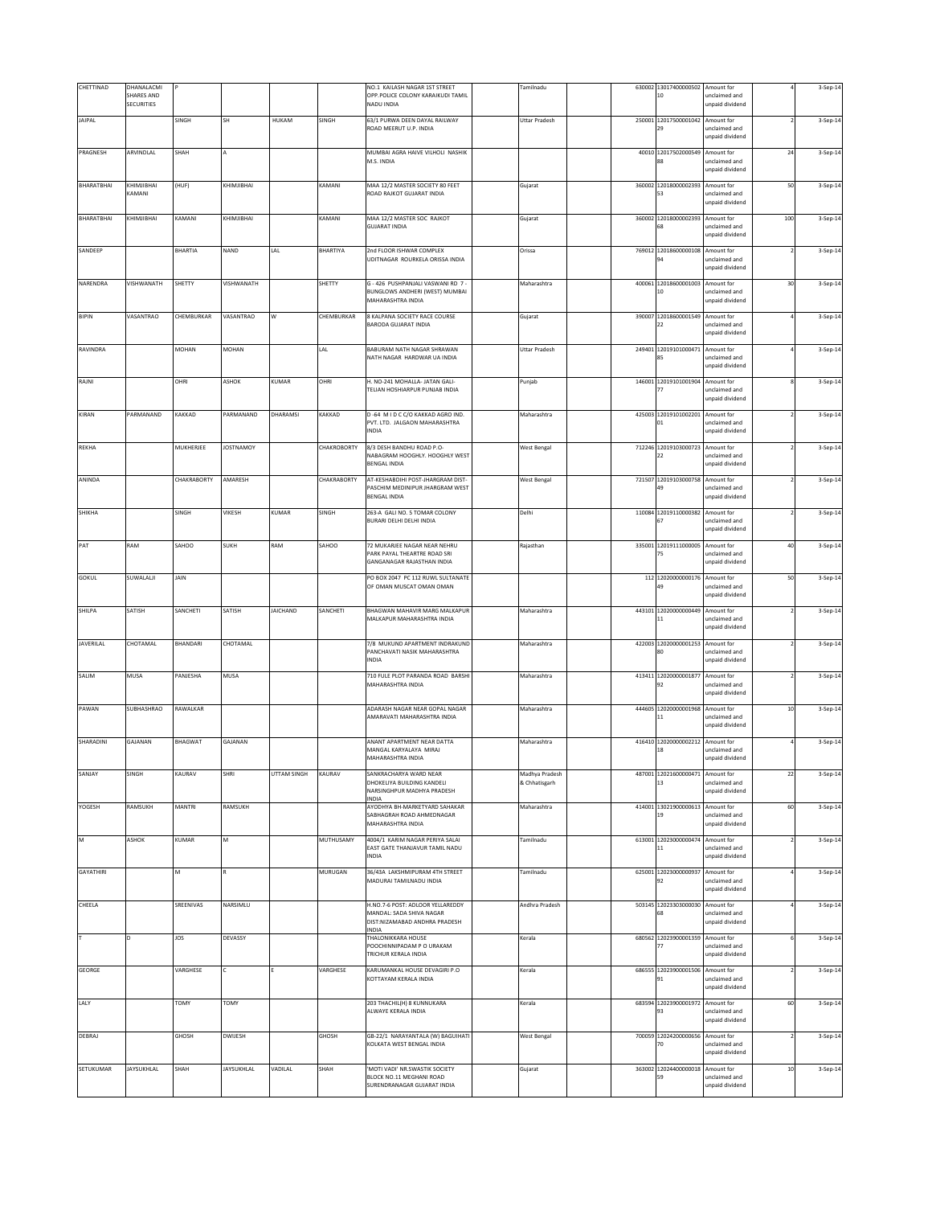| CHETTINAD | DHANALACMI SHARES AND SECURITIES | P | | | | NO.1 KAILASH NAGAR 1ST STREET OPP.POLICE COLONY KARAIKUDI TAMIL NADU INDIA | | Tamilnadu | | 630002 | 1301740000050210 | Amount for unclaimed and unpaid dividend | 4 | 3-Sep-14 |
|---|---|---|---|---|---|---|---|---|---|---|---|---|---|---|
| JAIPAL | | SINGH | SH | HUKAM | SINGH | 63/1 PURWA DEEN DAYAL RAILWAY ROAD MEERUT U.P. INDIA | | Uttar Pradesh | | 250001 | 1201750000104229 | Amount for unclaimed and unpaid dividend | 2 | 3-Sep-14 |
| PRAGNESH | ARVINDLAL | SHAH | A | | | MUMBAI AGRA HAIVE VILHOLI NASHIK M.S. INDIA | | | | 40010 | 1201750200054988 | Amount for unclaimed and unpaid dividend | 24 | 3-Sep-14 |
| BHARATBHAI | KHIMJIBHAI KAMANI | (HUF) | KHIMJIBHAI | | KAMANI | MAA 12/2 MASTER SOCIETY 80 FEET ROAD RAJKOT GUJARAT INDIA | | Gujarat | | 360002 | 1201800000239353 | Amount for unclaimed and unpaid dividend | 50 | 3-Sep-14 |
| BHARATBHAI | KHIMJIBHAI | KAMANI | KHIMJIBHAI | | KAMANI | MAA 12/2 MASTER SOC RAJKOT GUJARAT INDIA | | Gujarat | | 360002 | 1201800000239368 | Amount for unclaimed and unpaid dividend | 100 | 3-Sep-14 |
| SANDEEP | | BHARTIA | NAND | LAL | BHARTIYA | 2nd FLOOR ISHWAR COMPLEX UDITNAGAR ROURKELA ORISSA INDIA | | Orissa | | 769012 | 1201860000010894 | Amount for unclaimed and unpaid dividend | 2 | 3-Sep-14 |
| NARENDRA | VISHWANATH | SHETTY | VISHWANATH | | SHETTY | G - 426 PUSHPANJALI VASWANI RD 7 - BUNGLOWS ANDHERI (WEST) MUMBAI MAHARASHTRA INDIA | | Maharashtra | | 400061 | 1201860000100310 | Amount for unclaimed and unpaid dividend | 30 | 3-Sep-14 |
| BIPIN | VASANTRAO | CHEMBURKAR | VASANTRAO | W | CHEMBURKAR | 8 KALPANA SOCIETY RACE COURSE BARODA GUJARAT INDIA | | Gujarat | | 390007 | 1201860000154922 | Amount for unclaimed and unpaid dividend | 4 | 3-Sep-14 |
| RAVINDRA | | MOHAN | MOHAN | | LAL | BABURAM NATH NAGAR SHRAWAN NATH NAGAR HARDWAR UA INDIA | | Uttar Pradesh | | 249401 | 1201910100047185 | Amount for unclaimed and unpaid dividend | 4 | 3-Sep-14 |
| RAJNI | | OHRI | ASHOK | KUMAR | OHRI | H. NO-241 MOHALLA- JATAN GALI- TELIAN HOSHIARPUR PUNJAB INDIA | | Punjab | | 146001 | 1201910100190477 | Amount for unclaimed and unpaid dividend | 8 | 3-Sep-14 |
| KIRAN | PARMANAND | KAKKAD | PARMANAND | DHARAMSI | KAKKAD | D -64 M I D C C/O KAKKAD AGRO IND. PVT. LTD. JALGAON MAHARASHTRA INDIA | | Maharashtra | | 425003 | 1201910100220101 | Amount for unclaimed and unpaid dividend | 2 | 3-Sep-14 |
| REKHA | | MUKHERJEE | JOSTNAMOY | | CHAKROBORTY | 8/3 DESH BANDHU ROAD P.O- NABAGRAM HOOGHLY. HOOGHLY WEST BENGAL INDIA | | West Bengal | | 712246 | 1201910300072322 | Amount for unclaimed and unpaid dividend | 2 | 3-Sep-14 |
| ANINDA | | CHAKRABORTY | AMARESH | | CHAKRABORTY | AT-KESHABDIHI POST-JHARGRAM DIST- PASCHIM MEDINIPUR JHARGRAM WEST BENGAL INDIA | | West Bengal | | 721507 | 1201910300075849 | Amount for unclaimed and unpaid dividend | 2 | 3-Sep-14 |
| SHIKHA | | SINGH | VIKESH | KUMAR | SINGH | 263-A GALI NO. 5 TOMAR COLONY BURARI DELHI DELHI INDIA | | Delhi | | 110084 | 1201911000038267 | Amount for unclaimed and unpaid dividend | 2 | 3-Sep-14 |
| PAT | RAM | SAHOO | SUKH | RAM | SAHOO | 72 MUKARJEE NAGAR NEAR NEHRU PARK PAYAL THEARTRE ROAD SRI GANGANAGAR RAJASTHAN INDIA | | Rajasthan | | 335001 | 1201911100000575 | Amount for unclaimed and unpaid dividend | 40 | 3-Sep-14 |
| GOKUL | SUWALALJI | JAIN | | | | PO BOX 2047 PC 112 RUWL SULTANATE OF OMAN MUSCAT OMAN OMAN | | | | 112 | 1202000000017649 | Amount for unclaimed and unpaid dividend | 50 | 3-Sep-14 |
| SHILPA | SATISH | SANCHETI | SATISH | JAICHAND | SANCHETI | BHAGWAN MAHAVIR MARG MALKAPUR MALKAPUR MAHARASHTRA INDIA | | Maharashtra | | 443101 | 1202000000044911 | Amount for unclaimed and unpaid dividend | 2 | 3-Sep-14 |
| JAVERILAL | CHOTAMAL | BHANDARI | CHOTAMAL | | | 7/8 MUKUND APARTMENT INDRAKUND PANCHAVATI NASIK MAHARASHTRA INDIA | | Maharashtra | | 422003 | 1202000000125380 | Amount for unclaimed and unpaid dividend | 2 | 3-Sep-14 |
| SALIM | MUSA | PANJESHA | MUSA | | | 710 FULE PLOT PARANDA ROAD BARSHI MAHARASHTRA INDIA | | Maharashtra | | 413411 | 1202000000187792 | Amount for unclaimed and unpaid dividend | 2 | 3-Sep-14 |
| PAWAN | SUBHASHRAO | RAWALKAR | | | | ADARASH NAGAR NEAR GOPAL NAGAR AMARAVATI MAHARASHTRA INDIA | | Maharashtra | | 444605 | 1202000000196811 | Amount for unclaimed and unpaid dividend | 10 | 3-Sep-14 |
| SHARADINI | GAJANAN | BHAGWAT | GAJANAN | | | ANANT APARTMENT NEAR DATTA MANGAL KARYALAYA MIRAJ MAHARASHTRA INDIA | | Maharashtra | | 416410 | 1202000000221218 | Amount for unclaimed and unpaid dividend | 4 | 3-Sep-14 |
| SANJAY | SINGH | KAURAV | SHRI | UTTAM SINGH | KAURAV | SANKRACHARYA WARD NEAR DHOKELIYA BUILDING KANDELI NARSINGHPUR MADHYA PRADESH INDIA | | Madhya Pradesh & Chhatisgarh | | 487001 | 1202160000047113 | Amount for unclaimed and unpaid dividend | 22 | 3-Sep-14 |
| YOGESH | RAMSUKH | MANTRI | RAMSUKH | | | AYODHYA BH-MARKETYARD SAHAKAR SABHAGRAH ROAD AHMEDNAGAR MAHARASHTRA INDIA | | Maharashtra | | 414001 | 1302190000061319 | Amount for unclaimed and unpaid dividend | 60 | 3-Sep-14 |
| M | ASHOK | KUMAR | M | | MUTHUSAMY | 4004/1 KARIM NAGAR PERIYA SALAI EAST GATE THANJAVUR TAMIL NADU INDIA | | Tamilnadu | | 613001 | 1202300000047411 | Amount for unclaimed and unpaid dividend | 2 | 3-Sep-14 |
| GAYATHIRI | | M | R | | MURUGAN | 36/43A LAKSHMIPURAM 4TH STREET MADURAI TAMILNADU INDIA | | Tamilnadu | | 625001 | 1202300000093792 | Amount for unclaimed and unpaid dividend | 4 | 3-Sep-14 |
| CHEELA | | SREENIVAS | NARSIMLU | | | H.NO.7-6 POST: ADLOOR YELLAREDDY MANDAL: SADA SHIVA NAGAR DIST:NIZAMABAD ANDHRA PRADESH INDIA | | Andhra Pradesh | | 503145 | 1202330300003068 | Amount for unclaimed and unpaid dividend | 4 | 3-Sep-14 |
| T | D | JOS | DEVASSY | | | THALONIKKARA HOUSE POOCHINNIPADAM P O URAKAM TRICHUR KERALA INDIA | | Kerala | | 680562 | 1202390000135977 | Amount for unclaimed and unpaid dividend | 6 | 3-Sep-14 |
| GEORGE | | VARGHESE | C | E | VARGHESE | KARUMANKAL HOUSE DEVAGIRI P.O KOTTAYAM KERALA INDIA | | Kerala | | 686555 | 1202390000150691 | Amount for unclaimed and unpaid dividend | 2 | 3-Sep-14 |
| LALY | | TOMY | TOMY | | | 203 THACHIL(H) 8 KUNNUKARA ALWAYE KERALA INDIA | | Kerala | | 683594 | 1202390000197293 | Amount for unclaimed and unpaid dividend | 60 | 3-Sep-14 |
| DEBRAJ | | GHOSH | DWIJESH | | GHOSH | GB-22/1 NARAYANTALA (W) BAGUIHATI KOLKATA WEST BENGAL INDIA | | West Bengal | | 700059 | 1202420000065670 | Amount for unclaimed and unpaid dividend | 2 | 3-Sep-14 |
| SETUKUMAR | JAYSUKHLAL | SHAH | JAYSUKHLAL | VADILAL | SHAH | 'MOTI VADI' NR.SWASTIK SOCIETY BLOCK NO.11 MEGHANI ROAD SURENDRANAGAR GUJARAT INDIA | | Gujarat | | 363002 | 1202440000001859 | Amount for unclaimed and unpaid dividend | 10 | 3-Sep-14 |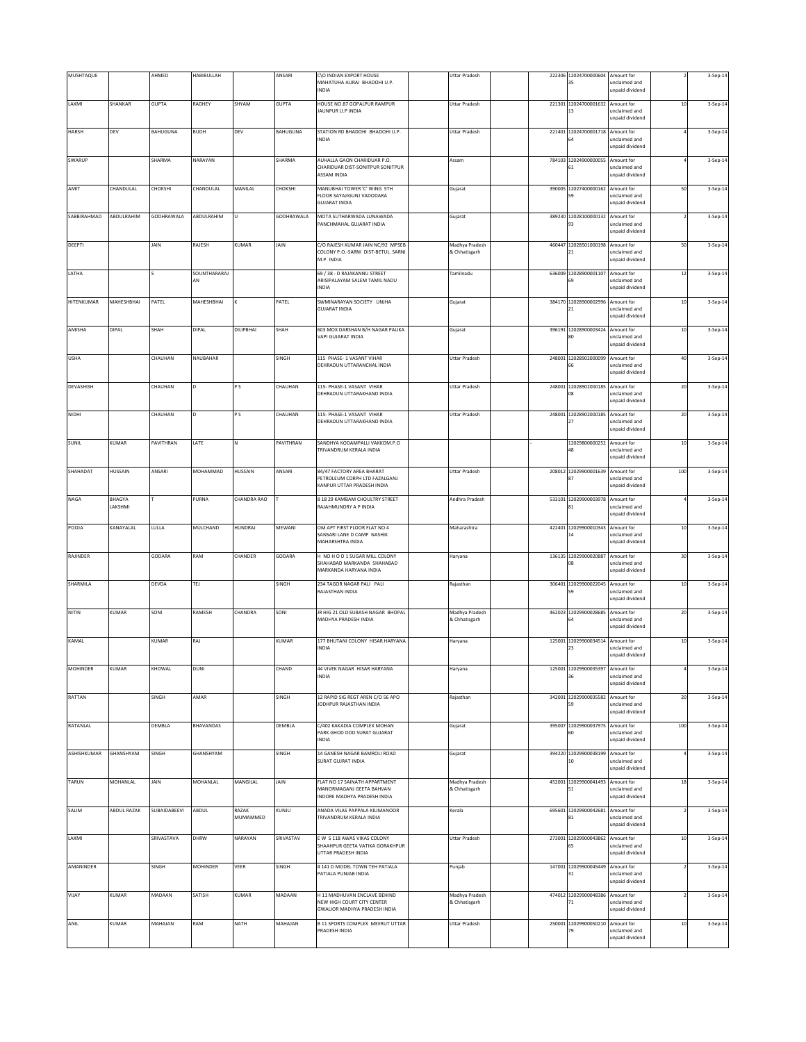| MUSHTAQUE | | AHMED | HABIBULLAH | | ANSARI | C\O INDIAN EXPORT HOUSE MAHATUHA AURAI BHADOHI U.P. INDIA | | Uttar Pradesh | | 222306 | 1202470000060435 | Amount for unclaimed and unpaid dividend | 2 | 3-Sep-14 |
|---|---|---|---|---|---|---|---|---|---|---|---|---|---|---|
| LAXMI | SHANKAR | GUPTA | RADHEY | SHYAM | GUPTA | HOUSE NO.87 GOPALPUR RAMPUR JAUNPUR U.P INDIA | | Uttar Pradesh | | 221301 | 1202470000163213 | Amount for unclaimed and unpaid dividend | 10 | 3-Sep-14 |
| HARSH | DEV | BAHUGUNA | BUDH | DEV | BAHUGUNA | STATION RD BHADOHI BHADOHI U.P. INDIA | | Uttar Pradesh | | 221401 | 1202470000171864 | Amount for unclaimed and unpaid dividend | 4 | 3-Sep-14 |
| SWARUP | | SHARMA | NARAYAN | | SHARMA | AUHALLA GAON CHARIDUAR P.O. CHARIDUAR DIST-SONITPUR SONITPUR ASSAM INDIA | | Assam | | 784103 | 1202490000005561 | Amount for unclaimed and unpaid dividend | 4 | 3-Sep-14 |
| AMIT | CHANDULAL | CHOKSHI | CHANDULAL | MANILAL | CHOKSHI | MANUBHAI TOWER 'C' WING 5TH FLOOR SAYAJIGUNJ VADODARA GUJARAT INDIA | | Gujarat | | 390005 | 1202740000016259 | Amount for unclaimed and unpaid dividend | 50 | 3-Sep-14 |
| SABBIRAHMAD | ABDULRAHIM | GODHRAWALA | ABDULRAHIM | U | GODHRAWALA | MOTA SUTHARWADA LUNAWADA PANCHMAHAL GUJARAT INDIA | | Gujarat | | 389230 | 1202810000013293 | Amount for unclaimed and unpaid dividend | 2 | 3-Sep-14 |
| DEEPTI | | JAIN | RAJESH | KUMAR | JAIN | C/O RAJESH KUMAR JAIN NC/92 MPSEB COLONY P.O.-SARNI DIST-BETUL SARNI M.P. INDIA | | Madhya Pradesh & Chhatisgarh | | 460447 | 1202850100019821 | Amount for unclaimed and unpaid dividend | 50 | 3-Sep-14 |
| LATHA | | S | SOUNTHARARAJAN | | | 69 / 38 - D RAJAKANNU STREET ARISIPALAYAM SALEM TAMIL NADU INDIA | | Tamilnadu | | 636009 | 1202890000110769 | Amount for unclaimed and unpaid dividend | 12 | 3-Sep-14 |
| HITENKUMAR | MAHESHBHAI | PATEL | MAHESHBHAI | K | PATEL | SWMINARAYAN SOCIETY UNJHA GUJARAT INDIA | | Gujarat | | 384170 | 1202890000299621 | Amount for unclaimed and unpaid dividend | 10 | 3-Sep-14 |
| AMISHA | DIPAL | SHAH | DIPAL | DILIPBHAI | SHAH | 603 MOX DARSHAN B/H NAGAR PALIKA VAPI GUJARAT INDIA | | Gujarat | | 396191 | 1202890000342480 | Amount for unclaimed and unpaid dividend | 10 | 3-Sep-14 |
| USHA | | CHAUHAN | NAUBAHAR | | SINGH | 115 PHASE- 1 VASANT VIHAR DEHRADUN UTTARANCHAL INDIA | | Uttar Pradesh | | 248001 | 1202890200009966 | Amount for unclaimed and unpaid dividend | 40 | 3-Sep-14 |
| DEVASHISH | | CHAUHAN | D | P S | CHAUHAN | 115- PHASE-1 VASANT VIHAR DEHRADUN UTTARAKHAND INDIA | | Uttar Pradesh | | 248001 | 1202890200018508 | Amount for unclaimed and unpaid dividend | 20 | 3-Sep-14 |
| NIDHI | | CHAUHAN | D | P S | CHAUHAN | 115- PHASE-1 VASANT VIHAR DEHRADUN UTTARAKHAND INDIA | | Uttar Pradesh | | 248001 | 1202890200018527 | Amount for unclaimed and unpaid dividend | 20 | 3-Sep-14 |
| SUNIL | KUMAR | PAVITHRAN | LATE | N | PAVITHRAN | SANDHYA KODAMPALLI VAKKOM.P.O TRIVANDRUM KERALA INDIA | | | | - | 1202980000025248 | Amount for unclaimed and unpaid dividend | 10 | 3-Sep-14 |
| SHAHADAT | HUSSAIN | ANSARI | MOHAMMAD | HUSSAIN | ANSARI | 84/47 FACTORY AREA BHARAT PETROLEUM CORPH LTD FAZALGANJ KANPUR UTTAR PRADESH INDIA | | Uttar Pradesh | | 208012 | 1202990000163987 | Amount for unclaimed and unpaid dividend | 100 | 3-Sep-14 |
| NAGA | BHAGYA LAKSHMI | T | PURNA | CHANDRA RAO | T | 8 18 29 KAMBAM CHOULTRY STREET RAJAHMUNDRY A P INDIA | | Andhra Pradesh | | 533101 | 1202990000397881 | Amount for unclaimed and unpaid dividend | 4 | 3-Sep-14 |
| POOJA | KANAYALAL | LULLA | MULCHAND | HUNDRAJ | MEWANI | OM APT FIRST FLOOR FLAT NO 4 SANSARI LANE D CAMP NASHIK MAHARSHTRA INDIA | | Maharashtra | | 422401 | 1202990001034314 | Amount for unclaimed and unpaid dividend | 10 | 3-Sep-14 |
| RAJINDER | | GODARA | RAM | CHANDER | GODARA | H NO H O D 1 SUGAR MILL COLONY SHAHABAD MARKANDA SHAHABAD MARKANDA HARYANA INDIA | | Haryana | | 136135 | 1202990002088708 | Amount for unclaimed and unpaid dividend | 30 | 3-Sep-14 |
| SHARMILA | | DEVDA | TEJ | | SINGH | 234 TAGOR NAGAR PALI PALI RAJASTHAN INDIA | | Rajasthan | | 306401 | 1202990002204559 | Amount for unclaimed and unpaid dividend | 10 | 3-Sep-14 |
| NITIN | KUMAR | SONI | RAMESH | CHANDRA | SONI | JR HIG 21 OLD SUBASH NAGAR BHOPAL MADHYA PRADESH INDIA | | Madhya Pradesh & Chhatisgarh | | 462023 | 1202990002868564 | Amount for unclaimed and unpaid dividend | 20 | 3-Sep-14 |
| KAMAL | | KUMAR | RAJ | | KUMAR | 177 BHUTANI COLONY HISAR HARYANA INDIA | | Haryana | | 125001 | 1202990003451423 | Amount for unclaimed and unpaid dividend | 10 | 3-Sep-14 |
| MOHINDER | KUMAR | KHOWAL | DUNI | | CHAND | 44 VIVEK NAGAR HISAR HARYANA INDIA | | Haryana | | 125001 | 1202990003539736 | Amount for unclaimed and unpaid dividend | 4 | 3-Sep-14 |
| RATTAN | | SINGH | AMAR | | SINGH | 12 RAPID SIG REGT AREN C/O 56 APO JODHPUR RAJASTHAN INDIA | | Rajasthan | | 342001 | 1202990003558259 | Amount for unclaimed and unpaid dividend | 20 | 3-Sep-14 |
| RATANLAL | | DEMBLA | BHAVANDAS | | DEMBLA | C/402 KAKADIA COMPLEX MOHAN PARK GHOD DOD SURAT GUJARAT INDIA | | Gujarat | | 395007 | 1202990003797560 | Amount for unclaimed and unpaid dividend | 100 | 3-Sep-14 |
| ASHISHKUMAR | GHANSHYAM | SINGH | GHANSHYAM | | SINGH | 14 GANESH NAGAR BAMROLI ROAD SURAT GUJRAT INDIA | | Gujarat | | 394220 | 1202990003819910 | Amount for unclaimed and unpaid dividend | 4 | 3-Sep-14 |
| TARUN | MOHANLAL | JAIN | MOHANLAL | MANGILAL | JAIN | FLAT NO 17 SAINATH APPARTMENT MANORMAGANJ GEETA BAHVAN INDORE MADHYA PRADESH INDIA | | Madhya Pradesh & Chhatisgarh | | 452001 | 1202990004149351 | Amount for unclaimed and unpaid dividend | 18 | 3-Sep-14 |
| SALIM | ABDUL RAZAK | SUBAIDABEEVI | ABDUL | RAZAK MUMAMMED | KUNJU | ANADA VILAS PAPPALA KILIMANOOR TRIVANDRUM KERALA INDIA | | Kerala | | 695601 | 1202990004268181 | Amount for unclaimed and unpaid dividend | 2 | 3-Sep-14 |
| LAXMI | | SRIVASTAVA | DHRW | NARAYAN | SRIVASTAV | E W S 118 AWAS VIKAS COLONY SHAAHPUR GEETA VATIKA GORAKHPUR UTTAR PRADESH INDIA | | Uttar Pradesh | | 273001 | 1202990004386265 | Amount for unclaimed and unpaid dividend | 10 | 3-Sep-14 |
| AMANINDER | | SINGH | MOHINDER | VEER | SINGH | # 141 D MODEL TOWN TEH PATIALA PATIALA PUNJAB INDIA | | Punjab | | 147001 | 1202990004544931 | Amount for unclaimed and unpaid dividend | 2 | 3-Sep-14 |
| VIJAY | KUMAR | MADAAN | SATISH | KUMAR | MADAAN | H 11 MADHUVAN ENCLAVE BEHIND NEW HIGH COURT CITY CENTER GWALIOR MADHYA PRADESH INDIA | | Madhya Pradesh & Chhatisgarh | | 474012 | 1202990004838671 | Amount for unclaimed and unpaid dividend | 2 | 3-Sep-14 |
| ANIL | KUMAR | MAHAJAN | RAM | NATH | MAHAJAN | B 11 SPORTS COMPLEX MEERUT UTTAR PRADESH INDIA | | Uttar Pradesh | | 250001 | 1202990005021079 | Amount for unclaimed and unpaid dividend | 10 | 3-Sep-14 |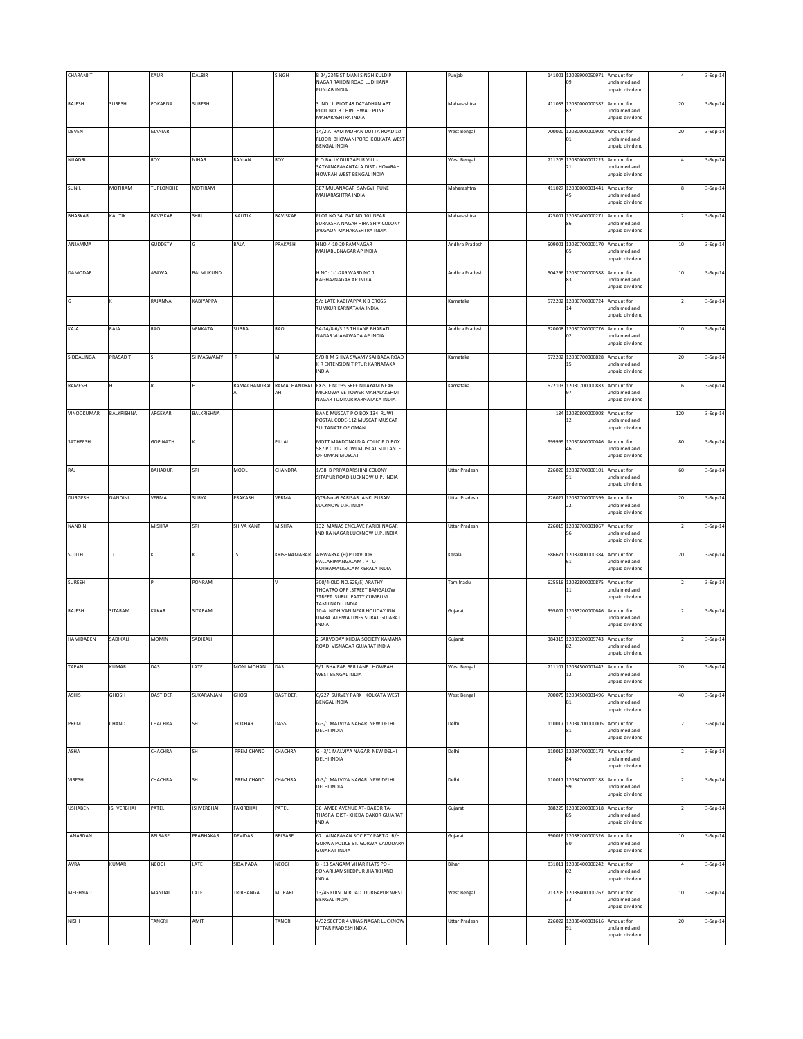| | | | | | | | | | | | | | |
|---|---|---|---|---|---|---|---|---|---|---|---|---|---|
| CHARANJIT | | KAUR | DALBIR | | SINGH | B 24/2345 ST MANI SINGH KULDIP NAGAR RAHON ROAD LUDHIANA PUNJAB INDIA | | Punjab | | 141001 | 1202990005097109 | Amount for unclaimed and unpaid dividend | 4 | 3-Sep-14 |
| RAJESH | SURESH | POKARNA | SURESH | | | S. NO. 1 PLOT 48 DAYADHAN APT. PLOT NO. 3 CHINCHWAD PUNE MAHARASHTRA INDIA | | Maharashtra | | 411033 | 1203000000038282 | Amount for unclaimed and unpaid dividend | 20 | 3-Sep-14 |
| DEVEN | | MANIAR | | | | 14/2-A RAM MOHAN DUTTA ROAD 1st FLOOR BHOWANIPORE KOLKATA WEST BENGAL INDIA | | West Bengal | | 700020 | 1203000000090801 | Amount for unclaimed and unpaid dividend | 20 | 3-Sep-14 |
| NILADRI | | ROY | NIHAR | RANJAN | ROY | P.O BALLY DURGAPUR VILL - SATYANARAYANTALA DIST - HOWRAH HOWRAH WEST BENGAL INDIA | | West Bengal | | 711205 | 1203000000122321 | Amount for unclaimed and unpaid dividend | 4 | 3-Sep-14 |
| SUNIL | MOTIRAM | TUPLONDHE | MOTIRAM | | | 387 MULANAGAR SANGVI PUNE MAHARASHTRA INDIA | | Maharashtra | | 411027 | 1203000000144145 | Amount for unclaimed and unpaid dividend | 8 | 3-Sep-14 |
| BHASKAR | KAUTIK | BAVISKAR | SHRI | KAUTIK | BAVISKAR | PLOT NO 34 GAT NO 101 NEAR SURAKSHA NAGAR HIRA SHIV COLONY JALGAON MAHARASHTRA INDIA | | Maharashtra | | 425001 | 1203040000027186 | Amount for unclaimed and unpaid dividend | 2 | 3-Sep-14 |
| ANJAMMA | | GUDDETY | G | BALA | PRAKASH | HNO.4-10-20 RAMNAGAR MAHABUBNAGAR AP INDIA | | Andhra Pradesh | | 509001 | 1203070000017065 | Amount for unclaimed and unpaid dividend | 10 | 3-Sep-14 |
| DAMODAR | | ASAWA | BALMUKUND | | | H NO: 1-1-289 WARD NO 1 KAGHAZNAGAR AP INDIA | | Andhra Pradesh | | 504296 | 1203070000058883 | Amount for unclaimed and unpaid dividend | 10 | 3-Sep-14 |
| G | K | RAJANNA | KABIYAPPA | | | S/o LATE KABIYAPPA K B CROSS TUMKUR KARNATAKA INDIA | | Karnataka | | 572202 | 1203070000072414 | Amount for unclaimed and unpaid dividend | 2 | 3-Sep-14 |
| KAJA | RAJA | RAO | VENKATA | SUBBA | RAO | 54-14/8-6/3 15 TH LANE BHARATI NAGAR VIJAYAWADA AP INDIA | | Andhra Pradesh | | 520008 | 1203070000077602 | Amount for unclaimed and unpaid dividend | 10 | 3-Sep-14 |
| SIDDALINGA | PRASAD T | S | SHIVASWAMY | R | M | S/O R M SHIVA SWAMY SAI BABA ROAD K R EXTENSION TIPTUR KARNATAKA INDIA | | Karnataka | | 572202 | 1203070000082815 | Amount for unclaimed and unpaid dividend | 20 | 3-Sep-14 |
| RAMESH | H | R | H | RAMACHANDRAIA | RAMACHANDRAIAH | EX-STF NO:35 SREE NILAYAM NEAR MICROWA VE TOWER MAHALAKSHMI NAGAR TUMKUR KARNATAKA INDIA | | Karnataka | | 572103 | 1203070000088397 | Amount for unclaimed and unpaid dividend | 6 | 3-Sep-14 |
| VINODKUMAR | BALKRISHNA | ARGEKAR | BALKRISHNA | | | BANK MUSCAT P O BOX 134 RUWI POSTAL CODE-112 MUSCAT MUSCAT SULTANATE OF OMAN | | | | 134 | 1203080000000812 | Amount for unclaimed and unpaid dividend | 120 | 3-Sep-14 |
| SATHEESH | | GOPINATH | K | | PILLAI | MOTT MAKDONALD & COLLC P O BOX 587 P C 112 RUWI MUSCAT SULTANTE OF OMAN MUSCAT | | | | 999999 | 1203080000004646 | Amount for unclaimed and unpaid dividend | 80 | 3-Sep-14 |
| RAJ | | BAHADUR | SRI | MOOL | CHANDRA | 1/38 B PRIYADARSHINI COLONY SITAPUR ROAD LUCKNOW U.P. INDIA | | Uttar Pradesh | | 226020 | 1203270000010151 | Amount for unclaimed and unpaid dividend | 60 | 3-Sep-14 |
| DURGESH | NANDINI | VERMA | SURYA | PRAKASH | VERMA | QTR-No.-6 PARISAR JANKI PURAM LUCKNOW U.P. INDIA | | Uttar Pradesh | | 226021 | 1203270000039922 | Amount for unclaimed and unpaid dividend | 20 | 3-Sep-14 |
| NANDINI | | MISHRA | SRI | SHIVA KANT | MISHRA | 132 MANAS ENCLAVE FARIDI NAGAR INDIRA NAGAR LUCKNOW U.P. INDIA | | Uttar Pradesh | | 226015 | 1203270000106756 | Amount for unclaimed and unpaid dividend | 2 | 3-Sep-14 |
| SUJITH | C | K | K | S | KRISHNAMARAR | AISWARYA (H) PIDAVOOR PALLARIMANGALAM P . O KOTHAMANGALAM KERALA INDIA | | Kerala | | 686671 | 1203280000038461 | Amount for unclaimed and unpaid dividend | 20 | 3-Sep-14 |
| SURESH | | P | PONRAM | | V | 300/4(OLD NO.629/5) ARATHY THOATRO OPP .STREET BANGALOW STREET SURULIPATTY CUMBUM TAMILNADU INDIA | | Tamilnadu | | 625516 | 1203280000087511 | Amount for unclaimed and unpaid dividend | 2 | 3-Sep-14 |
| RAJESH | SITARAM | KAKAR | SITARAM | | | 10-A NIDHIVAN NEAR HOLIDAY INN UMRA ATHWA LINES SURAT GUJARAT INDIA | | Gujarat | | 395007 | 1203320000064631 | Amount for unclaimed and unpaid dividend | 2 | 3-Sep-14 |
| HAMIDABEN | SADIKALI | MOMIN | SADIKALI | | | 2 SARVODAY KHOJA SOCIETY KAMANA ROAD VISNAGAR GUJARAT INDIA | | Gujarat | | 384315 | 1203320000974382 | Amount for unclaimed and unpaid dividend | 2 | 3-Sep-14 |
| TAPAN | KUMAR | DAS | LATE | MONI MOHAN | DAS | 9/1 BHAIRAB BER LANE HOWRAH WEST BENGAL INDIA | | West Bengal | | 711101 | 1203450000144212 | Amount for unclaimed and unpaid dividend | 20 | 3-Sep-14 |
| ASHIS | GHOSH | DASTIDER | SUKARANJAN | GHOSH | DASTIDER | C/227 SURVEY PARK KOLKATA WEST BENGAL INDIA | | West Bengal | | 700075 | 1203450000149681 | Amount for unclaimed and unpaid dividend | 40 | 3-Sep-14 |
| PREM | CHAND | CHACHRA | SH | POKHAR | DASS | G-3/1 MALVIYA NAGAR NEW DELHI DELHI INDIA | | Delhi | | 110017 | 1203470000000581 | Amount for unclaimed and unpaid dividend | 2 | 3-Sep-14 |
| ASHA | | CHACHRA | SH | PREM CHAND | CHACHRA | G - 3/1 MALVIYA NAGAR NEW DELHI DELHI INDIA | | Delhi | | 110017 | 1203470000017384 | Amount for unclaimed and unpaid dividend | 2 | 3-Sep-14 |
| VIRESH | | CHACHRA | SH | PREM CHAND | CHACHRA | G-3/1 MALVIYA NAGAR NEW DELHI DELHI INDIA | | Delhi | | 110017 | 1203470000018899 | Amount for unclaimed and unpaid dividend | 2 | 3-Sep-14 |
| USHABEN | ISHVERBHAI | PATEL | ISHVERBHAI | FAKIRBHAI | PATEL | 36 AMBE AVENUE AT- DAKOR TA-THASRA DIST- KHEDA DAKOR GUJARAT INDIA | | Gujarat | | 388225 | 1203820000031885 | Amount for unclaimed and unpaid dividend | 2 | 3-Sep-14 |
| JANARDAN | | BELSARE | PRABHAKAR | DEVIDAS | BELSARE | 67 JAINARAYAN SOCIETY PART-2 B/H GORWA POLICE ST. GORWA VADODARA GUJARAT INDIA | | Gujarat | | 390016 | 1203820000032650 | Amount for unclaimed and unpaid dividend | 10 | 3-Sep-14 |
| AVRA | KUMAR | NEOGI | LATE | SIBA PADA | NEOGI | B - 13 SANGAM VIHAR FLATS PO - SONARI JAMSHEDPUR JHARKHAND INDIA | | Bihar | | 831011 | 1203840000024202 | Amount for unclaimed and unpaid dividend | 4 | 3-Sep-14 |
| MEGHNAD | | MANDAL | LATE | TRIBHANGA | MURARI | 13/45 EDISON ROAD DURGAPUR WEST BENGAL INDIA | | West Bengal | | 713205 | 1203840000026233 | Amount for unclaimed and unpaid dividend | 10 | 3-Sep-14 |
| NISHI | | TANGRI | AMIT | | TANGRI | 4/32 SECTOR 4 VIKAS NAGAR LUCKNOW UTTAR PRADESH INDIA | | Uttar Pradesh | | 226022 | 1203840000161691 | Amount for unclaimed and unpaid dividend | 20 | 3-Sep-14 |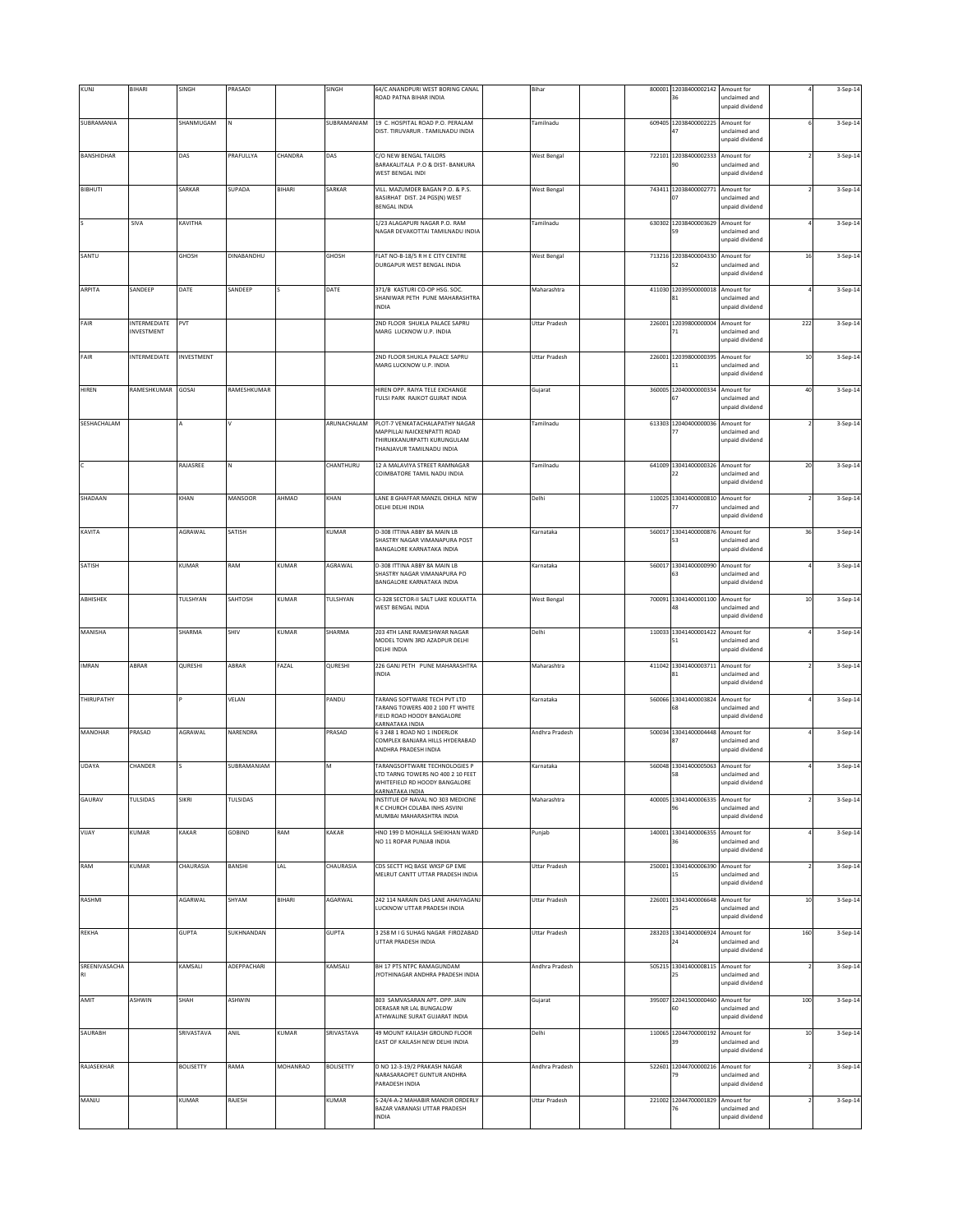| KUNJ | BIHARI | SINGH | PRASADI | | SINGH | 64/C ANANDPURI WEST BORING CANAL ROAD PATNA BIHAR INDIA | | Bihar | | 800001 | 1203840000214236 | Amount for unclaimed and unpaid dividend | 4 | 3-Sep-14 |
|---|---|---|---|---|---|---|---|---|---|---|---|---|---|---|
| SUBRAMANIA | | SHANMUGAM | N | | SUBRAMANIAM | 19 C. HOSPITAL ROAD P.O. PERALAM DIST. TIRUVARUR . TAMILNADU INDIA | | Tamilnadu | | 609405 | 1203840000222547 | Amount for unclaimed and unpaid dividend | 6 | 3-Sep-14 |
| BANSHIDHAR | | DAS | PRAFULLYA | CHANDRA | DAS | C/O NEW BENGAL TAILORS BARAKALITALA P.O & DIST- BANKURA WEST BENGAL INDI | | West Bengal | | 722101 | 1203840000233390 | Amount for unclaimed and unpaid dividend | 2 | 3-Sep-14 |
| BIBHUTI | | SARKAR | SUPADA | BIHARI | SARKAR | VILL. MAZUMDER BAGAN P.O. & P.S. BASIRHAT DIST. 24 PGS(N) WEST BENGAL INDIA | | West Bengal | | 743411 | 1203840000277107 | Amount for unclaimed and unpaid dividend | 2 | 3-Sep-14 |
| S | SIVA | KAVITHA | | | | 1/23 ALAGAPURI NAGAR P.O. RAM NAGAR DEVAKOTTAI TAMILNADU INDIA | | Tamilnadu | | 630302 | 1203840000362959 | Amount for unclaimed and unpaid dividend | 4 | 3-Sep-14 |
| SANTU | | GHOSH | DINABANDHU | | GHOSH | FLAT NO-B-18/5 R H E CITY CENTRE DURGAPUR WEST BENGAL INDIA | | West Bengal | | 713216 | 1203840000433052 | Amount for unclaimed and unpaid dividend | 16 | 3-Sep-14 |
| ARPITA | SANDEEP | DATE | SANDEEP | S | DATE | 371/B KASTURI CO-OP HSG. SOC. SHANIWAR PETH PUNE MAHARASHTRA INDIA | | Maharashtra | | 411030 | 1203950000001881 | Amount for unclaimed and unpaid dividend | 4 | 3-Sep-14 |
| FAIR | INTERMEDIATE INVESTMENT | PVT | | | | 2ND FLOOR SHUKLA PALACE SAPRU MARG LUCKNOW U.P. INDIA | | Uttar Pradesh | | 226001 | 1203980000000471 | Amount for unclaimed and unpaid dividend | 222 | 3-Sep-14 |
| FAIR | INTERMEDIATE | INVESTMENT | | | | 2ND FLOOR SHUKLA PALACE SAPRU MARG LUCKNOW U.P. INDIA | | Uttar Pradesh | | 226001 | 1203980000039511 | Amount for unclaimed and unpaid dividend | 10 | 3-Sep-14 |
| HIREN | RAMESHKUMAR | GOSAI | RAMESHKUMAR | | | HIREN OPP. RAIYA TELE EXCHANGE TULSI PARK RAJKOT GUJRAT INDIA | | Gujarat | | 360005 | 1204000000033467 | Amount for unclaimed and unpaid dividend | 40 | 3-Sep-14 |
| SESHACHALAM | | A | V | | ARUNACHALAM | PLOT-7 VENKATACHALAPATHY NAGAR MAPPILLAI NAICKENPATTI ROAD THIRUKKANURPATTI KURUNGULAM THANJAVUR TAMILNADU INDIA | | Tamilnadu | | 613303 | 1204040000003677 | Amount for unclaimed and unpaid dividend | 2 | 3-Sep-14 |
| C | | RAJASREE | N | | CHANTHURU | 12 A MALAVIYA STREET RAMNAGAR COIMBATORE TAMIL NADU INDIA | | Tamilnadu | | 641009 | 1304140000032622 | Amount for unclaimed and unpaid dividend | 20 | 3-Sep-14 |
| SHADAAN | | KHAN | MANSOOR | AHMAD | KHAN | LANE 8 GHAFFAR MANZIL OKHLA NEW DELHI DELHI INDIA | | Delhi | | 110025 | 1304140000081077 | Amount for unclaimed and unpaid dividend | 2 | 3-Sep-14 |
| KAVITA | | AGRAWAL | SATISH | | KUMAR | D-308 ITTINA ABBY 8A MAIN LB SHASTRY NAGAR VIMANAPURA POST BANGALORE KARNATAKA INDIA | | Karnataka | | 560017 | 1304140000087653 | Amount for unclaimed and unpaid dividend | 36 | 3-Sep-14 |
| SATISH | | KUMAR | RAM | KUMAR | AGRAWAL | D-308 ITTINA ABBY 8A MAIN LB SHASTRY NAGAR VIMANAPURA PO BANGALORE KARNATAKA INDIA | | Karnataka | | 560017 | 1304140000099063 | Amount for unclaimed and unpaid dividend | 4 | 3-Sep-14 |
| ABHISHEK | | TULSHYAN | SAHTOSH | KUMAR | TULSHYAN | CJ-328 SECTOR-II SALT LAKE KOLKATTA WEST BENGAL INDIA | | West Bengal | | 700091 | 1304140000110048 | Amount for unclaimed and unpaid dividend | 10 | 3-Sep-14 |
| MANISHA | | SHARMA | SHIV | KUMAR | SHARMA | 203 4TH LANE RAMESHWAR NAGAR MODEL TOWN 3RD AZADPUR DELHI DELHI INDIA | | Delhi | | 110033 | 1304140000142251 | Amount for unclaimed and unpaid dividend | 4 | 3-Sep-14 |
| IMRAN | ABRAR | QURESHI | ABRAR | FAZAL | QURESHI | 226 GANJ PETH PUNE MAHARASHTRA INDIA | | Maharashtra | | 411042 | 1304140000371181 | Amount for unclaimed and unpaid dividend | 2 | 3-Sep-14 |
| THIRUPATHY | | P | VELAN | | PANDU | TARANG SOFTWARE TECH PVT LTD TARANG TOWERS 400 2 100 FT WHITE FIELD ROAD HOODY BANGALORE KARNATAKA INDIA | | Karnataka | | 560066 | 1304140000382468 | Amount for unclaimed and unpaid dividend | 4 | 3-Sep-14 |
| MANOHAR | PRASAD | AGRAWAL | NARENDRA | | PRASAD | 6 3 248 1 ROAD NO 1 INDERLOK COMPLEX BANJARA HILLS HYDERABAD ANDHRA PRADESH INDIA | | Andhra Pradesh | | 500034 | 1304140000444887 | Amount for unclaimed and unpaid dividend | 4 | 3-Sep-14 |
| UDAYA | CHANDER | S | SUBRAMANIAM | | M | TARANGSOFTWARE TECHNOLOGIES P LTD TARNG TOWERS NO 400 2 10 FEET WHITEFIELD RD HOODY BANGALORE KARNATAKA INDIA | | Karnataka | | 560048 | 1304140000506358 | Amount for unclaimed and unpaid dividend | 4 | 3-Sep-14 |
| GAURAV | TULSIDAS | SIKRI | TULSIDAS | | | INSTITUE OF NAVAL NO 303 MEDICINE R C CHURCH COLABA INHS ASVINI MUMBAI MAHARASHTRA INDIA | | Maharashtra | | 400005 | 1304140000633596 | Amount for unclaimed and unpaid dividend | 2 | 3-Sep-14 |
| VIJAY | KUMAR | KAKAR | GOBIND | RAM | KAKAR | HNO 199 D MOHALLA SHEIKHAN WARD NO 11 ROPAR PUNJAB INDIA | | Punjab | | 140001 | 1304140000635536 | Amount for unclaimed and unpaid dividend | 4 | 3-Sep-14 |
| RAM | KUMAR | CHAURASIA | BANSHI | LAL | CHAURASIA | CDS SECTT HQ BASE WKSP GP EME MELRUT CANTT UTTAR PRADESH INDIA | | Uttar Pradesh | | 250001 | 1304140000639015 | Amount for unclaimed and unpaid dividend | 2 | 3-Sep-14 |
| RASHMI | | AGARWAL | SHYAM | BIHARI | AGARWAL | 242 114 NARAIN DAS LANE AHAIYAGANJ LUCKNOW UTTAR PRADESH INDIA | | Uttar Pradesh | | 226001 | 1304140000664825 | Amount for unclaimed and unpaid dividend | 10 | 3-Sep-14 |
| REKHA | | GUPTA | SUKHNANDAN | | GUPTA | 3 258 M I G SUHAG NAGAR FIROZABAD UTTAR PRADESH INDIA | | Uttar Pradesh | | 283203 | 1304140000692424 | Amount for unclaimed and unpaid dividend | 160 | 3-Sep-14 |
| SREENIVASACHARI | | KAMSALI | ADEPPACHARI | | KAMSALI | BH 17 PTS NTPC RAMAGUNDAM JYOTHINAGAR ANDHRA PRADESH INDIA | | Andhra Pradesh | | 505215 | 1304140000811525 | Amount for unclaimed and unpaid dividend | 2 | 3-Sep-14 |
| AMIT | ASHWIN | SHAH | ASHWIN | | | 803 SAMVASARAN APT. OPP. JAIN DERASAR NR LAL BUNGALOW ATHWALINE SURAT GUJARAT INDIA | | Gujarat | | 395007 | 1204150000046060 | Amount for unclaimed and unpaid dividend | 100 | 3-Sep-14 |
| SAURABH | | SRIVASTAVA | ANIL | KUMAR | SRIVASTAVA | 49 MOUNT KAILASH GROUND FLOOR EAST OF KAILASH NEW DELHI INDIA | | Delhi | | 110065 | 1204470000019239 | Amount for unclaimed and unpaid dividend | 10 | 3-Sep-14 |
| RAJASEKHAR | | BOLISETTY | RAMA | MOHANRAO | BOLISETTY | D NO 12-3-19/2 PRAKASH NAGAR NARASARAOPET GUNTUR ANDHRA PARADESH INDIA | | Andhra Pradesh | | 522601 | 1204470000021679 | Amount for unclaimed and unpaid dividend | 2 | 3-Sep-14 |
| MANJU | | KUMAR | RAJESH | | KUMAR | S-24/4-A-2 MAHABIR MANDIR ORDERLY BAZAR VARANASI UTTAR PRADESH INDIA | | Uttar Pradesh | | 221002 | 1204470000182976 | Amount for unclaimed and unpaid dividend | 2 | 3-Sep-14 |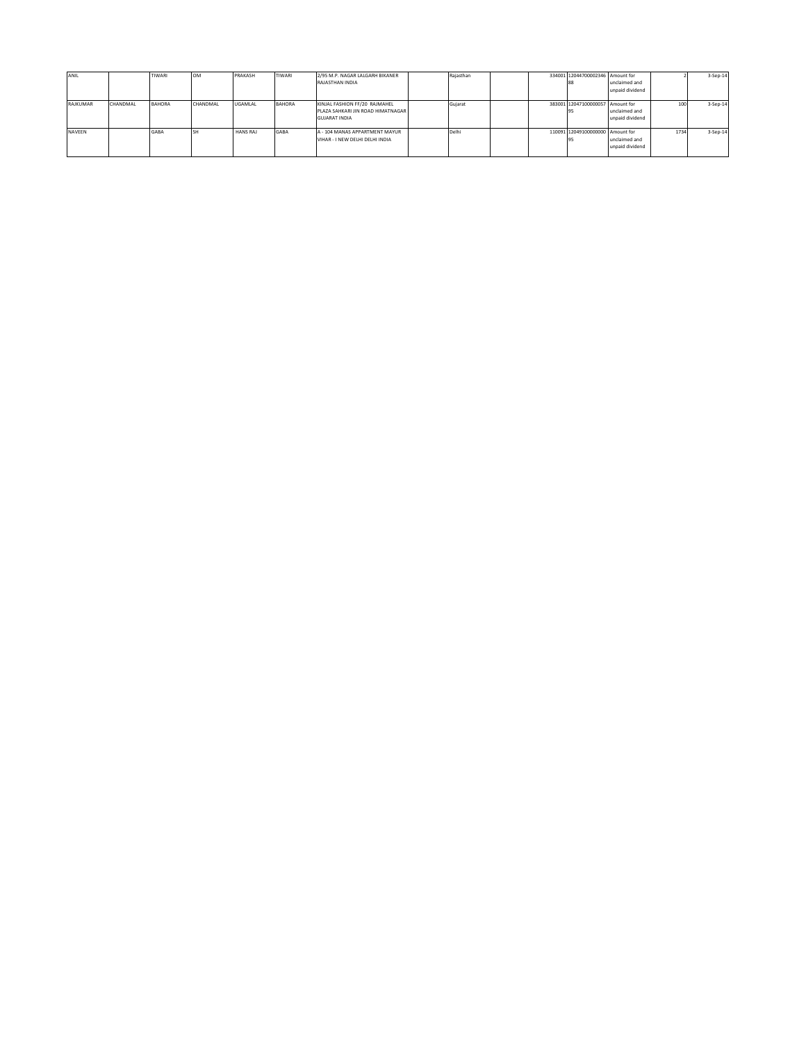| | | | | | | | | | | | | | | |
|---|---|---|---|---|---|---|---|---|---|---|---|---|---|---|
| ANIL | | TIWARI | OM | PRAKASH | TIWARI | 2/95 M.P. NAGAR LALGARH BIKANER RAJASTHAN INDIA | | Rajasthan | | 334001 | 1204470000234688 | Amount for unclaimed and unpaid dividend | 2 | 3-Sep-14 |
| RAJKUMAR | CHANDMAL | BAHORA | CHANDMAL | UGAMLAL | BAHORA | KINJAL FASHION FF/20 RAJMAHEL PLAZA SAHKARI JIN ROAD HIMATNAGAR GUJARAT INDIA | | Gujarat | | 383001 | 1204710000005795 | Amount for unclaimed and unpaid dividend | 100 | 3-Sep-14 |
| NAVEEN | | GABA | SH | HANS RAJ | GABA | A - 104 MANAS APPARTMENT MAYUR VIHAR - I NEW DELHI DELHI INDIA | | Delhi | | 110091 | 1204910000000095 | Amount for unclaimed and unpaid dividend | 1734 | 3-Sep-14 |